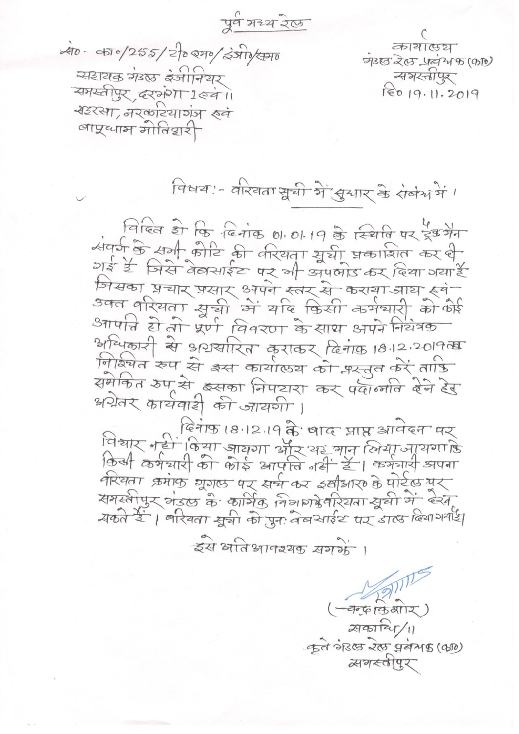पूर्व मध्य रेल

सं० - का०/255/टी०एम०/इंजी०/समु०

कार्यालय
मंडल रेल प्रबंधक (का०)
समस्तीपुर
दि० 19.11.2019

सहायक मंडल इंजीनियर
समस्तीपुर, दरभंगा I एवं II
सहरसा, नरकटियागंज एवं
बापूधाम मोतिहारी

विषय:- वरियता सूची में सुधार के संबंध में।

विदित हो कि दिनांक 01.01.19 के स्थिति पर ट्रैकमैन संवर्ग के सभी कोटि की वरियता सूची प्रकाशित कर दी गई है जिसे वेबसाईट पर भी अपलोड कर दिया गया है जिसका प्रचार प्रसार अपने स्तर से कराया जाय एवं उक्त वरियता सूची में यदि किसी कर्मचारी को कोई आपत्ति हो तो पूर्ण विवरण के साथ अपने नियंत्रक अधिकारी से अग्रसारित कराकर दिनांक 18.12.2019 तक निश्चित रुप से इस कार्यालय को प्रस्तुत करें ताकि समेकित रुप से इसका निपटारा कर पदोन्नति देने हेतु अग्रेतर कार्यवाही की जायगी।

दिनांक 18.12.19 के बाद प्राप्त आवेदन पर विचार नहीं किया जायगा और यह मान लिया जायगा कि किसी कर्मचारी को कोई आपत्ति नहीं है। कर्मचारी अपना वरियता क्रमांक गूगल पर सर्च कर इसीआर० के पोर्टल पर समस्तीपुर मंडल के कार्मिक विभाग के वरियता सूची में देख सकते हैं। वरियता सूची को पुनः वेबसाईट पर डाल दिया गया है।

इसे अतिआवश्यक समझें।

(चन्द्रकिशोर)
सकाधि/II
कृते मंडल रेल प्रबंधक (का०)
समस्तीपुर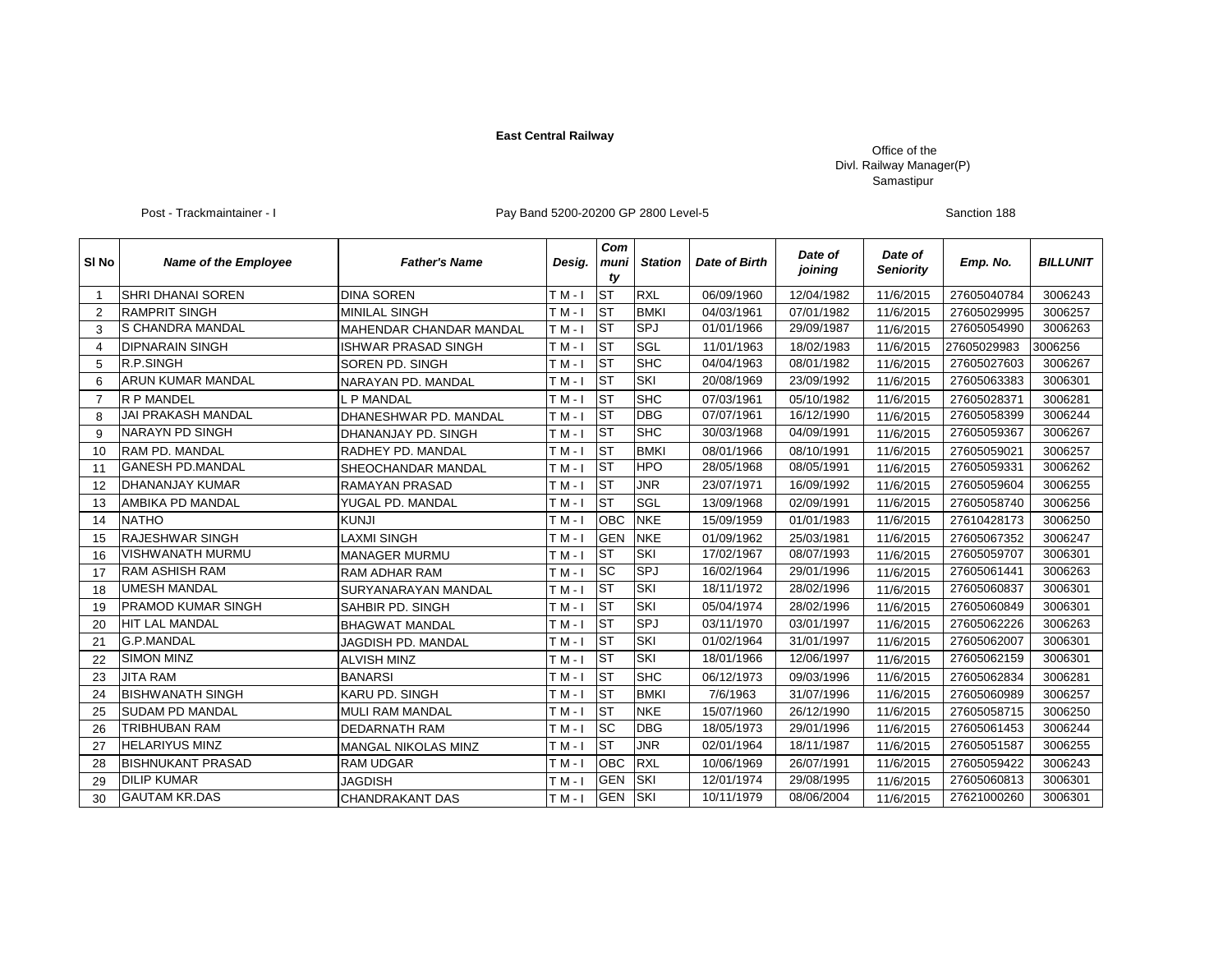**East Central Railway**

Office of the
Divl. Railway Manager(P)
Samastipur

Post - Trackmaintainer - I    Pay Band 5200-20200 GP 2800 Level-5    Sanction 188

| Sl No | *Name of the Employee* | *Father's Name* | *Desig.* | *Community* | *Station* | *Date of Birth* | *Date of joining* | *Date of Seniority* | *Emp. No.* | *BILLUNIT* |
|---|---|---|---|---|---|---|---|---|---|---|
| 1 | SHRI DHANAI SOREN | DINA SOREN | T M - I | ST | RXL | 06/09/1960 | 12/04/1982 | 11/6/2015 | 27605040784 | 3006243 |
| 2 | RAMPRIT SINGH | MINILAL SINGH | T M - I | ST | BMKI | 04/03/1961 | 07/01/1982 | 11/6/2015 | 27605029995 | 3006257 |
| 3 | S CHANDRA MANDAL | MAHENDAR CHANDAR MANDAL | T M - I | ST | SPJ | 01/01/1966 | 29/09/1987 | 11/6/2015 | 27605054990 | 3006263 |
| 4 | DIPNARAIN SINGH | ISHWAR PRASAD SINGH | T M - I | ST | SGL | 11/01/1963 | 18/02/1983 | 11/6/2015 | 27605029983 | 3006256 |
| 5 | R.P.SINGH | SOREN PD. SINGH | T M - I | ST | SHC | 04/04/1963 | 08/01/1982 | 11/6/2015 | 27605027603 | 3006267 |
| 6 | ARUN KUMAR MANDAL | NARAYAN PD. MANDAL | T M - I | ST | SKI | 20/08/1969 | 23/09/1992 | 11/6/2015 | 27605063383 | 3006301 |
| 7 | R P MANDEL | L P MANDAL | T M - I | ST | SHC | 07/03/1961 | 05/10/1982 | 11/6/2015 | 27605028371 | 3006281 |
| 8 | JAI PRAKASH MANDAL | DHANESHWAR PD. MANDAL | T M - I | ST | DBG | 07/07/1961 | 16/12/1990 | 11/6/2015 | 27605058399 | 3006244 |
| 9 | NARAYN PD SINGH | DHANANJAY PD. SINGH | T M - I | ST | SHC | 30/03/1968 | 04/09/1991 | 11/6/2015 | 27605059367 | 3006267 |
| 10 | RAM PD. MANDAL | RADHEY PD. MANDAL | T M - I | ST | BMKI | 08/01/1966 | 08/10/1991 | 11/6/2015 | 27605059021 | 3006257 |
| 11 | GANESH PD.MANDAL | SHEOCHANDAR MANDAL | T M - I | ST | HPO | 28/05/1968 | 08/05/1991 | 11/6/2015 | 27605059331 | 3006262 |
| 12 | DHANANJAY KUMAR | RAMAYAN PRASAD | T M - I | ST | JNR | 23/07/1971 | 16/09/1992 | 11/6/2015 | 27605059604 | 3006255 |
| 13 | AMBIKA PD MANDAL | YUGAL PD. MANDAL | T M - I | ST | SGL | 13/09/1968 | 02/09/1991 | 11/6/2015 | 27605058740 | 3006256 |
| 14 | NATHO | KUNJI | T M - I | OBC | NKE | 15/09/1959 | 01/01/1983 | 11/6/2015 | 27610428173 | 3006250 |
| 15 | RAJESHWAR SINGH | LAXMI SINGH | T M - I | GEN | NKE | 01/09/1962 | 25/03/1981 | 11/6/2015 | 27605067352 | 3006247 |
| 16 | VISHWANATH MURMU | MANAGER MURMU | T M - I | ST | SKI | 17/02/1967 | 08/07/1993 | 11/6/2015 | 27605059707 | 3006301 |
| 17 | RAM ASHISH RAM | RAM ADHAR RAM | T M - I | SC | SPJ | 16/02/1964 | 29/01/1996 | 11/6/2015 | 27605061441 | 3006263 |
| 18 | UMESH MANDAL | SURYANARAYAN MANDAL | T M - I | ST | SKI | 18/11/1972 | 28/02/1996 | 11/6/2015 | 27605060837 | 3006301 |
| 19 | PRAMOD KUMAR SINGH | SAHBIR PD. SINGH | T M - I | ST | SKI | 05/04/1974 | 28/02/1996 | 11/6/2015 | 27605060849 | 3006301 |
| 20 | HIT LAL MANDAL | BHAGWAT MANDAL | T M - I | ST | SPJ | 03/11/1970 | 03/01/1997 | 11/6/2015 | 27605062226 | 3006263 |
| 21 | G.P.MANDAL | JAGDISH PD. MANDAL | T M - I | ST | SKI | 01/02/1964 | 31/01/1997 | 11/6/2015 | 27605062007 | 3006301 |
| 22 | SIMON MINZ | ALVISH MINZ | T M - I | ST | SKI | 18/01/1966 | 12/06/1997 | 11/6/2015 | 27605062159 | 3006301 |
| 23 | JITA RAM | BANARSI | T M - I | ST | SHC | 06/12/1973 | 09/03/1996 | 11/6/2015 | 27605062834 | 3006281 |
| 24 | BISHWANATH SINGH | KARU PD. SINGH | T M - I | ST | BMKI | 7/6/1963 | 31/07/1996 | 11/6/2015 | 27605060989 | 3006257 |
| 25 | SUDAM PD MANDAL | MULI RAM MANDAL | T M - I | ST | NKE | 15/07/1960 | 26/12/1990 | 11/6/2015 | 27605058715 | 3006250 |
| 26 | TRIBHUBAN RAM | DEDARNATH RAM | T M - I | SC | DBG | 18/05/1973 | 29/01/1996 | 11/6/2015 | 27605061453 | 3006244 |
| 27 | HELARIYUS MINZ | MANGAL NIKOLAS MINZ | T M - I | ST | JNR | 02/01/1964 | 18/11/1987 | 11/6/2015 | 27605051587 | 3006255 |
| 28 | BISHNUKANT PRASAD | RAM UDGAR | T M - I | OBC | RXL | 10/06/1969 | 26/07/1991 | 11/6/2015 | 27605059422 | 3006243 |
| 29 | DILIP KUMAR | JAGDISH | T M - I | GEN | SKI | 12/01/1974 | 29/08/1995 | 11/6/2015 | 27605060813 | 3006301 |
| 30 | GAUTAM KR.DAS | CHANDRAKANT DAS | T M - I | GEN | SKI | 10/11/1979 | 08/06/2004 | 11/6/2015 | 27621000260 | 3006301 |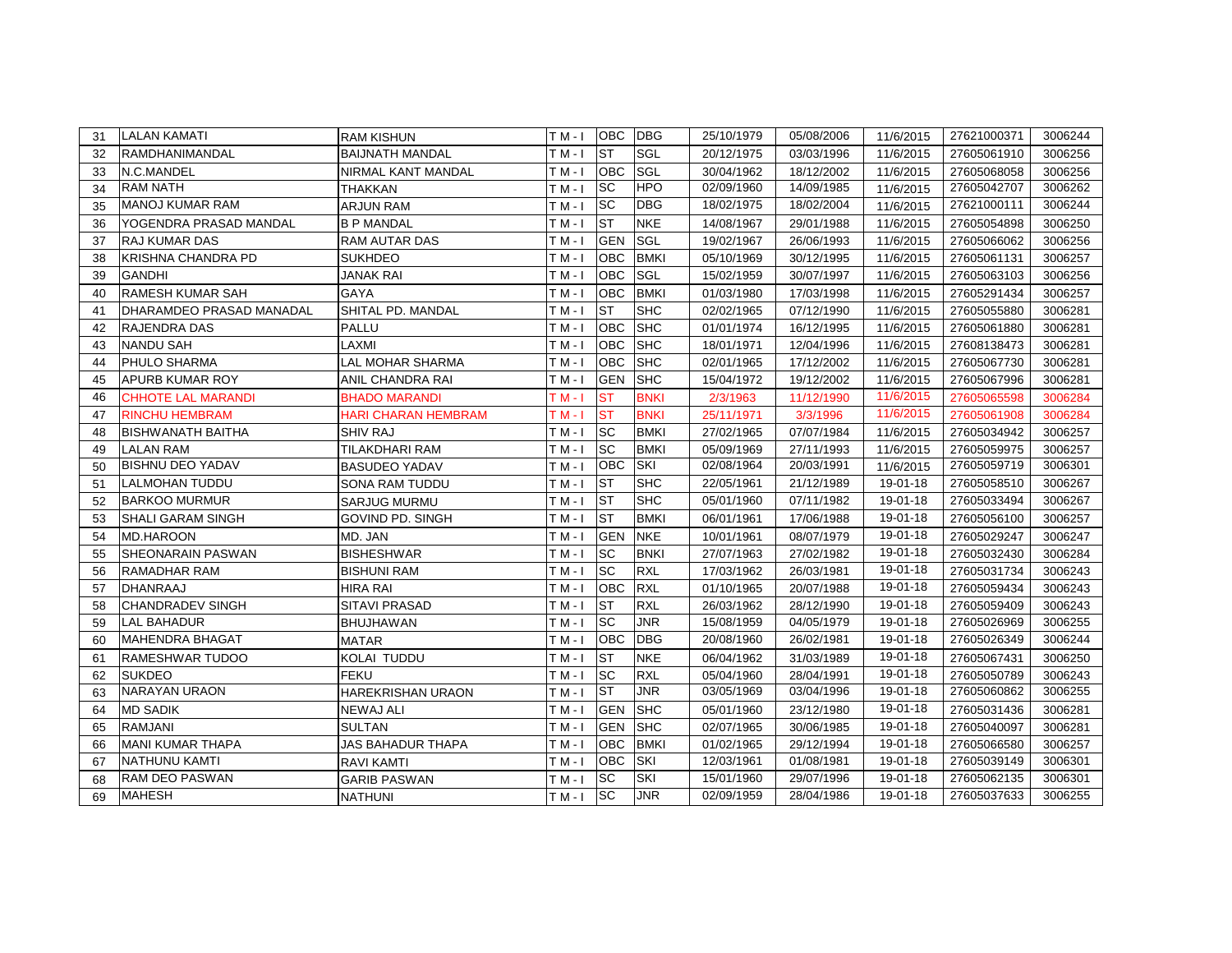| 31 | LALAN KAMATI | RAM KISHUN | T M - I | OBC | DBG | 25/10/1979 | 05/08/2006 | 11/6/2015 | 27621000371 | 3006244 |
|---|---|---|---|---|---|---|---|---|---|---|
| 32 | RAMDHANIMANDAL | BAIJNATH MANDAL | T M - I | ST | SGL | 20/12/1975 | 03/03/1996 | 11/6/2015 | 27605061910 | 3006256 |
| 33 | N.C.MANDEL | NIRMAL KANT MANDAL | T M - I | OBC | SGL | 30/04/1962 | 18/12/2002 | 11/6/2015 | 27605068058 | 3006256 |
| 34 | RAM NATH | THAKKAN | T M - I | SC | HPO | 02/09/1960 | 14/09/1985 | 11/6/2015 | 27605042707 | 3006262 |
| 35 | MANOJ KUMAR RAM | ARJUN RAM | T M - I | SC | DBG | 18/02/1975 | 18/02/2004 | 11/6/2015 | 27621000111 | 3006244 |
| 36 | YOGENDRA PRASAD MANDAL | B P MANDAL | T M - I | ST | NKE | 14/08/1967 | 29/01/1988 | 11/6/2015 | 27605054898 | 3006250 |
| 37 | RAJ KUMAR DAS | RAM AUTAR DAS | T M - I | GEN | SGL | 19/02/1967 | 26/06/1993 | 11/6/2015 | 27605066062 | 3006256 |
| 38 | KRISHNA CHANDRA PD | SUKHDEO | T M - I | OBC | BMKI | 05/10/1969 | 30/12/1995 | 11/6/2015 | 27605061131 | 3006257 |
| 39 | GANDHI | JANAK RAI | T M - I | OBC | SGL | 15/02/1959 | 30/07/1997 | 11/6/2015 | 27605063103 | 3006256 |
| 40 | RAMESH KUMAR SAH | GAYA | T M - I | OBC | BMKI | 01/03/1980 | 17/03/1998 | 11/6/2015 | 27605291434 | 3006257 |
| 41 | DHARAMDEO PRASAD MANADAL | SHITAL PD. MANDAL | T M - I | ST | SHC | 02/02/1965 | 07/12/1990 | 11/6/2015 | 27605055880 | 3006281 |
| 42 | RAJENDRA DAS | PALLU | T M - I | OBC | SHC | 01/01/1974 | 16/12/1995 | 11/6/2015 | 27605061880 | 3006281 |
| 43 | NANDU SAH | LAXMI | T M - I | OBC | SHC | 18/01/1971 | 12/04/1996 | 11/6/2015 | 27608138473 | 3006281 |
| 44 | PHULO SHARMA | LAL MOHAR SHARMA | T M - I | OBC | SHC | 02/01/1965 | 17/12/2002 | 11/6/2015 | 27605067730 | 3006281 |
| 45 | APURB KUMAR ROY | ANIL CHANDRA RAI | T M - I | GEN | SHC | 15/04/1972 | 19/12/2002 | 11/6/2015 | 27605067996 | 3006281 |
| 46 | CHHOTE LAL MARANDI | BHADO MARANDI | T M - I | ST | BNKI | 2/3/1963 | 11/12/1990 | 11/6/2015 | 27605065598 | 3006284 |
| 47 | RINCHU HEMBRAM | HARI CHARAN HEMBRAM | T M - I | ST | BNKI | 25/11/1971 | 3/3/1996 | 11/6/2015 | 27605061908 | 3006284 |
| 48 | BISHWANATH BAITHA | SHIV RAJ | T M - I | SC | BMKI | 27/02/1965 | 07/07/1984 | 11/6/2015 | 27605034942 | 3006257 |
| 49 | LALAN RAM | TILAKDHARI RAM | T M - I | SC | BMKI | 05/09/1969 | 27/11/1993 | 11/6/2015 | 27605059975 | 3006257 |
| 50 | BISHNU DEO YADAV | BASUDEO YADAV | T M - I | OBC | SKI | 02/08/1964 | 20/03/1991 | 11/6/2015 | 27605059719 | 3006301 |
| 51 | LALMOHAN TUDDU | SONA RAM TUDDU | T M - I | ST | SHC | 22/05/1961 | 21/12/1989 | 19-01-18 | 27605058510 | 3006267 |
| 52 | BARKOO MURMUR | SARJUG MURMU | T M - I | ST | SHC | 05/01/1960 | 07/11/1982 | 19-01-18 | 27605033494 | 3006267 |
| 53 | SHALI GARAM SINGH | GOVIND PD. SINGH | T M - I | ST | BMKI | 06/01/1961 | 17/06/1988 | 19-01-18 | 27605056100 | 3006257 |
| 54 | MD.HAROON | MD. JAN | T M - I | GEN | NKE | 10/01/1961 | 08/07/1979 | 19-01-18 | 27605029247 | 3006247 |
| 55 | SHEONARAIN PASWAN | BISHESHWAR | T M - I | SC | BNKI | 27/07/1963 | 27/02/1982 | 19-01-18 | 27605032430 | 3006284 |
| 56 | RAMADHAR RAM | BISHUNI RAM | T M - I | SC | RXL | 17/03/1962 | 26/03/1981 | 19-01-18 | 27605031734 | 3006243 |
| 57 | DHANRAAJ | HIRA RAI | T M - I | OBC | RXL | 01/10/1965 | 20/07/1988 | 19-01-18 | 27605059434 | 3006243 |
| 58 | CHANDRADEV SINGH | SITAVI PRASAD | T M - I | ST | RXL | 26/03/1962 | 28/12/1990 | 19-01-18 | 27605059409 | 3006243 |
| 59 | LAL BAHADUR | BHUJHAWAN | T M - I | SC | JNR | 15/08/1959 | 04/05/1979 | 19-01-18 | 27605026969 | 3006255 |
| 60 | MAHENDRA BHAGAT | MATAR | T M - I | OBC | DBG | 20/08/1960 | 26/02/1981 | 19-01-18 | 27605026349 | 3006244 |
| 61 | RAMESHWAR TUDOO | KOLAI TUDDU | T M - I | ST | NKE | 06/04/1962 | 31/03/1989 | 19-01-18 | 27605067431 | 3006250 |
| 62 | SUKDEO | FEKU | T M - I | SC | RXL | 05/04/1960 | 28/04/1991 | 19-01-18 | 27605050789 | 3006243 |
| 63 | NARAYAN URAON | HAREKRISHAN URAON | T M - I | ST | JNR | 03/05/1969 | 03/04/1996 | 19-01-18 | 27605060862 | 3006255 |
| 64 | MD SADIK | NEWAJ ALI | T M - I | GEN | SHC | 05/01/1960 | 23/12/1980 | 19-01-18 | 27605031436 | 3006281 |
| 65 | RAMJANI | SULTAN | T M - I | GEN | SHC | 02/07/1965 | 30/06/1985 | 19-01-18 | 27605040097 | 3006281 |
| 66 | MANI KUMAR THAPA | JAS BAHADUR THAPA | T M - I | OBC | BMKI | 01/02/1965 | 29/12/1994 | 19-01-18 | 27605066580 | 3006257 |
| 67 | NATHUNU KAMTI | RAVI KAMTI | T M - I | OBC | SKI | 12/03/1961 | 01/08/1981 | 19-01-18 | 27605039149 | 3006301 |
| 68 | RAM DEO PASWAN | GARIB PASWAN | T M - I | SC | SKI | 15/01/1960 | 29/07/1996 | 19-01-18 | 27605062135 | 3006301 |
| 69 | MAHESH | NATHUNI | T M - I | SC | JNR | 02/09/1959 | 28/04/1986 | 19-01-18 | 27605037633 | 3006255 |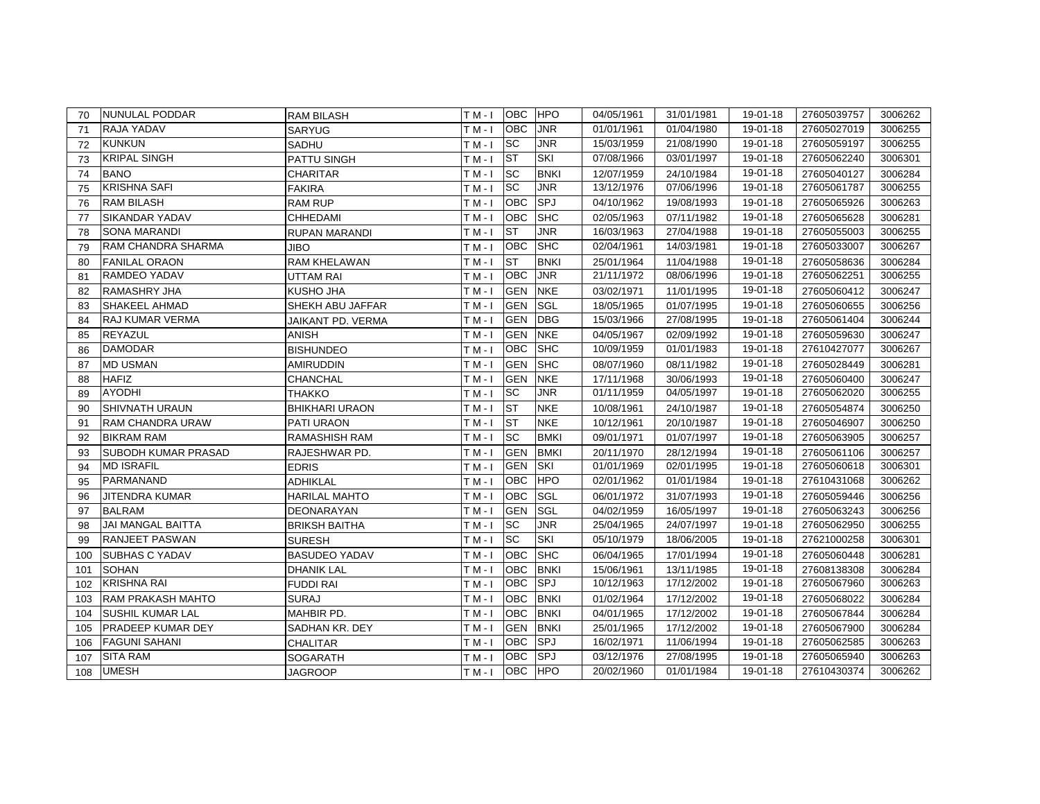| | | | | | | | | | | |
|---|---|---|---|---|---|---|---|---|---|---|
| 70 | NUNULAL PODDAR | RAM BILASH | T M - I | OBC | HPO | 04/05/1961 | 31/01/1981 | 19-01-18 | 27605039757 | 3006262 |
| 71 | RAJA YADAV | SARYUG | T M - I | OBC | JNR | 01/01/1961 | 01/04/1980 | 19-01-18 | 27605027019 | 3006255 |
| 72 | KUNKUN | SADHU | T M - I | SC | JNR | 15/03/1959 | 21/08/1990 | 19-01-18 | 27605059197 | 3006255 |
| 73 | KRIPAL SINGH | PATTU SINGH | T M - I | ST | SKI | 07/08/1966 | 03/01/1997 | 19-01-18 | 27605062240 | 3006301 |
| 74 | BANO | CHARITAR | T M - I | SC | BNKI | 12/07/1959 | 24/10/1984 | 19-01-18 | 27605040127 | 3006284 |
| 75 | KRISHNA SAFI | FAKIRA | T M - I | SC | JNR | 13/12/1976 | 07/06/1996 | 19-01-18 | 27605061787 | 3006255 |
| 76 | RAM BILASH | RAM RUP | T M - I | OBC | SPJ | 04/10/1962 | 19/08/1993 | 19-01-18 | 27605065926 | 3006263 |
| 77 | SIKANDAR YADAV | CHHEDAMI | T M - I | OBC | SHC | 02/05/1963 | 07/11/1982 | 19-01-18 | 27605065628 | 3006281 |
| 78 | SONA MARANDI | RUPAN MARANDI | T M - I | ST | JNR | 16/03/1963 | 27/04/1988 | 19-01-18 | 27605055003 | 3006255 |
| 79 | RAM CHANDRA SHARMA | JIBO | T M - I | OBC | SHC | 02/04/1961 | 14/03/1981 | 19-01-18 | 27605033007 | 3006267 |
| 80 | FANILAL ORAON | RAM KHELAWAN | T M - I | ST | BNKI | 25/01/1964 | 11/04/1988 | 19-01-18 | 27605058636 | 3006284 |
| 81 | RAMDEO YADAV | UTTAM RAI | T M - I | OBC | JNR | 21/11/1972 | 08/06/1996 | 19-01-18 | 27605062251 | 3006255 |
| 82 | RAMASHRY JHA | KUSHO JHA | T M - I | GEN | NKE | 03/02/1971 | 11/01/1995 | 19-01-18 | 27605060412 | 3006247 |
| 83 | SHAKEEL AHMAD | SHEKH ABU JAFFAR | T M - I | GEN | SGL | 18/05/1965 | 01/07/1995 | 19-01-18 | 27605060655 | 3006256 |
| 84 | RAJ KUMAR VERMA | JAIKANT PD. VERMA | T M - I | GEN | DBG | 15/03/1966 | 27/08/1995 | 19-01-18 | 27605061404 | 3006244 |
| 85 | REYAZUL | ANISH | T M - I | GEN | NKE | 04/05/1967 | 02/09/1992 | 19-01-18 | 27605059630 | 3006247 |
| 86 | DAMODAR | BISHUNDEO | T M - I | OBC | SHC | 10/09/1959 | 01/01/1983 | 19-01-18 | 27610427077 | 3006267 |
| 87 | MD USMAN | AMIRUDDIN | T M - I | GEN | SHC | 08/07/1960 | 08/11/1982 | 19-01-18 | 27605028449 | 3006281 |
| 88 | HAFIZ | CHANCHAL | T M - I | GEN | NKE | 17/11/1968 | 30/06/1993 | 19-01-18 | 27605060400 | 3006247 |
| 89 | AYODHI | THAKKO | T M - I | SC | JNR | 01/11/1959 | 04/05/1997 | 19-01-18 | 27605062020 | 3006255 |
| 90 | SHIVNATH URAUN | BHIKHARI URAON | T M - I | ST | NKE | 10/08/1961 | 24/10/1987 | 19-01-18 | 27605054874 | 3006250 |
| 91 | RAM CHANDRA URAW | PATI URAON | T M - I | ST | NKE | 10/12/1961 | 20/10/1987 | 19-01-18 | 27605046907 | 3006250 |
| 92 | BIKRAM RAM | RAMASHISH RAM | T M - I | SC | BMKI | 09/01/1971 | 01/07/1997 | 19-01-18 | 27605063905 | 3006257 |
| 93 | SUBODH KUMAR PRASAD | RAJESHWAR PD. | T M - I | GEN | BMKI | 20/11/1970 | 28/12/1994 | 19-01-18 | 27605061106 | 3006257 |
| 94 | MD ISRAFIL | EDRIS | T M - I | GEN | SKI | 01/01/1969 | 02/01/1995 | 19-01-18 | 27605060618 | 3006301 |
| 95 | PARMANAND | ADHIKLAL | T M - I | OBC | HPO | 02/01/1962 | 01/01/1984 | 19-01-18 | 27610431068 | 3006262 |
| 96 | JITENDRA KUMAR | HARILAL MAHTO | T M - I | OBC | SGL | 06/01/1972 | 31/07/1993 | 19-01-18 | 27605059446 | 3006256 |
| 97 | BALRAM | DEONARAYAN | T M - I | GEN | SGL | 04/02/1959 | 16/05/1997 | 19-01-18 | 27605063243 | 3006256 |
| 98 | JAI MANGAL BAITTA | BRIKSH BAITHA | T M - I | SC | JNR | 25/04/1965 | 24/07/1997 | 19-01-18 | 27605062950 | 3006255 |
| 99 | RANJEET PASWAN | SURESH | T M - I | SC | SKI | 05/10/1979 | 18/06/2005 | 19-01-18 | 27621000258 | 3006301 |
| 100 | SUBHAS C YADAV | BASUDEO YADAV | T M - I | OBC | SHC | 06/04/1965 | 17/01/1994 | 19-01-18 | 27605060448 | 3006281 |
| 101 | SOHAN | DHANIK LAL | T M - I | OBC | BNKI | 15/06/1961 | 13/11/1985 | 19-01-18 | 27608138308 | 3006284 |
| 102 | KRISHNA RAI | FUDDI RAI | T M - I | OBC | SPJ | 10/12/1963 | 17/12/2002 | 19-01-18 | 27605067960 | 3006263 |
| 103 | RAM PRAKASH MAHTO | SURAJ | T M - I | OBC | BNKI | 01/02/1964 | 17/12/2002 | 19-01-18 | 27605068022 | 3006284 |
| 104 | SUSHIL KUMAR LAL | MAHBIR PD. | T M - I | OBC | BNKI | 04/01/1965 | 17/12/2002 | 19-01-18 | 27605067844 | 3006284 |
| 105 | PRADEEP KUMAR DEY | SADHAN KR. DEY | T M - I | GEN | BNKI | 25/01/1965 | 17/12/2002 | 19-01-18 | 27605067900 | 3006284 |
| 106 | FAGUNI SAHANI | CHALITAR | T M - I | OBC | SPJ | 16/02/1971 | 11/06/1994 | 19-01-18 | 27605062585 | 3006263 |
| 107 | SITA RAM | SOGARATH | T M - I | OBC | SPJ | 03/12/1976 | 27/08/1995 | 19-01-18 | 27605065940 | 3006263 |
| 108 | UMESH | JAGROOP | T M - I | OBC | HPO | 20/02/1960 | 01/01/1984 | 19-01-18 | 27610430374 | 3006262 |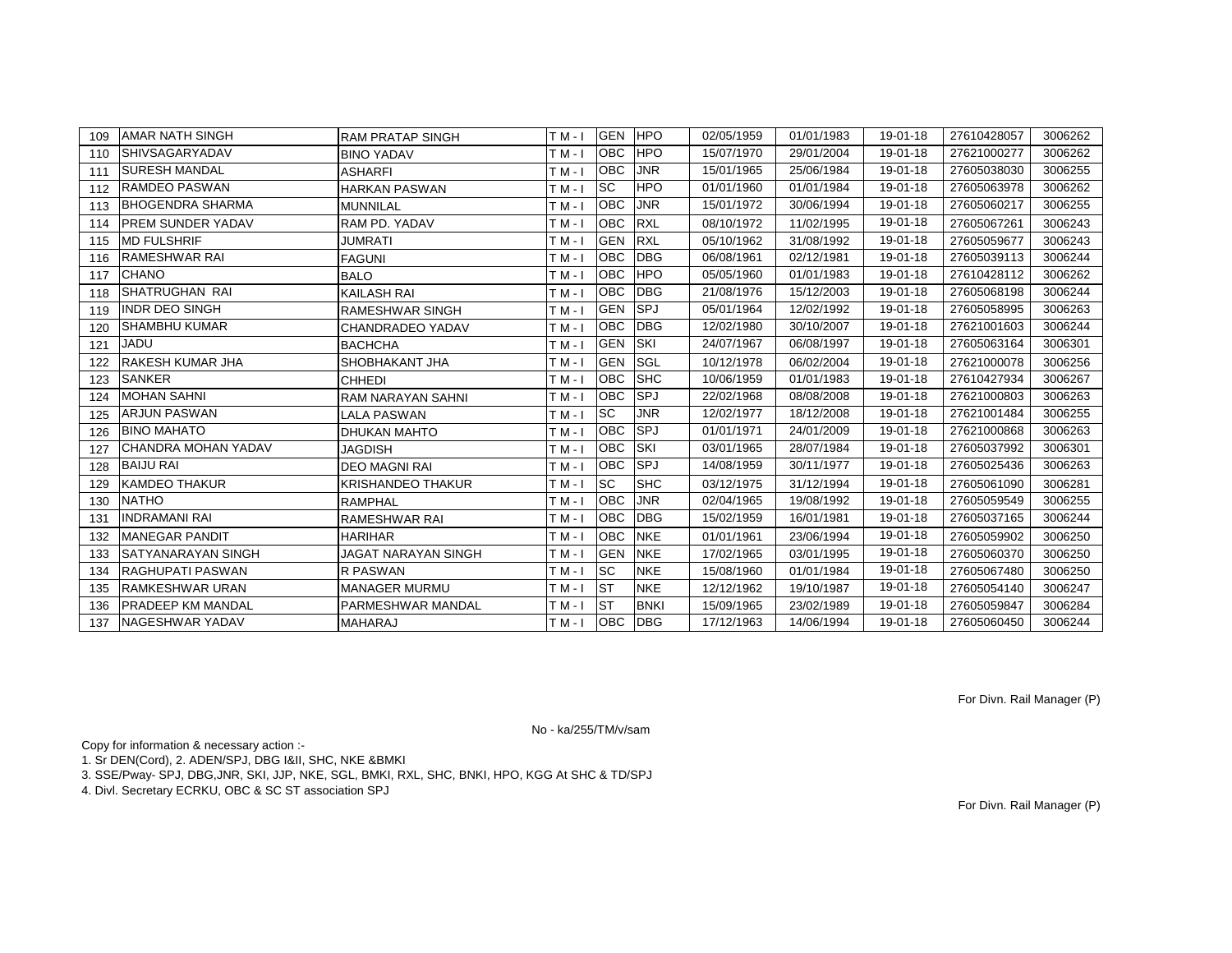| | | | | | | | | | | |
|---|---|---|---|---|---|---|---|---|---|---|
| 109 | AMAR NATH SINGH | RAM PRATAP SINGH | T M - I | GEN | HPO | 02/05/1959 | 01/01/1983 | 19-01-18 | 27610428057 | 3006262 |
| 110 | SHIVSAGARYADAV | BINO YADAV | T M - I | OBC | HPO | 15/07/1970 | 29/01/2004 | 19-01-18 | 27621000277 | 3006262 |
| 111 | SURESH MANDAL | ASHARFI | T M - I | OBC | JNR | 15/01/1965 | 25/06/1984 | 19-01-18 | 27605038030 | 3006255 |
| 112 | RAMDEO PASWAN | HARKAN PASWAN | T M - I | SC | HPO | 01/01/1960 | 01/01/1984 | 19-01-18 | 27605063978 | 3006262 |
| 113 | BHOGENDRA SHARMA | MUNNILAL | T M - I | OBC | JNR | 15/01/1972 | 30/06/1994 | 19-01-18 | 27605060217 | 3006255 |
| 114 | PREM SUNDER YADAV | RAM PD. YADAV | T M - I | OBC | RXL | 08/10/1972 | 11/02/1995 | 19-01-18 | 27605067261 | 3006243 |
| 115 | MD FULSHRIF | JUMRATI | T M - I | GEN | RXL | 05/10/1962 | 31/08/1992 | 19-01-18 | 27605059677 | 3006243 |
| 116 | RAMESHWAR RAI | FAGUNI | T M - I | OBC | DBG | 06/08/1961 | 02/12/1981 | 19-01-18 | 27605039113 | 3006244 |
| 117 | CHANO | BALO | T M - I | OBC | HPO | 05/05/1960 | 01/01/1983 | 19-01-18 | 27610428112 | 3006262 |
| 118 | SHATRUGHAN RAI | KAILASH RAI | T M - I | OBC | DBG | 21/08/1976 | 15/12/2003 | 19-01-18 | 27605068198 | 3006244 |
| 119 | INDR DEO SINGH | RAMESHWAR SINGH | T M - I | GEN | SPJ | 05/01/1964 | 12/02/1992 | 19-01-18 | 27605058995 | 3006263 |
| 120 | SHAMBHU KUMAR | CHANDRADEO YADAV | T M - I | OBC | DBG | 12/02/1980 | 30/10/2007 | 19-01-18 | 27621001603 | 3006244 |
| 121 | JADU | BACHCHA | T M - I | GEN | SKI | 24/07/1967 | 06/08/1997 | 19-01-18 | 27605063164 | 3006301 |
| 122 | RAKESH KUMAR JHA | SHOBHAKANT JHA | T M - I | GEN | SGL | 10/12/1978 | 06/02/2004 | 19-01-18 | 27621000078 | 3006256 |
| 123 | SANKER | CHHEDI | T M - I | OBC | SHC | 10/06/1959 | 01/01/1983 | 19-01-18 | 27610427934 | 3006267 |
| 124 | MOHAN SAHNI | RAM NARAYAN SAHNI | T M - I | OBC | SPJ | 22/02/1968 | 08/08/2008 | 19-01-18 | 27621000803 | 3006263 |
| 125 | ARJUN PASWAN | LALA PASWAN | T M - I | SC | JNR | 12/02/1977 | 18/12/2008 | 19-01-18 | 27621001484 | 3006255 |
| 126 | BINO MAHATO | DHUKAN MAHTO | T M - I | OBC | SPJ | 01/01/1971 | 24/01/2009 | 19-01-18 | 27621000868 | 3006263 |
| 127 | CHANDRA MOHAN YADAV | JAGDISH | T M - I | OBC | SKI | 03/01/1965 | 28/07/1984 | 19-01-18 | 27605037992 | 3006301 |
| 128 | BAIJU RAI | DEO MAGNI RAI | T M - I | OBC | SPJ | 14/08/1959 | 30/11/1977 | 19-01-18 | 27605025436 | 3006263 |
| 129 | KAMDEO THAKUR | KRISHANDEO THAKUR | T M - I | SC | SHC | 03/12/1975 | 31/12/1994 | 19-01-18 | 27605061090 | 3006281 |
| 130 | NATHO | RAMPHAL | T M - I | OBC | JNR | 02/04/1965 | 19/08/1992 | 19-01-18 | 27605059549 | 3006255 |
| 131 | INDRAMANI RAI | RAMESHWAR RAI | T M - I | OBC | DBG | 15/02/1959 | 16/01/1981 | 19-01-18 | 27605037165 | 3006244 |
| 132 | MANEGAR PANDIT | HARIHAR | T M - I | OBC | NKE | 01/01/1961 | 23/06/1994 | 19-01-18 | 27605059902 | 3006250 |
| 133 | SATYANARAYAN SINGH | JAGAT NARAYAN SINGH | T M - I | GEN | NKE | 17/02/1965 | 03/01/1995 | 19-01-18 | 27605060370 | 3006250 |
| 134 | RAGHUPATI PASWAN | R PASWAN | T M - I | SC | NKE | 15/08/1960 | 01/01/1984 | 19-01-18 | 27605067480 | 3006250 |
| 135 | RAMKESHWAR URAN | MANAGER MURMU | T M - I | ST | NKE | 12/12/1962 | 19/10/1987 | 19-01-18 | 27605054140 | 3006247 |
| 136 | PRADEEP KM MANDAL | PARMESHWAR MANDAL | T M - I | ST | BNKI | 15/09/1965 | 23/02/1989 | 19-01-18 | 27605059847 | 3006284 |
| 137 | NAGESHWAR YADAV | MAHARAJ | T M - I | OBC | DBG | 17/12/1963 | 14/06/1994 | 19-01-18 | 27605060450 | 3006244 |

For Divn. Rail Manager (P)

No - ka/255/TM/v/sam

Copy for information & necessary action :-

1. Sr DEN(Cord), 2. ADEN/SPJ, DBG I&II, SHC, NKE &BMKI
3. SSE/Pway- SPJ, DBG,JNR, SKI, JJP, NKE, SGL, BMKI, RXL, SHC, BNKI, HPO, KGG At SHC & TD/SPJ
4. Divl. Secretary ECRKU, OBC & SC ST association SPJ

For Divn. Rail Manager (P)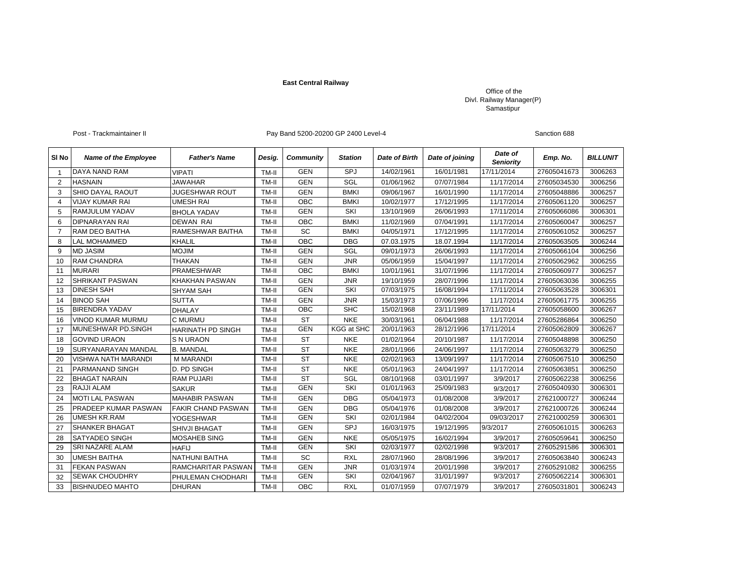**East Central Railway**

Office of the
Divl. Railway Manager(P)
Samastipur

Post - Trackmaintainer II | Pay Band 5200-20200 GP 2400 Level-4 | Sanction 688

| Sl No | Name of the Employee | Father's Name | Desig. | Community | Station | Date of Birth | Date of joining | Date of Seniority | Emp. No. | BILLUNIT |
|---|---|---|---|---|---|---|---|---|---|---|
| 1 | DAYA NAND RAM | VIPATI | TM-II | GEN | SPJ | 14/02/1961 | 16/01/1981 | 17/11/2014 | 27605041673 | 3006263 |
| 2 | HASNAIN | JAWAHAR | TM-II | GEN | SGL | 01/06/1962 | 07/07/1984 | 11/17/2014 | 27605034530 | 3006256 |
| 3 | SHIO DAYAL RAOUT | JUGESHWAR ROUT | TM-II | GEN | BMKI | 09/06/1967 | 16/01/1990 | 11/17/2014 | 27605048886 | 3006257 |
| 4 | VIJAY KUMAR RAI | UMESH RAI | TM-II | OBC | BMKI | 10/02/1977 | 17/12/1995 | 11/17/2014 | 27605061120 | 3006257 |
| 5 | RAMJULUM YADAV | BHOLA YADAV | TM-II | GEN | SKI | 13/10/1969 | 26/06/1993 | 17/11/2014 | 27605066086 | 3006301 |
| 6 | DIPNARAYAN RAI | DEWAN RAI | TM-II | OBC | BMKI | 11/02/1969 | 07/04/1991 | 11/17/2014 | 27605060047 | 3006257 |
| 7 | RAM DEO BAITHA | RAMESHWAR BAITHA | TM-II | SC | BMKI | 04/05/1971 | 17/12/1995 | 11/17/2014 | 27605061052 | 3006257 |
| 8 | LAL MOHAMMED | KHALIL | TM-II | OBC | DBG | 07.03.1975 | 18.07.1994 | 11/17/2014 | 27605063505 | 3006244 |
| 9 | MD JASIM | MOJIM | TM-II | GEN | SGL | 09/01/1973 | 26/06/1993 | 11/17/2014 | 27605066104 | 3006256 |
| 10 | RAM CHANDRA | THAKAN | TM-II | GEN | JNR | 05/06/1959 | 15/04/1997 | 11/17/2014 | 27605062962 | 3006255 |
| 11 | MURARI | PRAMESHWAR | TM-II | OBC | BMKI | 10/01/1961 | 31/07/1996 | 11/17/2014 | 27605060977 | 3006257 |
| 12 | SHRIKANT PASWAN | KHAKHAN PASWAN | TM-II | GEN | JNR | 19/10/1959 | 28/07/1996 | 11/17/2014 | 27605063036 | 3006255 |
| 13 | DINESH SAH | SHYAM SAH | TM-II | GEN | SKI | 07/03/1975 | 16/08/1994 | 17/11/2014 | 27605063528 | 3006301 |
| 14 | BINOD SAH | SUTTA | TM-II | GEN | JNR | 15/03/1973 | 07/06/1996 | 11/17/2014 | 27605061775 | 3006255 |
| 15 | BIRENDRA YADAV | DHALAY | TM-II | OBC | SHC | 15/02/1968 | 23/11/1989 | 17/11/2014 | 27605058600 | 3006267 |
| 16 | VINOD KUMAR MURMU | C MURMU | TM-II | ST | NKE | 30/03/1961 | 06/04/1988 | 11/17/2014 | 27605286864 | 3006250 |
| 17 | MUNESHWAR PD.SINGH | HARINATH PD SINGH | TM-II | GEN | KGG at SHC | 20/01/1963 | 28/12/1996 | 17/11/2014 | 27605062809 | 3006267 |
| 18 | GOVIND URAON | S N URAON | TM-II | ST | NKE | 01/02/1964 | 20/10/1987 | 11/17/2014 | 27605048898 | 3006250 |
| 19 | SURYANARAYAN MANDAL | B. MANDAL | TM-II | ST | NKE | 28/01/1966 | 24/06/1997 | 11/17/2014 | 27605063279 | 3006250 |
| 20 | VISHWA NATH MARANDI | M MARANDI | TM-II | ST | NKE | 02/02/1963 | 13/09/1997 | 11/17/2014 | 27605067510 | 3006250 |
| 21 | PARMANAND SINGH | D. PD SINGH | TM-II | ST | NKE | 05/01/1963 | 24/04/1997 | 11/17/2014 | 27605063851 | 3006250 |
| 22 | BHAGAT NARAIN | RAM PUJARI | TM-II | ST | SGL | 08/10/1968 | 03/01/1997 | 3/9/2017 | 27605062238 | 3006256 |
| 23 | RAJJI ALAM | SAKUR | TM-II | GEN | SKI | 01/01/1963 | 25/09/1983 | 9/3/2017 | 27605040930 | 3006301 |
| 24 | MOTI LAL PASWAN | MAHABIR PASWAN | TM-II | GEN | DBG | 05/04/1973 | 01/08/2008 | 3/9/2017 | 27621000727 | 3006244 |
| 25 | PRADEEP KUMAR PASWAN | FAKIR CHAND PASWAN | TM-II | GEN | DBG | 05/04/1976 | 01/08/2008 | 3/9/2017 | 27621000726 | 3006244 |
| 26 | UMESH KR.RAM | YOGESHWAR | TM-II | GEN | SKI | 02/01/1984 | 04/02/2004 | 09/03/2017 | 27621000259 | 3006301 |
| 27 | SHANKER BHAGAT | SHIVJI BHAGAT | TM-II | GEN | SPJ | 16/03/1975 | 19/12/1995 | 9/3/2017 | 27605061015 | 3006263 |
| 28 | SATYADEO SINGH | MOSAHEB SING | TM-II | GEN | NKE | 05/05/1975 | 16/02/1994 | 3/9/2017 | 27605059641 | 3006250 |
| 29 | SRI NAZARE ALAM | HAFIJ | TM-II | GEN | SKI | 02/03/1977 | 02/02/1998 | 9/3/2017 | 27605291586 | 3006301 |
| 30 | UMESH BAITHA | NATHUNI BAITHA | TM-II | SC | RXL | 28/07/1960 | 28/08/1996 | 3/9/2017 | 27605063840 | 3006243 |
| 31 | FEKAN PASWAN | RAMCHARITAR PASWAN | TM-II | GEN | JNR | 01/03/1974 | 20/01/1998 | 3/9/2017 | 27605291082 | 3006255 |
| 32 | SEWAK CHOUDHRY | PHULEMAN CHODHARI | TM-II | GEN | SKI | 02/04/1967 | 31/01/1997 | 9/3/2017 | 27605062214 | 3006301 |
| 33 | BISHNUDEO MAHTO | DHURAN | TM-II | OBC | RXL | 01/07/1959 | 07/07/1979 | 3/9/2017 | 27605031801 | 3006243 |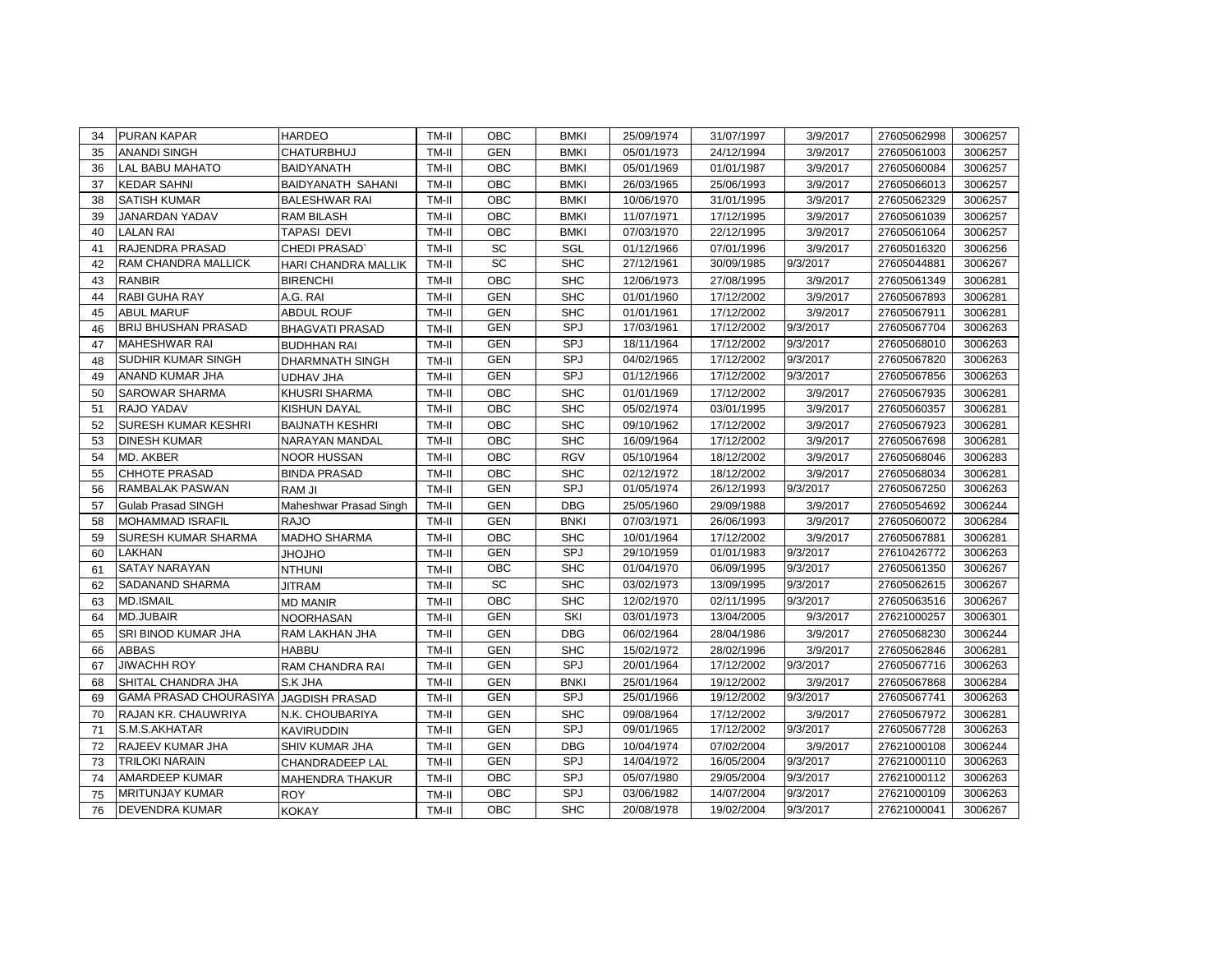| 34 | PURAN KAPAR | HARDEO | TM-II | OBC | BMKI | 25/09/1974 | 31/07/1997 | 3/9/2017 | 27605062998 | 3006257 |
|---|---|---|---|---|---|---|---|---|---|---|
| 35 | ANANDI SINGH | CHATURBHUJ | TM-II | GEN | BMKI | 05/01/1973 | 24/12/1994 | 3/9/2017 | 27605061003 | 3006257 |
| 36 | LAL BABU MAHATO | BAIDYANATH | TM-II | OBC | BMKI | 05/01/1969 | 01/01/1987 | 3/9/2017 | 27605060084 | 3006257 |
| 37 | KEDAR SAHNI | BAIDYANATH SAHANI | TM-II | OBC | BMKI | 26/03/1965 | 25/06/1993 | 3/9/2017 | 27605066013 | 3006257 |
| 38 | SATISH KUMAR | BALESHWAR RAI | TM-II | OBC | BMKI | 10/06/1970 | 31/01/1995 | 3/9/2017 | 27605062329 | 3006257 |
| 39 | JANARDAN YADAV | RAM BILASH | TM-II | OBC | BMKI | 11/07/1971 | 17/12/1995 | 3/9/2017 | 27605061039 | 3006257 |
| 40 | LALAN RAI | TAPASI DEVI | TM-II | OBC | BMKI | 07/03/1970 | 22/12/1995 | 3/9/2017 | 27605061064 | 3006257 |
| 41 | RAJENDRA PRASAD | CHEDI PRASAD` | TM-II | SC | SGL | 01/12/1966 | 07/01/1996 | 3/9/2017 | 27605016320 | 3006256 |
| 42 | RAM CHANDRA MALLICK | HARI CHANDRA MALLIK | TM-II | SC | SHC | 27/12/1961 | 30/09/1985 | 9/3/2017 | 27605044881 | 3006267 |
| 43 | RANBIR | BIRENCHI | TM-II | OBC | SHC | 12/06/1973 | 27/08/1995 | 3/9/2017 | 27605061349 | 3006281 |
| 44 | RABI GUHA RAY | A.G. RAI | TM-II | GEN | SHC | 01/01/1960 | 17/12/2002 | 3/9/2017 | 27605067893 | 3006281 |
| 45 | ABUL MARUF | ABDUL ROUF | TM-II | GEN | SHC | 01/01/1961 | 17/12/2002 | 3/9/2017 | 27605067911 | 3006281 |
| 46 | BRIJ BHUSHAN PRASAD | BHAGVATI PRASAD | TM-II | GEN | SPJ | 17/03/1961 | 17/12/2002 | 9/3/2017 | 27605067704 | 3006263 |
| 47 | MAHESHWAR RAI | BUDHHAN RAI | TM-II | GEN | SPJ | 18/11/1964 | 17/12/2002 | 9/3/2017 | 27605068010 | 3006263 |
| 48 | SUDHIR KUMAR SINGH | DHARMNATH SINGH | TM-II | GEN | SPJ | 04/02/1965 | 17/12/2002 | 9/3/2017 | 27605067820 | 3006263 |
| 49 | ANAND KUMAR JHA | UDHAV JHA | TM-II | GEN | SPJ | 01/12/1966 | 17/12/2002 | 9/3/2017 | 27605067856 | 3006263 |
| 50 | SAROWAR SHARMA | KHUSRI SHARMA | TM-II | OBC | SHC | 01/01/1969 | 17/12/2002 | 3/9/2017 | 27605067935 | 3006281 |
| 51 | RAJO YADAV | KISHUN DAYAL | TM-II | OBC | SHC | 05/02/1974 | 03/01/1995 | 3/9/2017 | 27605060357 | 3006281 |
| 52 | SURESH KUMAR KESHRI | BAIJNATH KESHRI | TM-II | OBC | SHC | 09/10/1962 | 17/12/2002 | 3/9/2017 | 27605067923 | 3006281 |
| 53 | DINESH KUMAR | NARAYAN MANDAL | TM-II | OBC | SHC | 16/09/1964 | 17/12/2002 | 3/9/2017 | 27605067698 | 3006281 |
| 54 | MD. AKBER | NOOR HUSSAN | TM-II | OBC | RGV | 05/10/1964 | 18/12/2002 | 3/9/2017 | 27605068046 | 3006283 |
| 55 | CHHOTE PRASAD | BINDA PRASAD | TM-II | OBC | SHC | 02/12/1972 | 18/12/2002 | 3/9/2017 | 27605068034 | 3006281 |
| 56 | RAMBALAK PASWAN | RAM JI | TM-II | GEN | SPJ | 01/05/1974 | 26/12/1993 | 9/3/2017 | 27605067250 | 3006263 |
| 57 | Gulab Prasad SINGH | Maheshwar Prasad Singh | TM-II | GEN | DBG | 25/05/1960 | 29/09/1988 | 3/9/2017 | 27605054692 | 3006244 |
| 58 | MOHAMMAD ISRAFIL | RAJO | TM-II | GEN | BNKI | 07/03/1971 | 26/06/1993 | 3/9/2017 | 27605060072 | 3006284 |
| 59 | SURESH KUMAR SHARMA | MADHO SHARMA | TM-II | OBC | SHC | 10/01/1964 | 17/12/2002 | 3/9/2017 | 27605067881 | 3006281 |
| 60 | LAKHAN | JHOJHO | TM-II | GEN | SPJ | 29/10/1959 | 01/01/1983 | 9/3/2017 | 27610426772 | 3006263 |
| 61 | SATAY NARAYAN | NTHUNI | TM-II | OBC | SHC | 01/04/1970 | 06/09/1995 | 9/3/2017 | 27605061350 | 3006267 |
| 62 | SADANAND SHARMA | JITRAM | TM-II | SC | SHC | 03/02/1973 | 13/09/1995 | 9/3/2017 | 27605062615 | 3006267 |
| 63 | MD.ISMAIL | MD MANIR | TM-II | OBC | SHC | 12/02/1970 | 02/11/1995 | 9/3/2017 | 27605063516 | 3006267 |
| 64 | MD.JUBAIR | NOORHASAN | TM-II | GEN | SKI | 03/01/1973 | 13/04/2005 | 9/3/2017 | 27621000257 | 3006301 |
| 65 | SRI BINOD KUMAR JHA | RAM LAKHAN JHA | TM-II | GEN | DBG | 06/02/1964 | 28/04/1986 | 3/9/2017 | 27605068230 | 3006244 |
| 66 | ABBAS | HABBU | TM-II | GEN | SHC | 15/02/1972 | 28/02/1996 | 3/9/2017 | 27605062846 | 3006281 |
| 67 | JIWACHH ROY | RAM CHANDRA RAI | TM-II | GEN | SPJ | 20/01/1964 | 17/12/2002 | 9/3/2017 | 27605067716 | 3006263 |
| 68 | SHITAL CHANDRA JHA | S.K JHA | TM-II | GEN | BNKI | 25/01/1964 | 19/12/2002 | 3/9/2017 | 27605067868 | 3006284 |
| 69 | GAMA PRASAD CHOURASIYA | JAGDISH PRASAD | TM-II | GEN | SPJ | 25/01/1966 | 19/12/2002 | 9/3/2017 | 27605067741 | 3006263 |
| 70 | RAJAN KR. CHAUWRIYA | N.K. CHOUBARIYA | TM-II | GEN | SHC | 09/08/1964 | 17/12/2002 | 3/9/2017 | 27605067972 | 3006281 |
| 71 | S.M.S.AKHATAR | KAVIRUDDIN | TM-II | GEN | SPJ | 09/01/1965 | 17/12/2002 | 9/3/2017 | 27605067728 | 3006263 |
| 72 | RAJEEV KUMAR JHA | SHIV KUMAR JHA | TM-II | GEN | DBG | 10/04/1974 | 07/02/2004 | 3/9/2017 | 27621000108 | 3006244 |
| 73 | TRILOKI NARAIN | CHANDRADEEP LAL | TM-II | GEN | SPJ | 14/04/1972 | 16/05/2004 | 9/3/2017 | 27621000110 | 3006263 |
| 74 | AMARDEEP KUMAR | MAHENDRA THAKUR | TM-II | OBC | SPJ | 05/07/1980 | 29/05/2004 | 9/3/2017 | 27621000112 | 3006263 |
| 75 | MRITUNJAY KUMAR | ROY | TM-II | OBC | SPJ | 03/06/1982 | 14/07/2004 | 9/3/2017 | 27621000109 | 3006263 |
| 76 | DEVENDRA KUMAR | KOKAY | TM-II | OBC | SHC | 20/08/1978 | 19/02/2004 | 9/3/2017 | 27621000041 | 3006267 |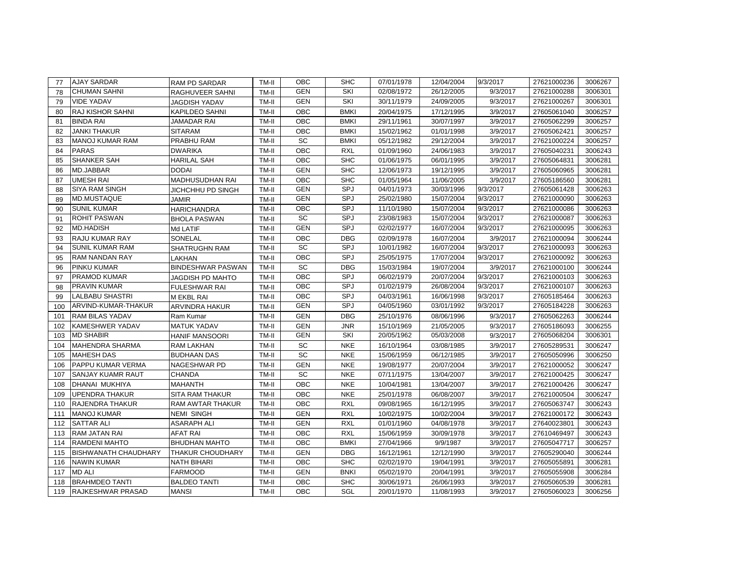| 77 | AJAY SARDAR | RAM PD SARDAR | TM-II | OBC | SHC | 07/01/1978 | 12/04/2004 | 9/3/2017 | 27621000236 | 3006267 |
|---|---|---|---|---|---|---|---|---|---|---|
| 78 | CHUMAN SAHNI | RAGHUVEER SAHNI | TM-II | GEN | SKI | 02/08/1972 | 26/12/2005 | 9/3/2017 | 27621000288 | 3006301 |
| 79 | VIDE YADAV | JAGDISH YADAV | TM-II | GEN | SKI | 30/11/1979 | 24/09/2005 | 9/3/2017 | 27621000267 | 3006301 |
| 80 | RAJ KISHOR SAHNI | KAPILDEO SAHNI | TM-II | OBC | BMKI | 20/04/1975 | 17/12/1995 | 3/9/2017 | 27605061040 | 3006257 |
| 81 | BINDA RAI | JAMADAR RAI | TM-II | OBC | BMKI | 29/11/1961 | 30/07/1997 | 3/9/2017 | 27605062299 | 3006257 |
| 82 | JANKI THAKUR | SITARAM | TM-II | OBC | BMKI | 15/02/1962 | 01/01/1998 | 3/9/2017 | 27605062421 | 3006257 |
| 83 | MANOJ KUMAR RAM | PRABHU RAM | TM-II | SC | BMKI | 05/12/1982 | 29/12/2004 | 3/9/2017 | 27621000224 | 3006257 |
| 84 | PARAS | DWARIKA | TM-II | OBC | RXL | 01/09/1960 | 24/06/1983 | 3/9/2017 | 27605040231 | 3006243 |
| 85 | SHANKER SAH | HARILAL SAH | TM-II | OBC | SHC | 01/06/1975 | 06/01/1995 | 3/9/2017 | 27605064831 | 3006281 |
| 86 | MD.JABBAR | DODAI | TM-II | GEN | SHC | 12/06/1973 | 19/12/1995 | 3/9/2017 | 27605060965 | 3006281 |
| 87 | UMESH RAI | MADHUSUDHAN RAI | TM-II | OBC | SHC | 01/05/1964 | 11/06/2005 | 3/9/2017 | 27605186560 | 3006281 |
| 88 | SIYA RAM SINGH | JICHCHHU PD SINGH | TM-II | GEN | SPJ | 04/01/1973 | 30/03/1996 | 9/3/2017 | 27605061428 | 3006263 |
| 89 | MD.MUSTAQUE | JAMIR | TM-II | GEN | SPJ | 25/02/1980 | 15/07/2004 | 9/3/2017 | 27621000090 | 3006263 |
| 90 | SUNIL KUMAR | HARICHANDRA | TM-II | OBC | SPJ | 11/10/1980 | 15/07/2004 | 9/3/2017 | 27621000086 | 3006263 |
| 91 | ROHIT PASWAN | BHOLA PASWAN | TM-II | SC | SPJ | 23/08/1983 | 15/07/2004 | 9/3/2017 | 27621000087 | 3006263 |
| 92 | MD.HADISH | Md LATIF | TM-II | GEN | SPJ | 02/02/1977 | 16/07/2004 | 9/3/2017 | 27621000095 | 3006263 |
| 93 | RAJU KUMAR RAY | SONELAL | TM-II | OBC | DBG | 02/09/1978 | 16/07/2004 | 3/9/2017 | 27621000094 | 3006244 |
| 94 | SUNIL KUMAR RAM | SHATRUGHN RAM | TM-II | SC | SPJ | 10/01/1982 | 16/07/2004 | 9/3/2017 | 27621000093 | 3006263 |
| 95 | RAM NANDAN RAY | LAKHAN | TM-II | OBC | SPJ | 25/05/1975 | 17/07/2004 | 9/3/2017 | 27621000092 | 3006263 |
| 96 | PINKU KUMAR | BINDESHWAR PASWAN | TM-II | SC | DBG | 15/03/1984 | 19/07/2004 | 3/9/2017 | 27621000100 | 3006244 |
| 97 | PRAMOD KUMAR | JAGDISH PD MAHTO | TM-II | OBC | SPJ | 06/02/1979 | 20/07/2004 | 9/3/2017 | 27621000103 | 3006263 |
| 98 | PRAVIN KUMAR | FULESHWAR RAI | TM-II | OBC | SPJ | 01/02/1979 | 26/08/2004 | 9/3/2017 | 27621000107 | 3006263 |
| 99 | LALBABU SHASTRI | M EKBL RAI | TM-II | OBC | SPJ | 04/03/1961 | 16/06/1998 | 9/3/2017 | 27605185464 | 3006263 |
| 100 | ARVIND-KUMAR-THAKUR | ARVINDRA HAKUR | TM-II | GEN | SPJ | 04/05/1960 | 03/01/1992 | 9/3/2017 | 27605184228 | 3006263 |
| 101 | RAM BILAS YADAV | Ram Kumar | TM-II | GEN | DBG | 25/10/1976 | 08/06/1996 | 9/3/2017 | 27605062263 | 3006244 |
| 102 | KAMESHWER YADAV | MATUK YADAV | TM-II | GEN | JNR | 15/10/1969 | 21/05/2005 | 9/3/2017 | 27605186093 | 3006255 |
| 103 | MD SHABIR | HANIF MANSOORI | TM-II | GEN | SKI | 20/05/1962 | 05/03/2008 | 9/3/2017 | 27605068204 | 3006301 |
| 104 | MAHENDRA SHARMA | RAM LAKHAN | TM-II | SC | NKE | 16/10/1964 | 03/08/1985 | 3/9/2017 | 27605289531 | 3006247 |
| 105 | MAHESH DAS | BUDHAAN DAS | TM-II | SC | NKE | 15/06/1959 | 06/12/1985 | 3/9/2017 | 27605050996 | 3006250 |
| 106 | PAPPU KUMAR VERMA | NAGESHWAR PD | TM-II | GEN | NKE | 19/08/1977 | 20/07/2004 | 3/9/2017 | 27621000052 | 3006247 |
| 107 | SANJAY KUAMR RAUT | CHANDA | TM-II | SC | NKE | 07/11/1975 | 13/04/2007 | 3/9/2017 | 27621000425 | 3006247 |
| 108 | DHANAI MUKHIYA | MAHANTH | TM-II | OBC | NKE | 10/04/1981 | 13/04/2007 | 3/9/2017 | 27621000426 | 3006247 |
| 109 | UPENDRA THAKUR | SITA RAM THAKUR | TM-II | OBC | NKE | 25/01/1978 | 06/08/2007 | 3/9/2017 | 27621000504 | 3006247 |
| 110 | RAJENDRA THAKUR | RAM AWTAR THAKUR | TM-II | OBC | RXL | 09/08/1965 | 16/12/1995 | 3/9/2017 | 27605063747 | 3006243 |
| 111 | MANOJ KUMAR | NEMI SINGH | TM-II | GEN | RXL | 10/02/1975 | 10/02/2004 | 3/9/2017 | 27621000172 | 3006243 |
| 112 | SATTAR ALI | ASARAPH ALI | TM-II | GEN | RXL | 01/01/1960 | 04/08/1978 | 3/9/2017 | 27640023801 | 3006243 |
| 113 | RAM JATAN RAI | AFAT RAI | TM-II | OBC | RXL | 15/06/1959 | 30/09/1978 | 3/9/2017 | 27610469497 | 3006243 |
| 114 | RAMDENI MAHTO | BHUDHAN MAHTO | TM-II | OBC | BMKI | 27/04/1966 | 9/9/1987 | 3/9/2017 | 27605047717 | 3006257 |
| 115 | BISHWANATH CHAUDHARY | THAKUR CHOUDHARY | TM-II | GEN | DBG | 16/12/1961 | 12/12/1990 | 3/9/2017 | 27605290040 | 3006244 |
| 116 | NAWIN KUMAR | NATH BIHARI | TM-II | OBC | SHC | 02/02/1970 | 19/04/1991 | 3/9/2017 | 27605055891 | 3006281 |
| 117 | MD ALI | FARMOOD | TM-II | GEN | BNKI | 05/02/1970 | 20/04/1991 | 3/9/2017 | 27605055908 | 3006284 |
| 118 | BRAHMDEO TANTI | BALDEO TANTI | TM-II | OBC | SHC | 30/06/1971 | 26/06/1993 | 3/9/2017 | 27605060539 | 3006281 |
| 119 | RAJKESHWAR PRASAD | MANSI | TM-II | OBC | SGL | 20/01/1970 | 11/08/1993 | 3/9/2017 | 27605060023 | 3006256 |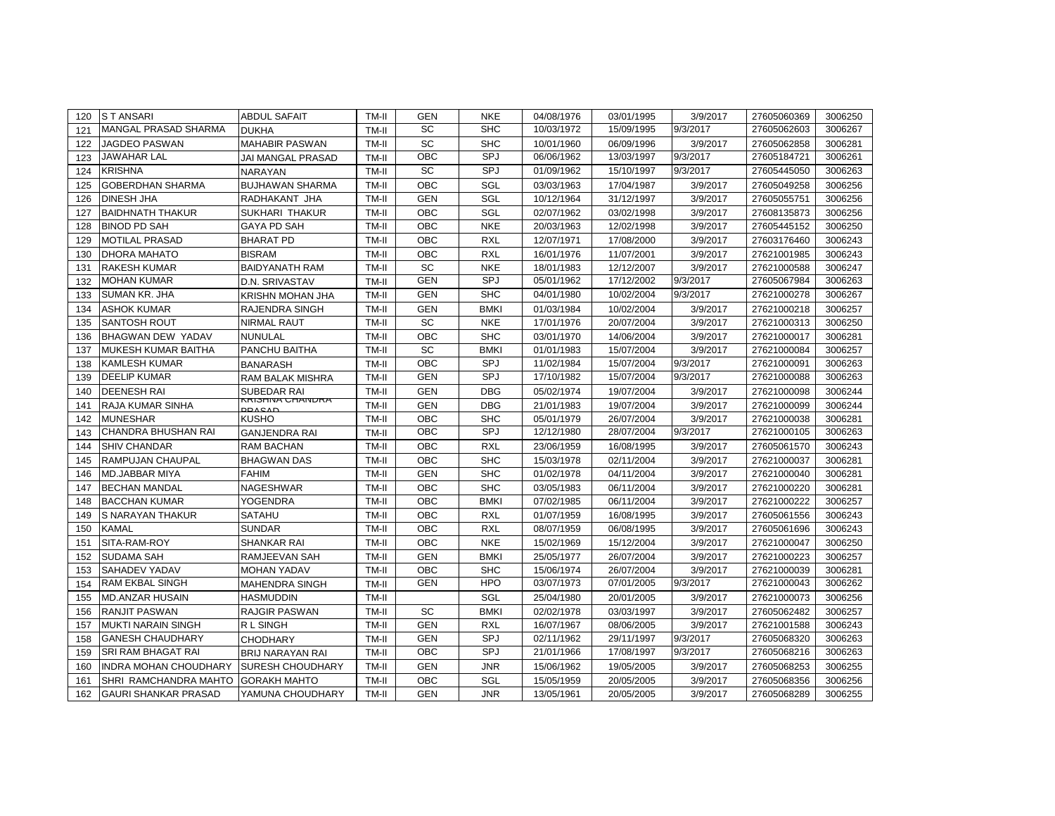| 120 | S T ANSARI | ABDUL SAFAIT | TM-II | GEN | NKE | 04/08/1976 | 03/01/1995 | 3/9/2017 | 27605060369 | 3006250 |
|---|---|---|---|---|---|---|---|---|---|---|
| 121 | MANGAL PRASAD SHARMA | DUKHA | TM-II | SC | SHC | 10/03/1972 | 15/09/1995 | 9/3/2017 | 27605062603 | 3006267 |
| 122 | JAGDEO PASWAN | MAHABIR PASWAN | TM-II | SC | SHC | 10/01/1960 | 06/09/1996 | 3/9/2017 | 27605062858 | 3006281 |
| 123 | JAWAHAR LAL | JAI MANGAL PRASAD | TM-II | OBC | SPJ | 06/06/1962 | 13/03/1997 | 9/3/2017 | 27605184721 | 3006261 |
| 124 | KRISHNA | NARAYAN | TM-II | SC | SPJ | 01/09/1962 | 15/10/1997 | 9/3/2017 | 27605445050 | 3006263 |
| 125 | GOBERDHAN SHARMA | BUJHAWAN SHARMA | TM-II | OBC | SGL | 03/03/1963 | 17/04/1987 | 3/9/2017 | 27605049258 | 3006256 |
| 126 | DINESH JHA | RADHAKANT JHA | TM-II | GEN | SGL | 10/12/1964 | 31/12/1997 | 3/9/2017 | 27605055751 | 3006256 |
| 127 | BAIDHNATH THAKUR | SUKHARI THAKUR | TM-II | OBC | SGL | 02/07/1962 | 03/02/1998 | 3/9/2017 | 27608135873 | 3006256 |
| 128 | BINOD PD SAH | GAYA PD SAH | TM-II | OBC | NKE | 20/03/1963 | 12/02/1998 | 3/9/2017 | 27605445152 | 3006250 |
| 129 | MOTILAL PRASAD | BHARAT PD | TM-II | OBC | RXL | 12/07/1971 | 17/08/2000 | 3/9/2017 | 27603176460 | 3006243 |
| 130 | DHORA MAHATO | BISRAM | TM-II | OBC | RXL | 16/01/1976 | 11/07/2001 | 3/9/2017 | 27621001985 | 3006243 |
| 131 | RAKESH KUMAR | BAIDYANATH RAM | TM-II | SC | NKE | 18/01/1983 | 12/12/2007 | 3/9/2017 | 27621000588 | 3006247 |
| 132 | MOHAN KUMAR | D.N. SRIVASTAV | TM-II | GEN | SPJ | 05/01/1962 | 17/12/2002 | 9/3/2017 | 27605067984 | 3006263 |
| 133 | SUMAN KR. JHA | KRISHN MOHAN JHA | TM-II | GEN | SHC | 04/01/1980 | 10/02/2004 | 9/3/2017 | 27621000278 | 3006267 |
| 134 | ASHOK KUMAR | RAJENDRA SINGH | TM-II | GEN | BMKI | 01/03/1984 | 10/02/2004 | 3/9/2017 | 27621000218 | 3006257 |
| 135 | SANTOSH ROUT | NIRMAL RAUT | TM-II | SC | NKE | 17/01/1976 | 20/07/2004 | 3/9/2017 | 27621000313 | 3006250 |
| 136 | BHAGWAN DEW YADAV | NUNULAL | TM-II | OBC | SHC | 03/01/1970 | 14/06/2004 | 3/9/2017 | 27621000017 | 3006281 |
| 137 | MUKESH KUMAR BAITHA | PANCHU BAITHA | TM-II | SC | BMKI | 01/01/1983 | 15/07/2004 | 3/9/2017 | 27621000084 | 3006257 |
| 138 | KAMLESH KUMAR | BANARASH | TM-II | OBC | SPJ | 11/02/1984 | 15/07/2004 | 9/3/2017 | 27621000091 | 3006263 |
| 139 | DEELIP KUMAR | RAM BALAK MISHRA | TM-II | GEN | SPJ | 17/10/1982 | 15/07/2004 | 9/3/2017 | 27621000088 | 3006263 |
| 140 | DEENESH RAI | SUBEDAR RAI | TM-II | GEN | DBG | 05/02/1974 | 19/07/2004 | 3/9/2017 | 27621000098 | 3006244 |
| 141 | RAJA KUMAR SINHA | KRISHNA CHANDRA PRASAD | TM-II | GEN | DBG | 21/01/1983 | 19/07/2004 | 3/9/2017 | 27621000099 | 3006244 |
| 142 | MUNESHAR | KUSHO | TM-II | OBC | SHC | 05/01/1979 | 26/07/2004 | 3/9/2017 | 27621000038 | 3006281 |
| 143 | CHANDRA BHUSHAN RAI | GANJENDRA RAI | TM-II | OBC | SPJ | 12/12/1980 | 28/07/2004 | 9/3/2017 | 27621000105 | 3006263 |
| 144 | SHIV CHANDAR | RAM BACHAN | TM-II | OBC | RXL | 23/06/1959 | 16/08/1995 | 3/9/2017 | 27605061570 | 3006243 |
| 145 | RAMPUJAN CHAUPAL | BHAGWAN DAS | TM-II | OBC | SHC | 15/03/1978 | 02/11/2004 | 3/9/2017 | 27621000037 | 3006281 |
| 146 | MD.JABBAR MIYA | FAHIM | TM-II | GEN | SHC | 01/02/1978 | 04/11/2004 | 3/9/2017 | 27621000040 | 3006281 |
| 147 | BECHAN MANDAL | NAGESHWAR | TM-II | OBC | SHC | 03/05/1983 | 06/11/2004 | 3/9/2017 | 27621000220 | 3006281 |
| 148 | BACCHAN KUMAR | YOGENDRA | TM-II | OBC | BMKI | 07/02/1985 | 06/11/2004 | 3/9/2017 | 27621000222 | 3006257 |
| 149 | S NARAYAN THAKUR | SATAHU | TM-II | OBC | RXL | 01/07/1959 | 16/08/1995 | 3/9/2017 | 27605061556 | 3006243 |
| 150 | KAMAL | SUNDAR | TM-II | OBC | RXL | 08/07/1959 | 06/08/1995 | 3/9/2017 | 27605061696 | 3006243 |
| 151 | SITA-RAM-ROY | SHANKAR RAI | TM-II | OBC | NKE | 15/02/1969 | 15/12/2004 | 3/9/2017 | 27621000047 | 3006250 |
| 152 | SUDAMA SAH | RAMJEEVAN SAH | TM-II | GEN | BMKI | 25/05/1977 | 26/07/2004 | 3/9/2017 | 27621000223 | 3006257 |
| 153 | SAHADEV YADAV | MOHAN YADAV | TM-II | OBC | SHC | 15/06/1974 | 26/07/2004 | 3/9/2017 | 27621000039 | 3006281 |
| 154 | RAM EKBAL SINGH | MAHENDRA SINGH | TM-II | GEN | HPO | 03/07/1973 | 07/01/2005 | 9/3/2017 | 27621000043 | 3006262 |
| 155 | MD.ANZAR HUSAIN | HASMUDDIN | TM-II | | SGL | 25/04/1980 | 20/01/2005 | 3/9/2017 | 27621000073 | 3006256 |
| 156 | RANJIT PASWAN | RAJGIR PASWAN | TM-II | SC | BMKI | 02/02/1978 | 03/03/1997 | 3/9/2017 | 27605062482 | 3006257 |
| 157 | MUKTI NARAIN SINGH | R L SINGH | TM-II | GEN | RXL | 16/07/1967 | 08/06/2005 | 3/9/2017 | 27621001588 | 3006243 |
| 158 | GANESH CHAUDHARY | CHODHARY | TM-II | GEN | SPJ | 02/11/1962 | 29/11/1997 | 9/3/2017 | 27605068320 | 3006263 |
| 159 | SRI RAM BHAGAT RAI | BRIJ NARAYAN RAI | TM-II | OBC | SPJ | 21/01/1966 | 17/08/1997 | 9/3/2017 | 27605068216 | 3006263 |
| 160 | INDRA MOHAN CHOUDHARY | SURESH CHOUDHARY | TM-II | GEN | JNR | 15/06/1962 | 19/05/2005 | 3/9/2017 | 27605068253 | 3006255 |
| 161 | SHRI RAMCHANDRA MAHTO | GORAKH MAHTO | TM-II | OBC | SGL | 15/05/1959 | 20/05/2005 | 3/9/2017 | 27605068356 | 3006256 |
| 162 | GAURI SHANKAR PRASAD | YAMUNA CHOUDHARY | TM-II | GEN | JNR | 13/05/1961 | 20/05/2005 | 3/9/2017 | 27605068289 | 3006255 |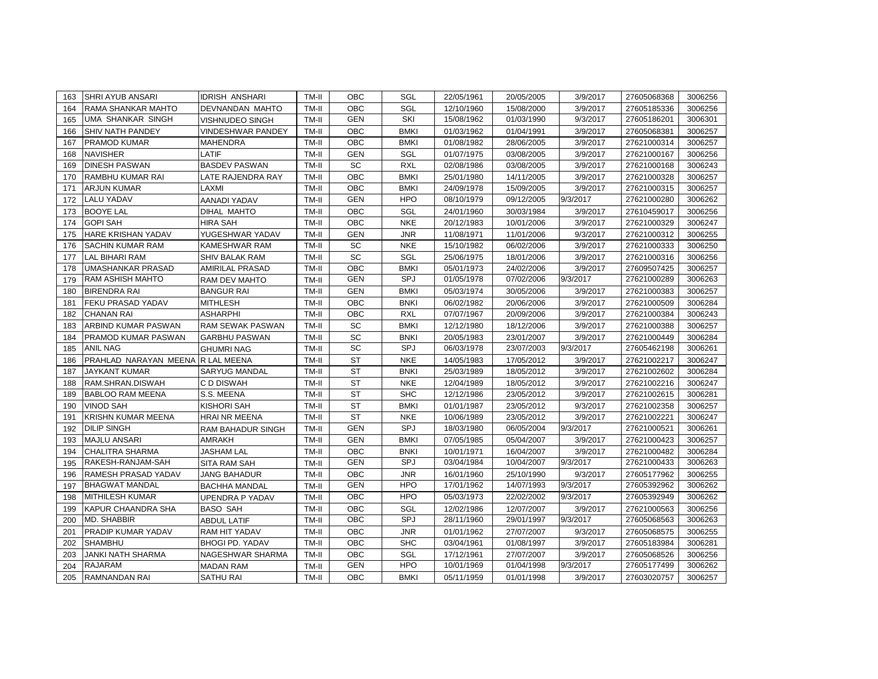| 163 | SHRI AYUB ANSARI | IDRISH ANSHARI | TM-II | OBC | SGL | 22/05/1961 | 20/05/2005 | 3/9/2017 | 27605068368 | 3006256 |
|---|---|---|---|---|---|---|---|---|---|---|
| 164 | RAMA SHANKAR MAHTO | DEVNANDAN MAHTO | TM-II | OBC | SGL | 12/10/1960 | 15/08/2000 | 3/9/2017 | 27605185336 | 3006256 |
| 165 | UMA SHANKAR SINGH | VISHNUDEO SINGH | TM-II | GEN | SKI | 15/08/1962 | 01/03/1990 | 9/3/2017 | 27605186201 | 3006301 |
| 166 | SHIV NATH PANDEY | VINDESHWAR PANDEY | TM-II | OBC | BMKI | 01/03/1962 | 01/04/1991 | 3/9/2017 | 27605068381 | 3006257 |
| 167 | PRAMOD KUMAR | MAHENDRA | TM-II | OBC | BMKI | 01/08/1982 | 28/06/2005 | 3/9/2017 | 27621000314 | 3006257 |
| 168 | NAVISHER | LATIF | TM-II | GEN | SGL | 01/07/1975 | 03/08/2005 | 3/9/2017 | 27621000167 | 3006256 |
| 169 | DINESH PASWAN | BASDEV PASWAN | TM-II | SC | RXL | 02/08/1986 | 03/08/2005 | 3/9/2017 | 27621000168 | 3006243 |
| 170 | RAMBHU KUMAR RAI | LATE RAJENDRA RAY | TM-II | OBC | BMKI | 25/01/1980 | 14/11/2005 | 3/9/2017 | 27621000328 | 3006257 |
| 171 | ARJUN KUMAR | LAXMI | TM-II | OBC | BMKI | 24/09/1978 | 15/09/2005 | 3/9/2017 | 27621000315 | 3006257 |
| 172 | LALU YADAV | AANADI YADAV | TM-II | GEN | HPO | 08/10/1979 | 09/12/2005 | 9/3/2017 | 27621000280 | 3006262 |
| 173 | BOOYE LAL | DIHAL MAHTO | TM-II | OBC | SGL | 24/01/1960 | 30/03/1984 | 3/9/2017 | 27610459017 | 3006256 |
| 174 | GOPI SAH | HIRA SAH | TM-II | OBC | NKE | 20/12/1983 | 10/01/2006 | 3/9/2017 | 27621000329 | 3006247 |
| 175 | HARE KRISHAN YADAV | YUGESHWAR YADAV | TM-II | GEN | JNR | 11/08/1971 | 11/01/2006 | 9/3/2017 | 27621000312 | 3006255 |
| 176 | SACHIN KUMAR RAM | KAMESHWAR RAM | TM-II | SC | NKE | 15/10/1982 | 06/02/2006 | 3/9/2017 | 27621000333 | 3006250 |
| 177 | LAL BIHARI RAM | SHIV BALAK RAM | TM-II | SC | SGL | 25/06/1975 | 18/01/2006 | 3/9/2017 | 27621000316 | 3006256 |
| 178 | UMASHANKAR PRASAD | AMIRILAL PRASAD | TM-II | OBC | BMKI | 05/01/1973 | 24/02/2006 | 3/9/2017 | 27609507425 | 3006257 |
| 179 | RAM ASHISH MAHTO | RAM DEV MAHTO | TM-II | GEN | SPJ | 01/05/1978 | 07/02/2006 | 9/3/2017 | 27621000289 | 3006263 |
| 180 | BIRENDRA RAI | BANGUR RAI | TM-II | GEN | BMKI | 05/03/1974 | 30/05/2006 | 3/9/2017 | 27621000383 | 3006257 |
| 181 | FEKU PRASAD YADAV | MITHLESH | TM-II | OBC | BNKI | 06/02/1982 | 20/06/2006 | 3/9/2017 | 27621000509 | 3006284 |
| 182 | CHANAN RAI | ASHARPHI | TM-II | OBC | RXL | 07/07/1967 | 20/09/2006 | 3/9/2017 | 27621000384 | 3006243 |
| 183 | ARBIND KUMAR PASWAN | RAM SEWAK PASWAN | TM-II | SC | BMKI | 12/12/1980 | 18/12/2006 | 3/9/2017 | 27621000388 | 3006257 |
| 184 | PRAMOD KUMAR PASWAN | GARBHU PASWAN | TM-II | SC | BNKI | 20/05/1983 | 23/01/2007 | 3/9/2017 | 27621000449 | 3006284 |
| 185 | ANIL NAG | GHUMRI NAG | TM-II | SC | SPJ | 06/03/1978 | 23/07/2003 | 9/3/2017 | 27605462198 | 3006261 |
| 186 | PRAHLAD NARAYAN MEENA | R LAL MEENA | TM-II | ST | NKE | 14/05/1983 | 17/05/2012 | 3/9/2017 | 27621002217 | 3006247 |
| 187 | JAYKANT KUMAR | SARYUG MANDAL | TM-II | ST | BNKI | 25/03/1989 | 18/05/2012 | 3/9/2017 | 27621002602 | 3006284 |
| 188 | RAM.SHRAN.DISWAH | C D DISWAH | TM-II | ST | NKE | 12/04/1989 | 18/05/2012 | 3/9/2017 | 27621002216 | 3006247 |
| 189 | BABLOO RAM MEENA | S.S. MEENA | TM-II | ST | SHC | 12/12/1986 | 23/05/2012 | 3/9/2017 | 27621002615 | 3006281 |
| 190 | VINOD SAH | KISHORI SAH | TM-II | ST | BMKI | 01/01/1987 | 23/05/2012 | 9/3/2017 | 27621002358 | 3006257 |
| 191 | KRISHN KUMAR MEENA | HRAI NR MEENA | TM-II | ST | NKE | 10/06/1989 | 23/05/2012 | 3/9/2017 | 27621002221 | 3006247 |
| 192 | DILIP SINGH | RAM BAHADUR SINGH | TM-II | GEN | SPJ | 18/03/1980 | 06/05/2004 | 9/3/2017 | 27621000521 | 3006261 |
| 193 | MAJLU ANSARI | AMRAKH | TM-II | GEN | BMKI | 07/05/1985 | 05/04/2007 | 3/9/2017 | 27621000423 | 3006257 |
| 194 | CHALITRA SHARMA | JASHAM LAL | TM-II | OBC | BNKI | 10/01/1971 | 16/04/2007 | 3/9/2017 | 27621000482 | 3006284 |
| 195 | RAKESH-RANJAM-SAH | SITA RAM SAH | TM-II | GEN | SPJ | 03/04/1984 | 10/04/2007 | 9/3/2017 | 27621000433 | 3006263 |
| 196 | RAMESH PRASAD YADAV | JANG BAHADUR | TM-II | OBC | JNR | 16/01/1960 | 25/10/1990 | 9/3/2017 | 27605177962 | 3006255 |
| 197 | BHAGWAT MANDAL | BACHHA MANDAL | TM-II | GEN | HPO | 17/01/1962 | 14/07/1993 | 9/3/2017 | 27605392962 | 3006262 |
| 198 | MITHILESH KUMAR | UPENDRA P YADAV | TM-II | OBC | HPO | 05/03/1973 | 22/02/2002 | 9/3/2017 | 27605392949 | 3006262 |
| 199 | KAPUR CHAANDRA SHA | BASO SAH | TM-II | OBC | SGL | 12/02/1986 | 12/07/2007 | 3/9/2017 | 27621000563 | 3006256 |
| 200 | MD. SHABBIR | ABDUL LATIF | TM-II | OBC | SPJ | 28/11/1960 | 29/01/1997 | 9/3/2017 | 27605068563 | 3006263 |
| 201 | PRADIP KUMAR YADAV | RAM HIT YADAV | TM-II | OBC | JNR | 01/01/1962 | 27/07/2007 | 9/3/2017 | 27605068575 | 3006255 |
| 202 | SHAMBHU | BHOGI PD. YADAV | TM-II | OBC | SHC | 03/04/1961 | 01/08/1997 | 3/9/2017 | 27605183984 | 3006281 |
| 203 | JANKI NATH SHARMA | NAGESHWAR SHARMA | TM-II | OBC | SGL | 17/12/1961 | 27/07/2007 | 3/9/2017 | 27605068526 | 3006256 |
| 204 | RAJARAM | MADAN RAM | TM-II | GEN | HPO | 10/01/1969 | 01/04/1998 | 9/3/2017 | 27605177499 | 3006262 |
| 205 | RAMNANDAN RAI | SATHU RAI | TM-II | OBC | BMKI | 05/11/1959 | 01/01/1998 | 3/9/2017 | 27603020757 | 3006257 |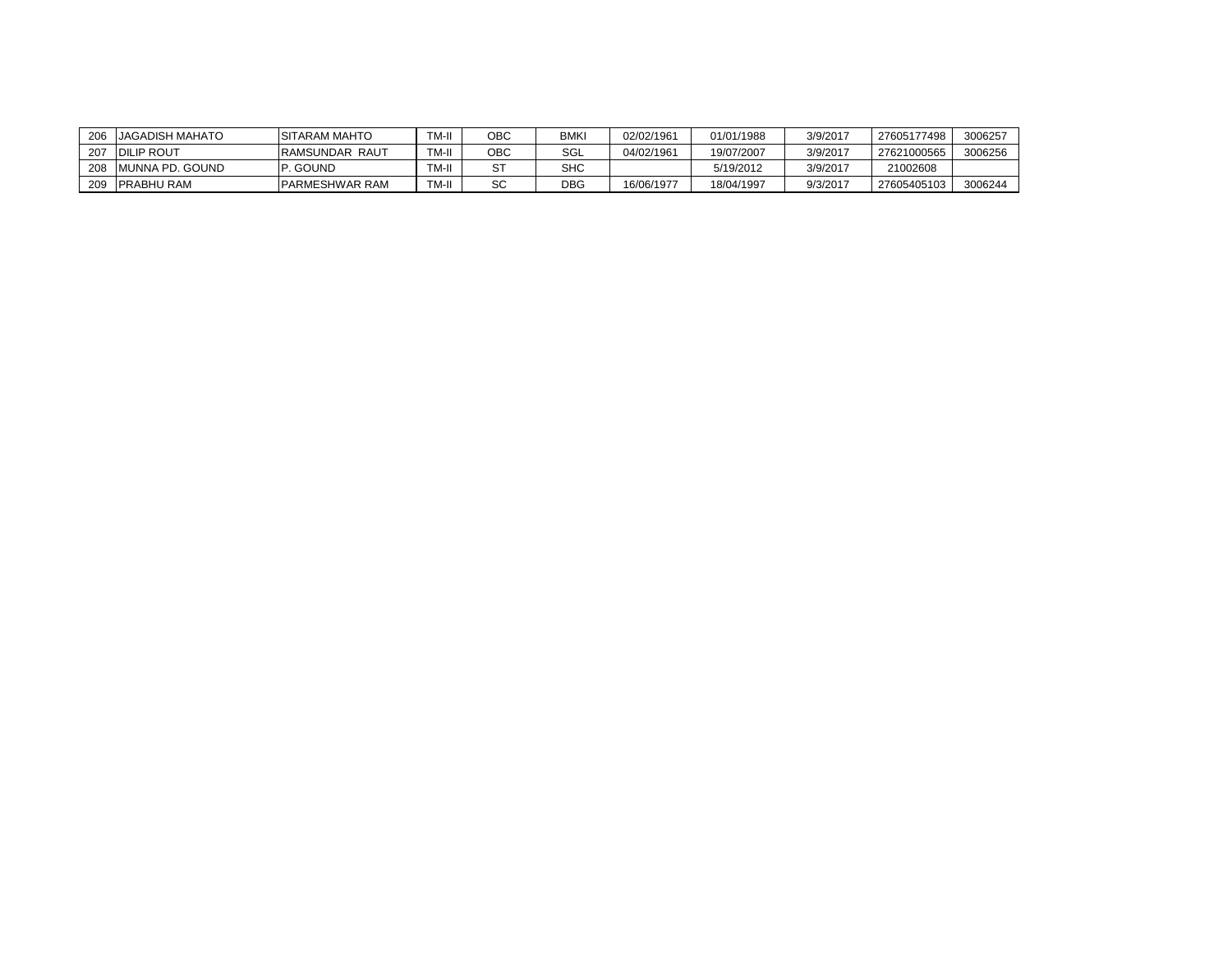| | | | | | | | | | | |
|---|---|---|---|---|---|---|---|---|---|---|
| 206 | JAGADISH MAHATO | SITARAM MAHTO | TM-II | OBC | BMKI | 02/02/1961 | 01/01/1988 | 3/9/2017 | 27605177498 | 3006257 |
| 207 | DILIP ROUT | RAMSUNDAR RAUT | TM-II | OBC | SGL | 04/02/1961 | 19/07/2007 | 3/9/2017 | 27621000565 | 3006256 |
| 208 | MUNNA PD. GOUND | P. GOUND | TM-II | ST | SHC | | 5/19/2012 | 3/9/2017 | 21002608 | |
| 209 | PRABHU RAM | PARMESHWAR RAM | TM-II | SC | DBG | 16/06/1977 | 18/04/1997 | 9/3/2017 | 27605405103 | 3006244 |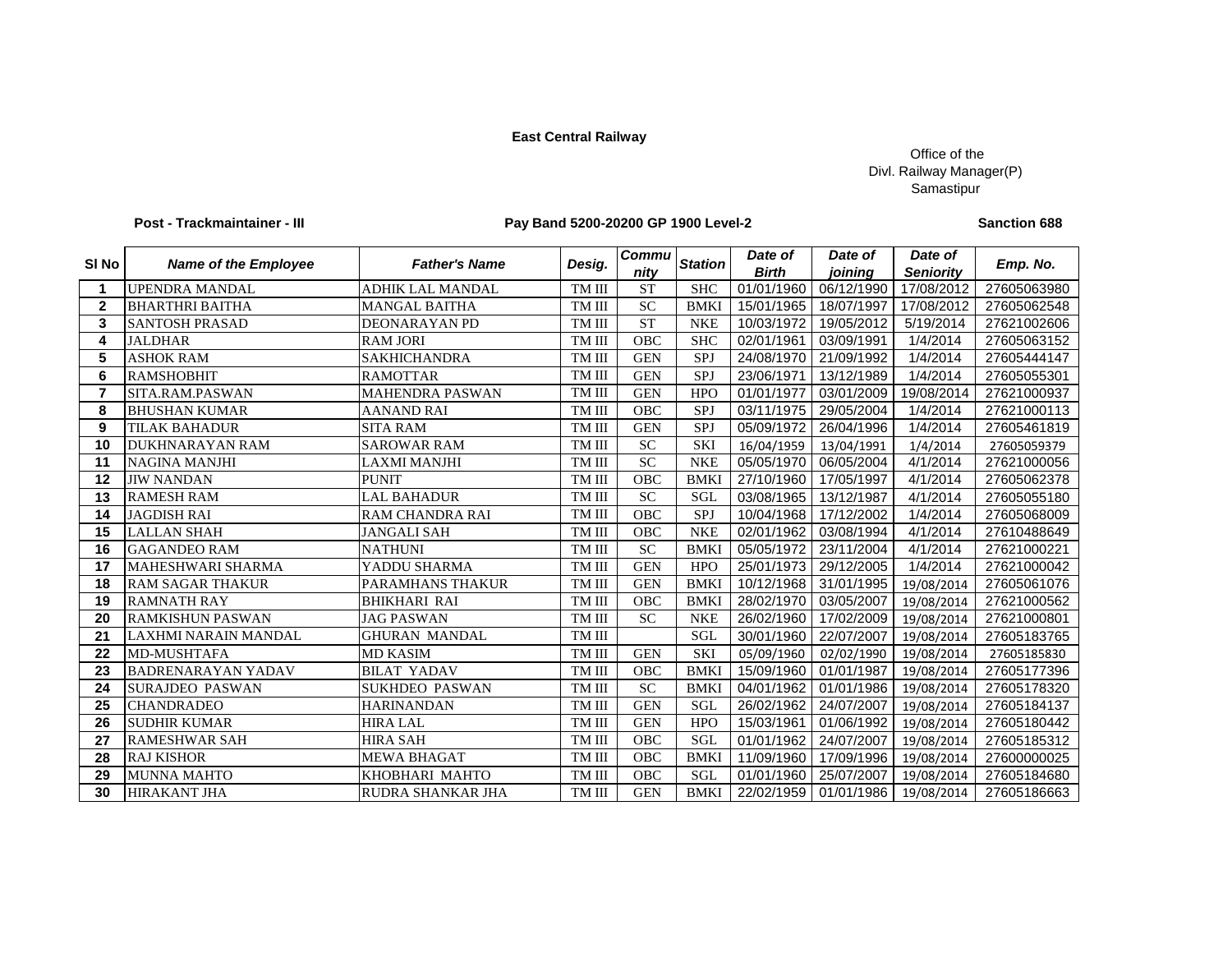**East Central Railway**

Office of the
Divl. Railway Manager(P)
Samastipur

**Post - Trackmaintainer - III** **Pay Band 5200-20200 GP 1900 Level-2** **Sanction 688**

| Sl No | Name of the Employee | Father's Name | Desig. | Community | Station | Date of Birth | Date of joining | Date of Seniority | Emp. No. |
|---|---|---|---|---|---|---|---|---|---|
| 1 | UPENDRA MANDAL | ADHIK LAL MANDAL | TM III | ST | SHC | 01/01/1960 | 06/12/1990 | 17/08/2012 | 27605063980 |
| 2 | BHARTHRI BAITHA | MANGAL BAITHA | TM III | SC | BMKI | 15/01/1965 | 18/07/1997 | 17/08/2012 | 27605062548 |
| 3 | SANTOSH PRASAD | DEONARAYAN PD | TM III | ST | NKE | 10/03/1972 | 19/05/2012 | 5/19/2014 | 27621002606 |
| 4 | JALDHAR | RAM JORI | TM III | OBC | SHC | 02/01/1961 | 03/09/1991 | 1/4/2014 | 27605063152 |
| 5 | ASHOK RAM | SAKHICHANDRA | TM III | GEN | SPJ | 24/08/1970 | 21/09/1992 | 1/4/2014 | 27605444147 |
| 6 | RAMSHOBHIT | RAMOTTAR | TM III | GEN | SPJ | 23/06/1971 | 13/12/1989 | 1/4/2014 | 27605055301 |
| 7 | SITA.RAM.PASWAN | MAHENDRA PASWAN | TM III | GEN | HPO | 01/01/1977 | 03/01/2009 | 19/08/2014 | 27621000937 |
| 8 | BHUSHAN KUMAR | AANAND RAI | TM III | OBC | SPJ | 03/11/1975 | 29/05/2004 | 1/4/2014 | 27621000113 |
| 9 | TILAK BAHADUR | SITA RAM | TM III | GEN | SPJ | 05/09/1972 | 26/04/1996 | 1/4/2014 | 27605461819 |
| 10 | DUKHNARAYAN RAM | SAROWAR RAM | TM III | SC | SKI | 16/04/1959 | 13/04/1991 | 1/4/2014 | 27605059379 |
| 11 | NAGINA MANJHI | LAXMI MANJHI | TM III | SC | NKE | 05/05/1970 | 06/05/2004 | 4/1/2014 | 27621000056 |
| 12 | JIW NANDAN | PUNIT | TM III | OBC | BMKI | 27/10/1960 | 17/05/1997 | 4/1/2014 | 27605062378 |
| 13 | RAMESH RAM | LAL BAHADUR | TM III | SC | SGL | 03/08/1965 | 13/12/1987 | 4/1/2014 | 27605055180 |
| 14 | JAGDISH RAI | RAM CHANDRA RAI | TM III | OBC | SPJ | 10/04/1968 | 17/12/2002 | 1/4/2014 | 27605068009 |
| 15 | LALLAN SHAH | JANGALI SAH | TM III | OBC | NKE | 02/01/1962 | 03/08/1994 | 4/1/2014 | 27610488649 |
| 16 | GAGANDEO RAM | NATHUNI | TM III | SC | BMKI | 05/05/1972 | 23/11/2004 | 4/1/2014 | 27621000221 |
| 17 | MAHESHWARI SHARMA | YADDU SHARMA | TM III | GEN | HPO | 25/01/1973 | 29/12/2005 | 1/4/2014 | 27621000042 |
| 18 | RAM SAGAR THAKUR | PARAMHANS THAKUR | TM III | GEN | BMKI | 10/12/1968 | 31/01/1995 | 19/08/2014 | 27605061076 |
| 19 | RAMNATH RAY | BHIKHARI RAI | TM III | OBC | BMKI | 28/02/1970 | 03/05/2007 | 19/08/2014 | 27621000562 |
| 20 | RAMKISHUN PASWAN | JAG PASWAN | TM III | SC | NKE | 26/02/1960 | 17/02/2009 | 19/08/2014 | 27621000801 |
| 21 | LAXHMI NARAIN MANDAL | GHURAN MANDAL | TM III | | SGL | 30/01/1960 | 22/07/2007 | 19/08/2014 | 27605183765 |
| 22 | MD-MUSHTAFA | MD KASIM | TM III | GEN | SKI | 05/09/1960 | 02/02/1990 | 19/08/2014 | 27605185830 |
| 23 | BADRENARAYAN YADAV | BILAT YADAV | TM III | OBC | BMKI | 15/09/1960 | 01/01/1987 | 19/08/2014 | 27605177396 |
| 24 | SURAJDEO PASWAN | SUKHDEO PASWAN | TM III | SC | BMKI | 04/01/1962 | 01/01/1986 | 19/08/2014 | 27605178320 |
| 25 | CHANDRADEO | HARINANDAN | TM III | GEN | SGL | 26/02/1962 | 24/07/2007 | 19/08/2014 | 27605184137 |
| 26 | SUDHIR KUMAR | HIRA LAL | TM III | GEN | HPO | 15/03/1961 | 01/06/1992 | 19/08/2014 | 27605180442 |
| 27 | RAMESHWAR SAH | HIRA SAH | TM III | OBC | SGL | 01/01/1962 | 24/07/2007 | 19/08/2014 | 27605185312 |
| 28 | RAJ KISHOR | MEWA BHAGAT | TM III | OBC | BMKI | 11/09/1960 | 17/09/1996 | 19/08/2014 | 27600000025 |
| 29 | MUNNA MAHTO | KHOBHARI MAHTO | TM III | OBC | SGL | 01/01/1960 | 25/07/2007 | 19/08/2014 | 27605184680 |
| 30 | HIRAKANT JHA | RUDRA SHANKAR JHA | TM III | GEN | BMKI | 22/02/1959 | 01/01/1986 | 19/08/2014 | 27605186663 |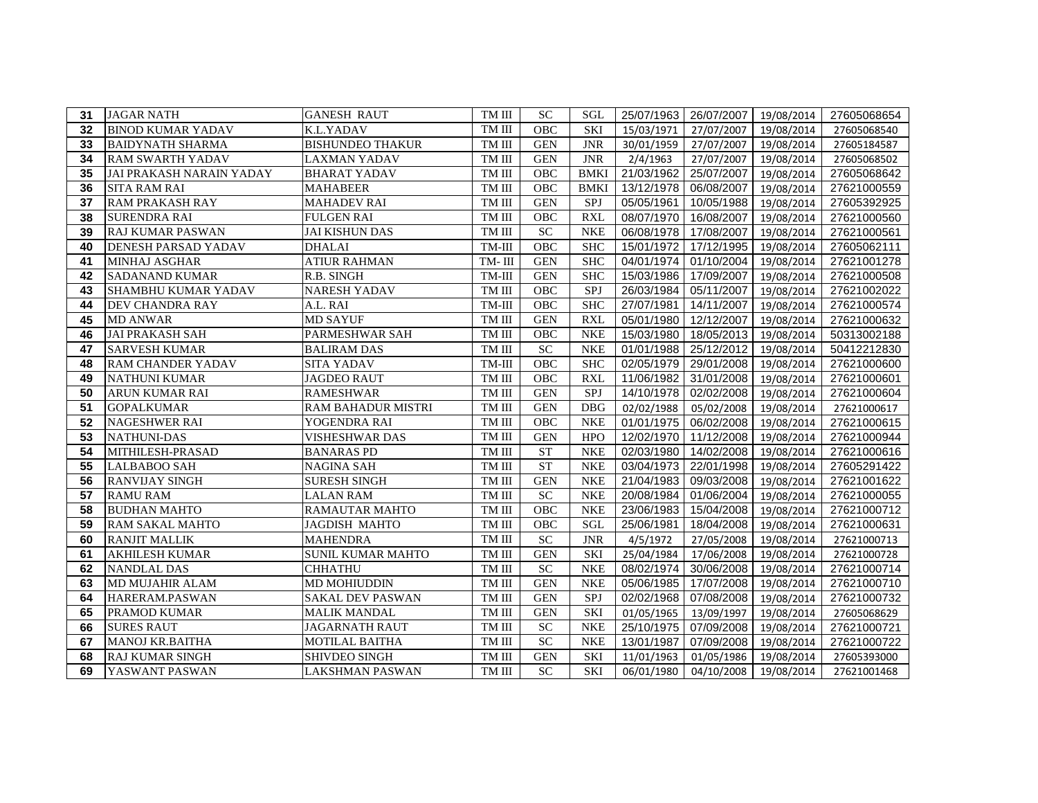| 31 | JAGAR NATH | GANESH RAUT | TM III | SC | SGL | 25/07/1963 | 26/07/2007 | 19/08/2014 | 27605068654 |
|---|---|---|---|---|---|---|---|---|---|
| 32 | BINOD KUMAR YADAV | K.L.YADAV | TM III | OBC | SKI | 15/03/1971 | 27/07/2007 | 19/08/2014 | 27605068540 |
| 33 | BAIDYNATH SHARMA | BISHUNDEO THAKUR | TM III | GEN | JNR | 30/01/1959 | 27/07/2007 | 19/08/2014 | 27605184587 |
| 34 | RAM SWARTH YADAV | LAXMAN YADAV | TM III | GEN | JNR | 2/4/1963 | 27/07/2007 | 19/08/2014 | 27605068502 |
| 35 | JAI PRAKASH NARAIN YADAY | BHARAT YADAV | TM III | OBC | BMKI | 21/03/1962 | 25/07/2007 | 19/08/2014 | 27605068642 |
| 36 | SITA RAM RAI | MAHABEER | TM III | OBC | BMKI | 13/12/1978 | 06/08/2007 | 19/08/2014 | 27621000559 |
| 37 | RAM PRAKASH RAY | MAHADEV RAI | TM III | GEN | SPJ | 05/05/1961 | 10/05/1988 | 19/08/2014 | 27605392925 |
| 38 | SURENDRA RAI | FULGEN RAI | TM III | OBC | RXL | 08/07/1970 | 16/08/2007 | 19/08/2014 | 27621000560 |
| 39 | RAJ KUMAR PASWAN | JAI KISHUN DAS | TM III | SC | NKE | 06/08/1978 | 17/08/2007 | 19/08/2014 | 27621000561 |
| 40 | DENESH PARSAD YADAV | DHALAI | TM-III | OBC | SHC | 15/01/1972 | 17/12/1995 | 19/08/2014 | 27605062111 |
| 41 | MINHAJ ASGHAR | ATIUR RAHMAN | TM- III | GEN | SHC | 04/01/1974 | 01/10/2004 | 19/08/2014 | 27621001278 |
| 42 | SADANAND KUMAR | R.B. SINGH | TM-III | GEN | SHC | 15/03/1986 | 17/09/2007 | 19/08/2014 | 27621000508 |
| 43 | SHAMBHU KUMAR YADAV | NARESH YADAV | TM III | OBC | SPJ | 26/03/1984 | 05/11/2007 | 19/08/2014 | 27621002022 |
| 44 | DEV CHANDRA RAY | A.L. RAI | TM-III | OBC | SHC | 27/07/1981 | 14/11/2007 | 19/08/2014 | 27621000574 |
| 45 | MD ANWAR | MD SAYUF | TM III | GEN | RXL | 05/01/1980 | 12/12/2007 | 19/08/2014 | 27621000632 |
| 46 | JAI PRAKASH SAH | PARMESHWAR SAH | TM III | OBC | NKE | 15/03/1980 | 18/05/2013 | 19/08/2014 | 50313002188 |
| 47 | SARVESH KUMAR | BALIRAM DAS | TM III | SC | NKE | 01/01/1988 | 25/12/2012 | 19/08/2014 | 50412212830 |
| 48 | RAM CHANDER YADAV | SITA YADAV | TM-III | OBC | SHC | 02/05/1979 | 29/01/2008 | 19/08/2014 | 27621000600 |
| 49 | NATHUNI KUMAR | JAGDEO RAUT | TM III | OBC | RXL | 11/06/1982 | 31/01/2008 | 19/08/2014 | 27621000601 |
| 50 | ARUN KUMAR RAI | RAMESHWAR | TM III | GEN | SPJ | 14/10/1978 | 02/02/2008 | 19/08/2014 | 27621000604 |
| 51 | GOPALKUMAR | RAM BAHADUR MISTRI | TM III | GEN | DBG | 02/02/1988 | 05/02/2008 | 19/08/2014 | 27621000617 |
| 52 | NAGESHWER RAI | YOGENDRA RAI | TM III | OBC | NKE | 01/01/1975 | 06/02/2008 | 19/08/2014 | 27621000615 |
| 53 | NATHUNI-DAS | VISHESHWAR DAS | TM III | GEN | HPO | 12/02/1970 | 11/12/2008 | 19/08/2014 | 27621000944 |
| 54 | MITHILESH-PRASAD | BANARAS PD | TM III | ST | NKE | 02/03/1980 | 14/02/2008 | 19/08/2014 | 27621000616 |
| 55 | LALBABOO SAH | NAGINA SAH | TM III | ST | NKE | 03/04/1973 | 22/01/1998 | 19/08/2014 | 27605291422 |
| 56 | RANVIJAY SINGH | SURESH SINGH | TM III | GEN | NKE | 21/04/1983 | 09/03/2008 | 19/08/2014 | 27621001622 |
| 57 | RAMU RAM | LALAN RAM | TM III | SC | NKE | 20/08/1984 | 01/06/2004 | 19/08/2014 | 27621000055 |
| 58 | BUDHAN MAHTO | RAMAUTAR MAHTO | TM III | OBC | NKE | 23/06/1983 | 15/04/2008 | 19/08/2014 | 27621000712 |
| 59 | RAM SAKAL MAHTO | JAGDISH MAHTO | TM III | OBC | SGL | 25/06/1981 | 18/04/2008 | 19/08/2014 | 27621000631 |
| 60 | RANJIT MALLIK | MAHENDRA | TM III | SC | JNR | 4/5/1972 | 27/05/2008 | 19/08/2014 | 27621000713 |
| 61 | AKHILESH KUMAR | SUNIL KUMAR MAHTO | TM III | GEN | SKI | 25/04/1984 | 17/06/2008 | 19/08/2014 | 27621000728 |
| 62 | NANDLAL DAS | CHHATHU | TM III | SC | NKE | 08/02/1974 | 30/06/2008 | 19/08/2014 | 27621000714 |
| 63 | MD MUJAHIR ALAM | MD MOHIUDDIN | TM III | GEN | NKE | 05/06/1985 | 17/07/2008 | 19/08/2014 | 27621000710 |
| 64 | HARERAM.PASWAN | SAKAL DEV PASWAN | TM III | GEN | SPJ | 02/02/1968 | 07/08/2008 | 19/08/2014 | 27621000732 |
| 65 | PRAMOD KUMAR | MALIK MANDAL | TM III | GEN | SKI | 01/05/1965 | 13/09/1997 | 19/08/2014 | 27605068629 |
| 66 | SURES RAUT | JAGARNATH RAUT | TM III | SC | NKE | 25/10/1975 | 07/09/2008 | 19/08/2014 | 27621000721 |
| 67 | MANOJ KR.BAITHA | MOTILAL BAITHA | TM III | SC | NKE | 13/01/1987 | 07/09/2008 | 19/08/2014 | 27621000722 |
| 68 | RAJ KUMAR SINGH | SHIVDEO SINGH | TM III | GEN | SKI | 11/01/1963 | 01/05/1986 | 19/08/2014 | 27605393000 |
| 69 | YASWANT PASWAN | LAKSHMAN PASWAN | TM III | SC | SKI | 06/01/1980 | 04/10/2008 | 19/08/2014 | 27621001468 |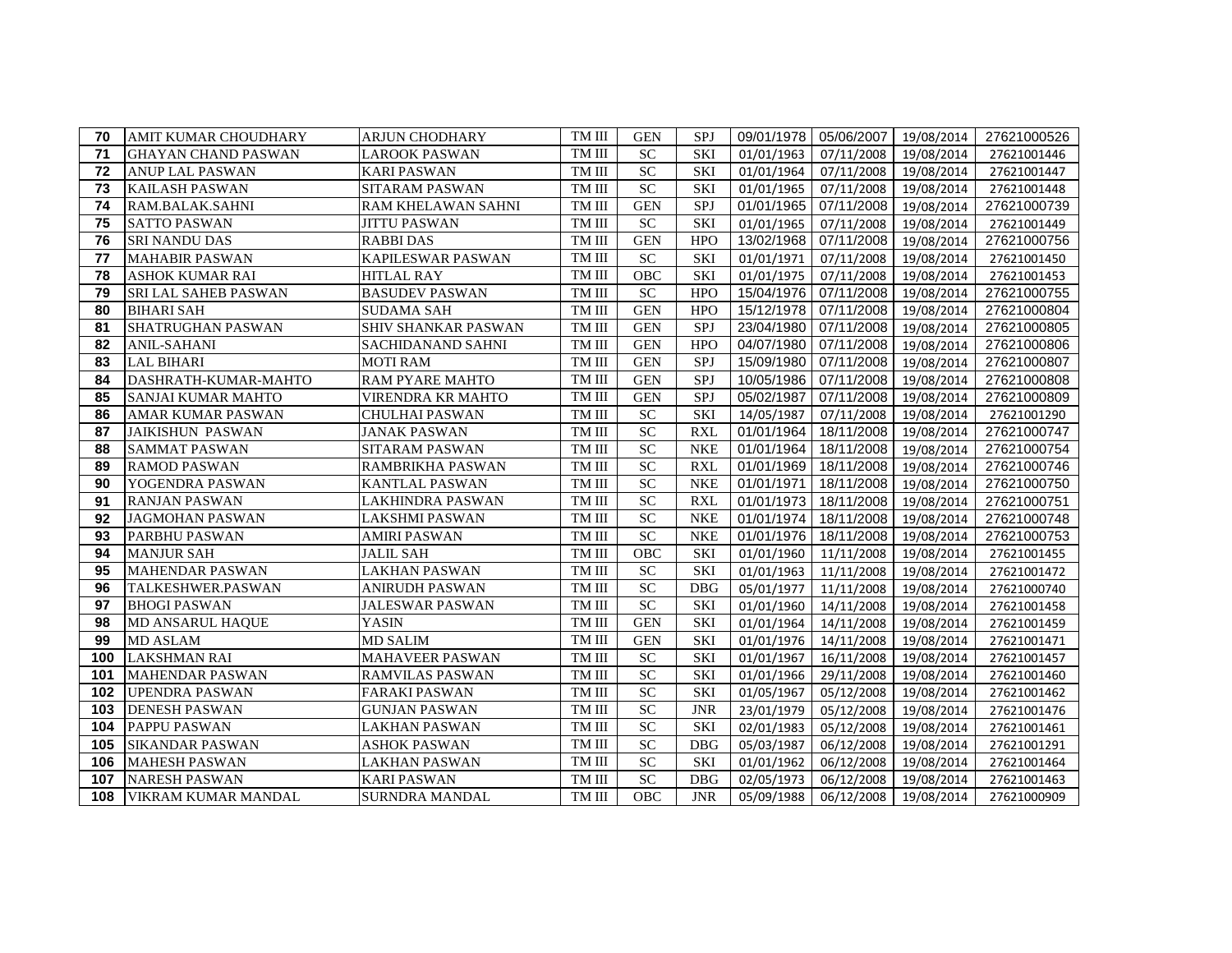| 70 | AMIT KUMAR CHOUDHARY | ARJUN CHODHARY | TM III | GEN | SPJ | 09/01/1978 | 05/06/2007 | 19/08/2014 | 27621000526 |
|---|---|---|---|---|---|---|---|---|---|
| 71 | GHAYAN CHAND PASWAN | LAROOK PASWAN | TM III | SC | SKI | 01/01/1963 | 07/11/2008 | 19/08/2014 | 27621001446 |
| 72 | ANUP LAL PASWAN | KARI PASWAN | TM III | SC | SKI | 01/01/1964 | 07/11/2008 | 19/08/2014 | 27621001447 |
| 73 | KAILASH PASWAN | SITARAM PASWAN | TM III | SC | SKI | 01/01/1965 | 07/11/2008 | 19/08/2014 | 27621001448 |
| 74 | RAM.BALAK.SAHNI | RAM KHELAWAN SAHNI | TM III | GEN | SPJ | 01/01/1965 | 07/11/2008 | 19/08/2014 | 27621000739 |
| 75 | SATTO PASWAN | JITTU PASWAN | TM III | SC | SKI | 01/01/1965 | 07/11/2008 | 19/08/2014 | 27621001449 |
| 76 | SRI NANDU DAS | RABBI DAS | TM III | GEN | HPO | 13/02/1968 | 07/11/2008 | 19/08/2014 | 27621000756 |
| 77 | MAHABIR PASWAN | KAPILESWAR PASWAN | TM III | SC | SKI | 01/01/1971 | 07/11/2008 | 19/08/2014 | 27621001450 |
| 78 | ASHOK KUMAR RAI | HITLAL RAY | TM III | OBC | SKI | 01/01/1975 | 07/11/2008 | 19/08/2014 | 27621001453 |
| 79 | SRI LAL SAHEB PASWAN | BASUDEV PASWAN | TM III | SC | HPO | 15/04/1976 | 07/11/2008 | 19/08/2014 | 27621000755 |
| 80 | BIHARI SAH | SUDAMA SAH | TM III | GEN | HPO | 15/12/1978 | 07/11/2008 | 19/08/2014 | 27621000804 |
| 81 | SHATRUGHAN PASWAN | SHIV SHANKAR PASWAN | TM III | GEN | SPJ | 23/04/1980 | 07/11/2008 | 19/08/2014 | 27621000805 |
| 82 | ANIL-SAHANI | SACHIDANAND SAHNI | TM III | GEN | HPO | 04/07/1980 | 07/11/2008 | 19/08/2014 | 27621000806 |
| 83 | LAL BIHARI | MOTI RAM | TM III | GEN | SPJ | 15/09/1980 | 07/11/2008 | 19/08/2014 | 27621000807 |
| 84 | DASHRATH-KUMAR-MAHTO | RAM PYARE MAHTO | TM III | GEN | SPJ | 10/05/1986 | 07/11/2008 | 19/08/2014 | 27621000808 |
| 85 | SANJAI KUMAR MAHTO | VIRENDRA KR MAHTO | TM III | GEN | SPJ | 05/02/1987 | 07/11/2008 | 19/08/2014 | 27621000809 |
| 86 | AMAR KUMAR PASWAN | CHULHAI PASWAN | TM III | SC | SKI | 14/05/1987 | 07/11/2008 | 19/08/2014 | 27621001290 |
| 87 | JAIKISHUN PASWAN | JANAK PASWAN | TM III | SC | RXL | 01/01/1964 | 18/11/2008 | 19/08/2014 | 27621000747 |
| 88 | SAMMAT PASWAN | SITARAM PASWAN | TM III | SC | NKE | 01/01/1964 | 18/11/2008 | 19/08/2014 | 27621000754 |
| 89 | RAMOD PASWAN | RAMBRIKHA PASWAN | TM III | SC | RXL | 01/01/1969 | 18/11/2008 | 19/08/2014 | 27621000746 |
| 90 | YOGENDRA PASWAN | KANTLAL PASWAN | TM III | SC | NKE | 01/01/1971 | 18/11/2008 | 19/08/2014 | 27621000750 |
| 91 | RANJAN PASWAN | LAKHINDRA PASWAN | TM III | SC | RXL | 01/01/1973 | 18/11/2008 | 19/08/2014 | 27621000751 |
| 92 | JAGMOHAN PASWAN | LAKSHMI PASWAN | TM III | SC | NKE | 01/01/1974 | 18/11/2008 | 19/08/2014 | 27621000748 |
| 93 | PARBHU PASWAN | AMIRI PASWAN | TM III | SC | NKE | 01/01/1976 | 18/11/2008 | 19/08/2014 | 27621000753 |
| 94 | MANJUR SAH | JALIL SAH | TM III | OBC | SKI | 01/01/1960 | 11/11/2008 | 19/08/2014 | 27621001455 |
| 95 | MAHENDAR PASWAN | LAKHAN PASWAN | TM III | SC | SKI | 01/01/1963 | 11/11/2008 | 19/08/2014 | 27621001472 |
| 96 | TALKESHWER.PASWAN | ANIRUDH PASWAN | TM III | SC | DBG | 05/01/1977 | 11/11/2008 | 19/08/2014 | 27621000740 |
| 97 | BHOGI PASWAN | JALESWAR PASWAN | TM III | SC | SKI | 01/01/1960 | 14/11/2008 | 19/08/2014 | 27621001458 |
| 98 | MD ANSARUL HAQUE | YASIN | TM III | GEN | SKI | 01/01/1964 | 14/11/2008 | 19/08/2014 | 27621001459 |
| 99 | MD ASLAM | MD SALIM | TM III | GEN | SKI | 01/01/1976 | 14/11/2008 | 19/08/2014 | 27621001471 |
| 100 | LAKSHMAN RAI | MAHAVEER PASWAN | TM III | SC | SKI | 01/01/1967 | 16/11/2008 | 19/08/2014 | 27621001457 |
| 101 | MAHENDAR PASWAN | RAMVILAS PASWAN | TM III | SC | SKI | 01/01/1966 | 29/11/2008 | 19/08/2014 | 27621001460 |
| 102 | UPENDRA PASWAN | FARAKI PASWAN | TM III | SC | SKI | 01/05/1967 | 05/12/2008 | 19/08/2014 | 27621001462 |
| 103 | DENESH PASWAN | GUNJAN PASWAN | TM III | SC | JNR | 23/01/1979 | 05/12/2008 | 19/08/2014 | 27621001476 |
| 104 | PAPPU PASWAN | LAKHAN PASWAN | TM III | SC | SKI | 02/01/1983 | 05/12/2008 | 19/08/2014 | 27621001461 |
| 105 | SIKANDAR PASWAN | ASHOK PASWAN | TM III | SC | DBG | 05/03/1987 | 06/12/2008 | 19/08/2014 | 27621001291 |
| 106 | MAHESH PASWAN | LAKHAN PASWAN | TM III | SC | SKI | 01/01/1962 | 06/12/2008 | 19/08/2014 | 27621001464 |
| 107 | NARESH PASWAN | KARI PASWAN | TM III | SC | DBG | 02/05/1973 | 06/12/2008 | 19/08/2014 | 27621001463 |
| 108 | VIKRAM KUMAR MANDAL | SURNDRA MANDAL | TM III | OBC | JNR | 05/09/1988 | 06/12/2008 | 19/08/2014 | 27621000909 |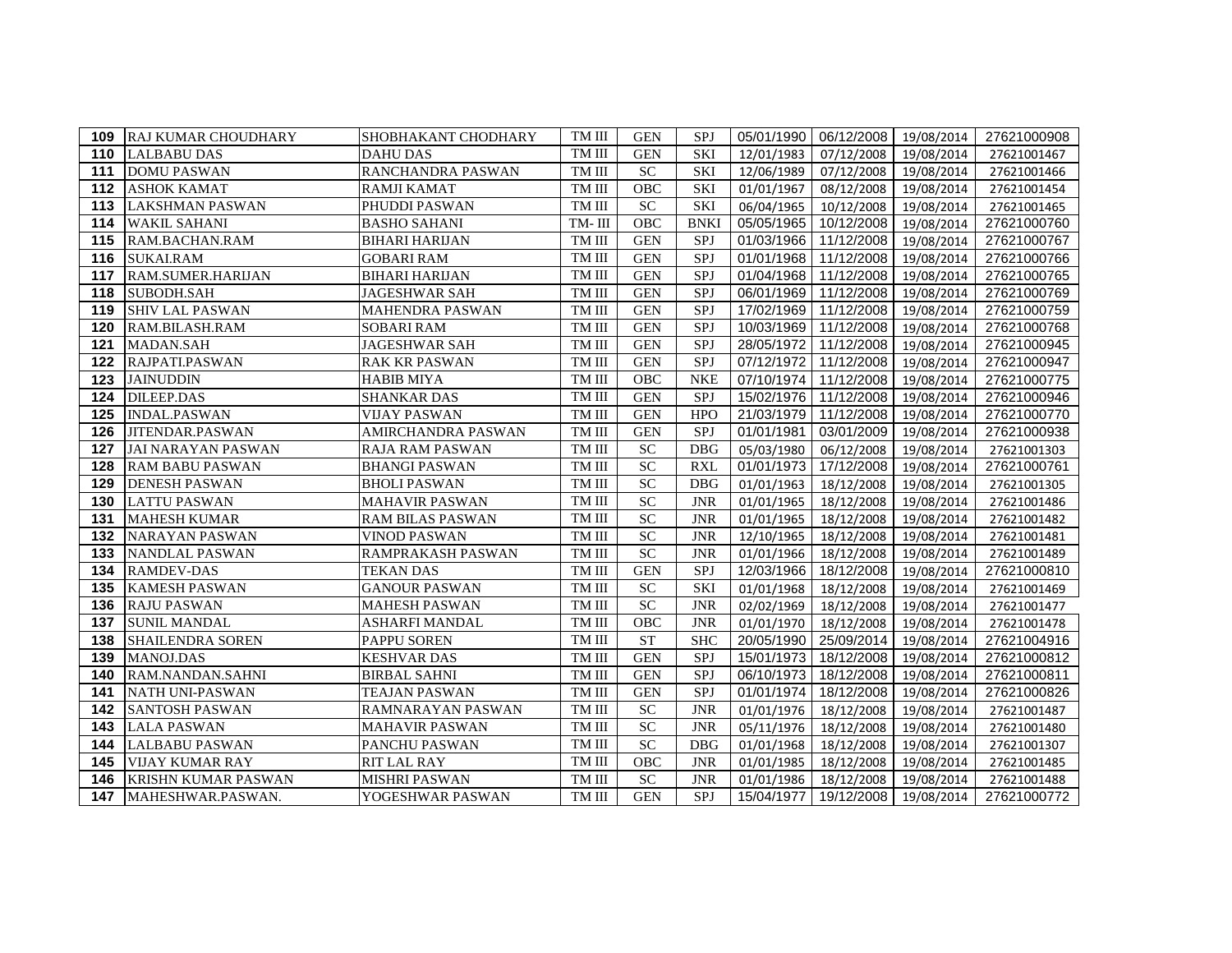| 109 | RAJ KUMAR CHOUDHARY | SHOBHAKANT CHODHARY | TM III | GEN | SPJ | 05/01/1990 | 06/12/2008 | 19/08/2014 | 27621000908 |
|---|---|---|---|---|---|---|---|---|---|
| 110 | LALBABU DAS | DAHU DAS | TM III | GEN | SKI | 12/01/1983 | 07/12/2008 | 19/08/2014 | 27621001467 |
| 111 | DOMU PASWAN | RANCHANDRA PASWAN | TM III | SC | SKI | 12/06/1989 | 07/12/2008 | 19/08/2014 | 27621001466 |
| 112 | ASHOK KAMAT | RAMJI KAMAT | TM III | OBC | SKI | 01/01/1967 | 08/12/2008 | 19/08/2014 | 27621001454 |
| 113 | LAKSHMAN PASWAN | PHUDDI PASWAN | TM III | SC | SKI | 06/04/1965 | 10/12/2008 | 19/08/2014 | 27621001465 |
| 114 | WAKIL SAHANI | BASHO SAHANI | TM- III | OBC | BNKI | 05/05/1965 | 10/12/2008 | 19/08/2014 | 27621000760 |
| 115 | RAM.BACHAN.RAM | BIHARI HARIJAN | TM III | GEN | SPJ | 01/03/1966 | 11/12/2008 | 19/08/2014 | 27621000767 |
| 116 | SUKAI.RAM | GOBARI RAM | TM III | GEN | SPJ | 01/01/1968 | 11/12/2008 | 19/08/2014 | 27621000766 |
| 117 | RAM.SUMER.HARIJAN | BIHARI HARIJAN | TM III | GEN | SPJ | 01/04/1968 | 11/12/2008 | 19/08/2014 | 27621000765 |
| 118 | SUBODH.SAH | JAGESHWAR SAH | TM III | GEN | SPJ | 06/01/1969 | 11/12/2008 | 19/08/2014 | 27621000769 |
| 119 | SHIV LAL PASWAN | MAHENDRA PASWAN | TM III | GEN | SPJ | 17/02/1969 | 11/12/2008 | 19/08/2014 | 27621000759 |
| 120 | RAM.BILASH.RAM | SOBARI RAM | TM III | GEN | SPJ | 10/03/1969 | 11/12/2008 | 19/08/2014 | 27621000768 |
| 121 | MADAN.SAH | JAGESHWAR SAH | TM III | GEN | SPJ | 28/05/1972 | 11/12/2008 | 19/08/2014 | 27621000945 |
| 122 | RAJPATI.PASWAN | RAK KR PASWAN | TM III | GEN | SPJ | 07/12/1972 | 11/12/2008 | 19/08/2014 | 27621000947 |
| 123 | JAINUDDIN | HABIB MIYA | TM III | OBC | NKE | 07/10/1974 | 11/12/2008 | 19/08/2014 | 27621000775 |
| 124 | DILEEP.DAS | SHANKAR DAS | TM III | GEN | SPJ | 15/02/1976 | 11/12/2008 | 19/08/2014 | 27621000946 |
| 125 | INDAL.PASWAN | VIJAY PASWAN | TM III | GEN | HPO | 21/03/1979 | 11/12/2008 | 19/08/2014 | 27621000770 |
| 126 | JITENDAR.PASWAN | AMIRCHANDRA PASWAN | TM III | GEN | SPJ | 01/01/1981 | 03/01/2009 | 19/08/2014 | 27621000938 |
| 127 | JAI NARAYAN PASWAN | RAJA RAM PASWAN | TM III | SC | DBG | 05/03/1980 | 06/12/2008 | 19/08/2014 | 27621001303 |
| 128 | RAM BABU PASWAN | BHANGI PASWAN | TM III | SC | RXL | 01/01/1973 | 17/12/2008 | 19/08/2014 | 27621000761 |
| 129 | DENESH PASWAN | BHOLI PASWAN | TM III | SC | DBG | 01/01/1963 | 18/12/2008 | 19/08/2014 | 27621001305 |
| 130 | LATTU PASWAN | MAHAVIR PASWAN | TM III | SC | JNR | 01/01/1965 | 18/12/2008 | 19/08/2014 | 27621001486 |
| 131 | MAHESH KUMAR | RAM BILAS PASWAN | TM III | SC | JNR | 01/01/1965 | 18/12/2008 | 19/08/2014 | 27621001482 |
| 132 | NARAYAN PASWAN | VINOD PASWAN | TM III | SC | JNR | 12/10/1965 | 18/12/2008 | 19/08/2014 | 27621001481 |
| 133 | NANDLAL PASWAN | RAMPRAKASH PASWAN | TM III | SC | JNR | 01/01/1966 | 18/12/2008 | 19/08/2014 | 27621001489 |
| 134 | RAMDEV-DAS | TEKAN DAS | TM III | GEN | SPJ | 12/03/1966 | 18/12/2008 | 19/08/2014 | 27621000810 |
| 135 | KAMESH PASWAN | GANOUR PASWAN | TM III | SC | SKI | 01/01/1968 | 18/12/2008 | 19/08/2014 | 27621001469 |
| 136 | RAJU PASWAN | MAHESH PASWAN | TM III | SC | JNR | 02/02/1969 | 18/12/2008 | 19/08/2014 | 27621001477 |
| 137 | SUNIL MANDAL | ASHARFI MANDAL | TM III | OBC | JNR | 01/01/1970 | 18/12/2008 | 19/08/2014 | 27621001478 |
| 138 | SHAILENDRA SOREN | PAPPU SOREN | TM III | ST | SHC | 20/05/1990 | 25/09/2014 | 19/08/2014 | 27621004916 |
| 139 | MANOJ.DAS | KESHVAR DAS | TM III | GEN | SPJ | 15/01/1973 | 18/12/2008 | 19/08/2014 | 27621000812 |
| 140 | RAM.NANDAN.SAHNI | BIRBAL SAHNI | TM III | GEN | SPJ | 06/10/1973 | 18/12/2008 | 19/08/2014 | 27621000811 |
| 141 | NATH UNI-PASWAN | TEAJAN PASWAN | TM III | GEN | SPJ | 01/01/1974 | 18/12/2008 | 19/08/2014 | 27621000826 |
| 142 | SANTOSH PASWAN | RAMNARAYAN PASWAN | TM III | SC | JNR | 01/01/1976 | 18/12/2008 | 19/08/2014 | 27621001487 |
| 143 | LALA PASWAN | MAHAVIR PASWAN | TM III | SC | JNR | 05/11/1976 | 18/12/2008 | 19/08/2014 | 27621001480 |
| 144 | LALBABU PASWAN | PANCHU PASWAN | TM III | SC | DBG | 01/01/1968 | 18/12/2008 | 19/08/2014 | 27621001307 |
| 145 | VIJAY KUMAR RAY | RIT LAL RAY | TM III | OBC | JNR | 01/01/1985 | 18/12/2008 | 19/08/2014 | 27621001485 |
| 146 | KRISHN KUMAR PASWAN | MISHRI PASWAN | TM III | SC | JNR | 01/01/1986 | 18/12/2008 | 19/08/2014 | 27621001488 |
| 147 | MAHESHWAR.PASWAN. | YOGESHWAR PASWAN | TM III | GEN | SPJ | 15/04/1977 | 19/12/2008 | 19/08/2014 | 27621000772 |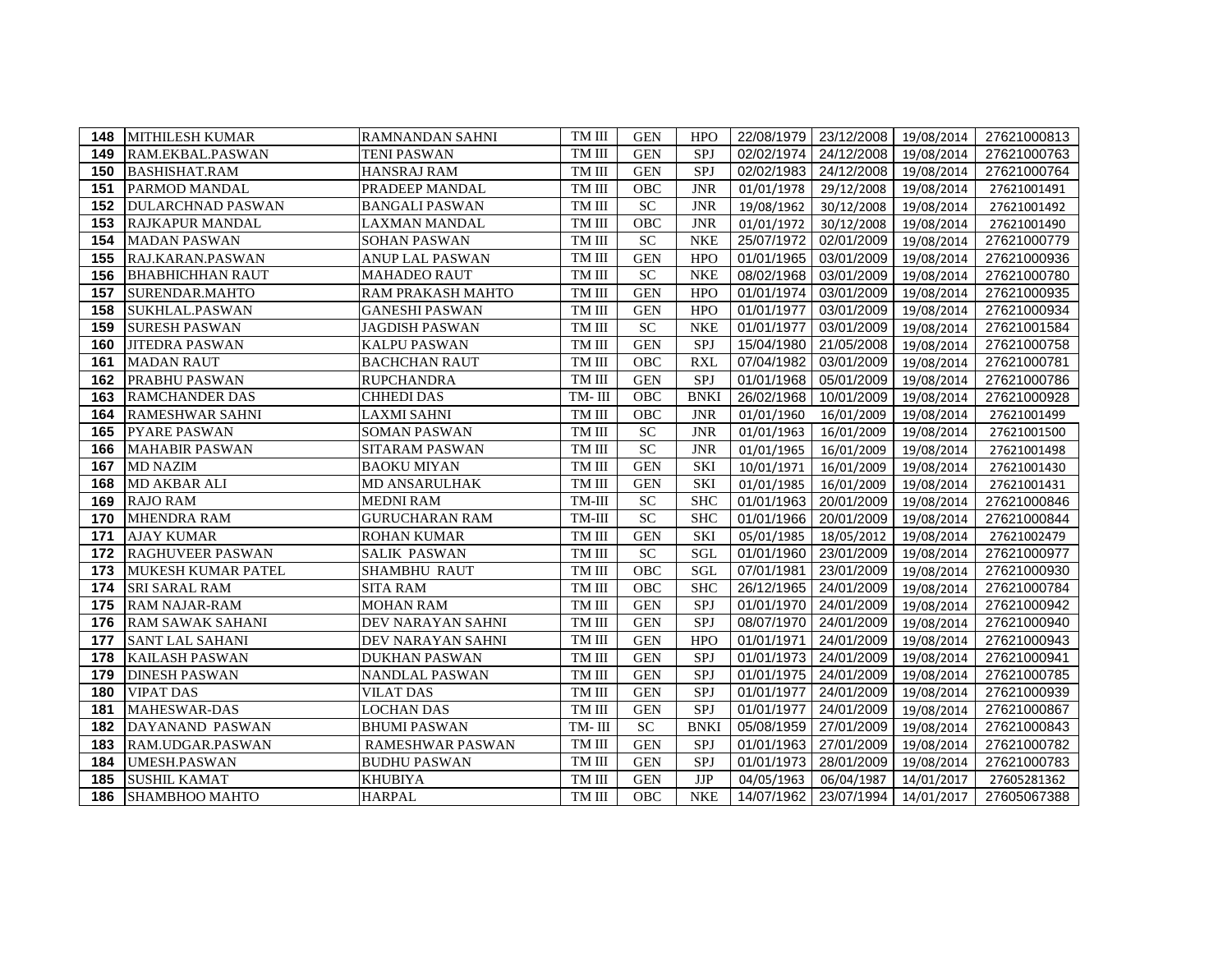| | | | | | | | | | |
|---|---|---|---|---|---|---|---|---|---|
| **148** | MITHILESH KUMAR | RAMNANDAN SAHNI | TM III | GEN | HPO | 22/08/1979 | 23/12/2008 | 19/08/2014 | 27621000813 |
| **149** | RAM.EKBAL.PASWAN | TENI PASWAN | TM III | GEN | SPJ | 02/02/1974 | 24/12/2008 | 19/08/2014 | 27621000763 |
| **150** | BASHISHAT.RAM | HANSRAJ RAM | TM III | GEN | SPJ | 02/02/1983 | 24/12/2008 | 19/08/2014 | 27621000764 |
| **151** | PARMOD MANDAL | PRADEEP MANDAL | TM III | OBC | JNR | 01/01/1978 | 29/12/2008 | 19/08/2014 | 27621001491 |
| **152** | DULARCHNAD PASWAN | BANGALI PASWAN | TM III | SC | JNR | 19/08/1962 | 30/12/2008 | 19/08/2014 | 27621001492 |
| **153** | RAJKAPUR MANDAL | LAXMAN MANDAL | TM III | OBC | JNR | 01/01/1972 | 30/12/2008 | 19/08/2014 | 27621001490 |
| **154** | MADAN PASWAN | SOHAN PASWAN | TM III | SC | NKE | 25/07/1972 | 02/01/2009 | 19/08/2014 | 27621000779 |
| **155** | RAJ.KARAN.PASWAN | ANUP LAL PASWAN | TM III | GEN | HPO | 01/01/1965 | 03/01/2009 | 19/08/2014 | 27621000936 |
| **156** | BHABHICHHAN RAUT | MAHADEO RAUT | TM III | SC | NKE | 08/02/1968 | 03/01/2009 | 19/08/2014 | 27621000780 |
| **157** | SURENDAR.MAHTO | RAM PRAKASH MAHTO | TM III | GEN | HPO | 01/01/1974 | 03/01/2009 | 19/08/2014 | 27621000935 |
| **158** | SUKHLAL.PASWAN | GANESHI PASWAN | TM III | GEN | HPO | 01/01/1977 | 03/01/2009 | 19/08/2014 | 27621000934 |
| **159** | SURESH PASWAN | JAGDISH PASWAN | TM III | SC | NKE | 01/01/1977 | 03/01/2009 | 19/08/2014 | 27621001584 |
| **160** | JITEDRA PASWAN | KALPU PASWAN | TM III | GEN | SPJ | 15/04/1980 | 21/05/2008 | 19/08/2014 | 27621000758 |
| **161** | MADAN RAUT | BACHCHAN RAUT | TM III | OBC | RXL | 07/04/1982 | 03/01/2009 | 19/08/2014 | 27621000781 |
| **162** | PRABHU PASWAN | RUPCHANDRA | TM III | GEN | SPJ | 01/01/1968 | 05/01/2009 | 19/08/2014 | 27621000786 |
| **163** | RAMCHANDER DAS | CHHEDI DAS | TM- III | OBC | BNKI | 26/02/1968 | 10/01/2009 | 19/08/2014 | 27621000928 |
| **164** | RAMESHWAR SAHNI | LAXMI SAHNI | TM III | OBC | JNR | 01/01/1960 | 16/01/2009 | 19/08/2014 | 27621001499 |
| **165** | PYARE PASWAN | SOMAN PASWAN | TM III | SC | JNR | 01/01/1963 | 16/01/2009 | 19/08/2014 | 27621001500 |
| **166** | MAHABIR PASWAN | SITARAM PASWAN | TM III | SC | JNR | 01/01/1965 | 16/01/2009 | 19/08/2014 | 27621001498 |
| **167** | MD NAZIM | BAOKU MIYAN | TM III | GEN | SKI | 10/01/1971 | 16/01/2009 | 19/08/2014 | 27621001430 |
| **168** | MD AKBAR ALI | MD ANSARULHAK | TM III | GEN | SKI | 01/01/1985 | 16/01/2009 | 19/08/2014 | 27621001431 |
| **169** | RAJO RAM | MEDNI RAM | TM-III | SC | SHC | 01/01/1963 | 20/01/2009 | 19/08/2014 | 27621000846 |
| **170** | MHENDRA RAM | GURUCHARAN RAM | TM-III | SC | SHC | 01/01/1966 | 20/01/2009 | 19/08/2014 | 27621000844 |
| **171** | AJAY KUMAR | ROHAN KUMAR | TM III | GEN | SKI | 05/01/1985 | 18/05/2012 | 19/08/2014 | 27621002479 |
| **172** | RAGHUVEER PASWAN | SALIK PASWAN | TM III | SC | SGL | 01/01/1960 | 23/01/2009 | 19/08/2014 | 27621000977 |
| **173** | MUKESH KUMAR PATEL | SHAMBHU RAUT | TM III | OBC | SGL | 07/01/1981 | 23/01/2009 | 19/08/2014 | 27621000930 |
| **174** | SRI SARAL RAM | SITA RAM | TM III | OBC | SHC | 26/12/1965 | 24/01/2009 | 19/08/2014 | 27621000784 |
| **175** | RAM NAJAR-RAM | MOHAN RAM | TM III | GEN | SPJ | 01/01/1970 | 24/01/2009 | 19/08/2014 | 27621000942 |
| **176** | RAM SAWAK SAHANI | DEV NARAYAN SAHNI | TM III | GEN | SPJ | 08/07/1970 | 24/01/2009 | 19/08/2014 | 27621000940 |
| **177** | SANT LAL SAHANI | DEV NARAYAN SAHNI | TM III | GEN | HPO | 01/01/1971 | 24/01/2009 | 19/08/2014 | 27621000943 |
| **178** | KAILASH PASWAN | DUKHAN PASWAN | TM III | GEN | SPJ | 01/01/1973 | 24/01/2009 | 19/08/2014 | 27621000941 |
| **179** | DINESH PASWAN | NANDLAL PASWAN | TM III | GEN | SPJ | 01/01/1975 | 24/01/2009 | 19/08/2014 | 27621000785 |
| **180** | VIPAT DAS | VILAT DAS | TM III | GEN | SPJ | 01/01/1977 | 24/01/2009 | 19/08/2014 | 27621000939 |
| **181** | MAHESWAR-DAS | LOCHAN DAS | TM III | GEN | SPJ | 01/01/1977 | 24/01/2009 | 19/08/2014 | 27621000867 |
| **182** | DAYANAND PASWAN | BHUMI PASWAN | TM- III | SC | BNKI | 05/08/1959 | 27/01/2009 | 19/08/2014 | 27621000843 |
| **183** | RAM.UDGAR.PASWAN | RAMESHWAR PASWAN | TM III | GEN | SPJ | 01/01/1963 | 27/01/2009 | 19/08/2014 | 27621000782 |
| **184** | UMESH.PASWAN | BUDHU PASWAN | TM III | GEN | SPJ | 01/01/1973 | 28/01/2009 | 19/08/2014 | 27621000783 |
| **185** | SUSHIL KAMAT | KHUBIYA | TM III | GEN | JJP | 04/05/1963 | 06/04/1987 | 14/01/2017 | 27605281362 |
| **186** | SHAMBHOO MAHTO | HARPAL | TM III | OBC | NKE | 14/07/1962 | 23/07/1994 | 14/01/2017 | 27605067388 |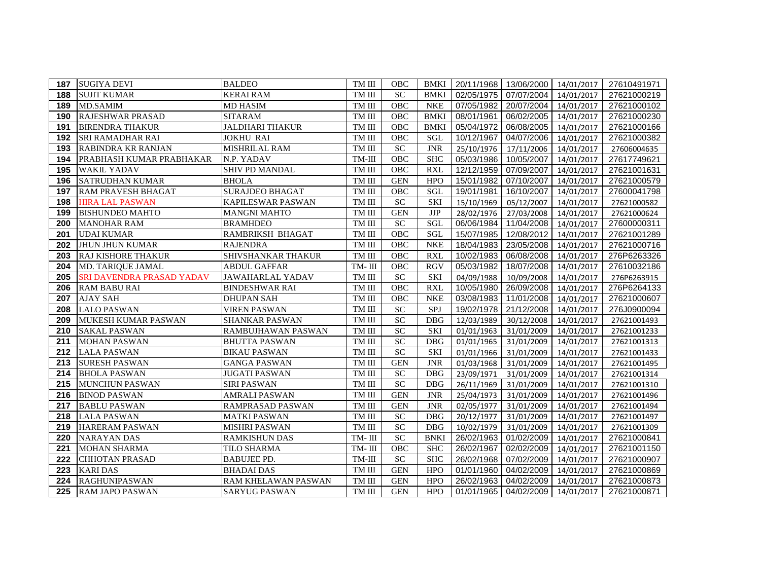| 187 | SUGIYA DEVI | BALDEO | TM III | OBC | BMKI | 20/11/1968 | 13/06/2000 | 14/01/2017 | 27610491971 |
|---|---|---|---|---|---|---|---|---|---|
| 188 | SUJIT KUMAR | KERAI RAM | TM III | SC | BMKI | 02/05/1975 | 07/07/2004 | 14/01/2017 | 27621000219 |
| 189 | MD.SAMIM | MD HASIM | TM III | OBC | NKE | 07/05/1982 | 20/07/2004 | 14/01/2017 | 27621000102 |
| 190 | RAJESHWAR PRASAD | SITARAM | TM III | OBC | BMKI | 08/01/1961 | 06/02/2005 | 14/01/2017 | 27621000230 |
| 191 | BIRENDRA THAKUR | JALDHARI THAKUR | TM III | OBC | BMKI | 05/04/1972 | 06/08/2005 | 14/01/2017 | 27621000166 |
| 192 | SRI RAMADHAR RAI | JOKHU RAI | TM III | OBC | SGL | 10/12/1967 | 04/07/2006 | 14/01/2017 | 27621000382 |
| 193 | RABINDRA KR RANJAN | MISHRILAL RAM | TM III | SC | JNR | 25/10/1976 | 17/11/2006 | 14/01/2017 | 27606004635 |
| 194 | PRABHASH KUMAR PRABHAKAR | N.P. YADAV | TM-III | OBC | SHC | 05/03/1986 | 10/05/2007 | 14/01/2017 | 27617749621 |
| 195 | WAKIL YADAV | SHIV PD MANDAL | TM III | OBC | RXL | 12/12/1959 | 07/09/2007 | 14/01/2017 | 27621001631 |
| 196 | SATRUDHAN KUMAR | BHOLA | TM III | GEN | HPO | 15/01/1982 | 07/10/2007 | 14/01/2017 | 27621000579 |
| 197 | RAM PRAVESH BHAGAT | SURAJDEO BHAGAT | TM III | OBC | SGL | 19/01/1981 | 16/10/2007 | 14/01/2017 | 27600041798 |
| 198 | HIRA LAL PASWAN | KAPILESWAR PASWAN | TM III | SC | SKI | 15/10/1969 | 05/12/2007 | 14/01/2017 | 27621000582 |
| 199 | BISHUNDEO MAHTO | MANGNI MAHTO | TM III | GEN | JJP | 28/02/1976 | 27/03/2008 | 14/01/2017 | 27621000624 |
| 200 | MANOHAR RAM | BRAMHDEO | TM III | SC | SGL | 06/06/1984 | 11/04/2008 | 14/01/2017 | 27600000311 |
| 201 | UDAI KUMAR | RAMBRIKSH BHAGAT | TM III | OBC | SGL | 15/07/1985 | 12/08/2012 | 14/01/2017 | 27621001289 |
| 202 | JHUN JHUN KUMAR | RAJENDRA | TM III | OBC | NKE | 18/04/1983 | 23/05/2008 | 14/01/2017 | 27621000716 |
| 203 | RAJ KISHORE THAKUR | SHIVSHANKAR THAKUR | TM III | OBC | RXL | 10/02/1983 | 06/08/2008 | 14/01/2017 | 276P6263326 |
| 204 | MD. TARIQUE JAMAL | ABDUL GAFFAR | TM- III | OBC | RGV | 05/03/1982 | 18/07/2008 | 14/01/2017 | 27610032186 |
| 205 | SRI DAVENDRA PRASAD YADAV | JAWAHARLAL YADAV | TM III | SC | SKI | 04/09/1988 | 10/09/2008 | 14/01/2017 | 276P6263915 |
| 206 | RAM BABU RAI | BINDESHWAR RAI | TM III | OBC | RXL | 10/05/1980 | 26/09/2008 | 14/01/2017 | 276P6264133 |
| 207 | AJAY SAH | DHUPAN SAH | TM III | OBC | NKE | 03/08/1983 | 11/01/2008 | 14/01/2017 | 27621000607 |
| 208 | LALO PASWAN | VIREN PASWAN | TM III | SC | SPJ | 19/02/1978 | 21/12/2008 | 14/01/2017 | 276J0900094 |
| 209 | MUKESH KUMAR PASWAN | SHANKAR PASWAN | TM III | SC | DBG | 12/03/1989 | 30/12/2008 | 14/01/2017 | 27621001493 |
| 210 | SAKAL PASWAN | RAMBUJHAWAN PASWAN | TM III | SC | SKI | 01/01/1963 | 31/01/2009 | 14/01/2017 | 27621001233 |
| 211 | MOHAN PASWAN | BHUTTA PASWAN | TM III | SC | DBG | 01/01/1965 | 31/01/2009 | 14/01/2017 | 27621001313 |
| 212 | LALA PASWAN | BIKAU PASWAN | TM III | SC | SKI | 01/01/1966 | 31/01/2009 | 14/01/2017 | 27621001433 |
| 213 | SURESH PASWAN | GANGA PASWAN | TM III | GEN | JNR | 01/03/1968 | 31/01/2009 | 14/01/2017 | 27621001495 |
| 214 | BHOLA PASWAN | JUGATI PASWAN | TM III | SC | DBG | 23/09/1971 | 31/01/2009 | 14/01/2017 | 27621001314 |
| 215 | MUNCHUN PASWAN | SIRI PASWAN | TM III | SC | DBG | 26/11/1969 | 31/01/2009 | 14/01/2017 | 27621001310 |
| 216 | BINOD PASWAN | AMRALI PASWAN | TM III | GEN | JNR | 25/04/1973 | 31/01/2009 | 14/01/2017 | 27621001496 |
| 217 | BABLU PASWAN | RAMPRASAD PASWAN | TM III | GEN | JNR | 02/05/1977 | 31/01/2009 | 14/01/2017 | 27621001494 |
| 218 | LALA PASWAN | MATKI PASWAN | TM III | SC | DBG | 20/12/1977 | 31/01/2009 | 14/01/2017 | 27621001497 |
| 219 | HARERAM PASWAN | MISHRI PASWAN | TM III | SC | DBG | 10/02/1979 | 31/01/2009 | 14/01/2017 | 27621001309 |
| 220 | NARAYAN DAS | RAMKISHUN DAS | TM- III | SC | BNKI | 26/02/1963 | 01/02/2009 | 14/01/2017 | 27621000841 |
| 221 | MOHAN SHARMA | TILO SHARMA | TM- III | OBC | SHC | 26/02/1967 | 02/02/2009 | 14/01/2017 | 27621001150 |
| 222 | CHHOTAN PRASAD | BABUJEE PD. | TM-III | SC | SHC | 26/02/1968 | 07/02/2009 | 14/01/2017 | 27621000907 |
| 223 | KARI DAS | BHADAI DAS | TM III | GEN | HPO | 01/01/1960 | 04/02/2009 | 14/01/2017 | 27621000869 |
| 224 | RAGHUNIPASWAN | RAM KHELAWAN PASWAN | TM III | GEN | HPO | 26/02/1963 | 04/02/2009 | 14/01/2017 | 27621000873 |
| 225 | RAM JAPO PASWAN | SARYUG PASWAN | TM III | GEN | HPO | 01/01/1965 | 04/02/2009 | 14/01/2017 | 27621000871 |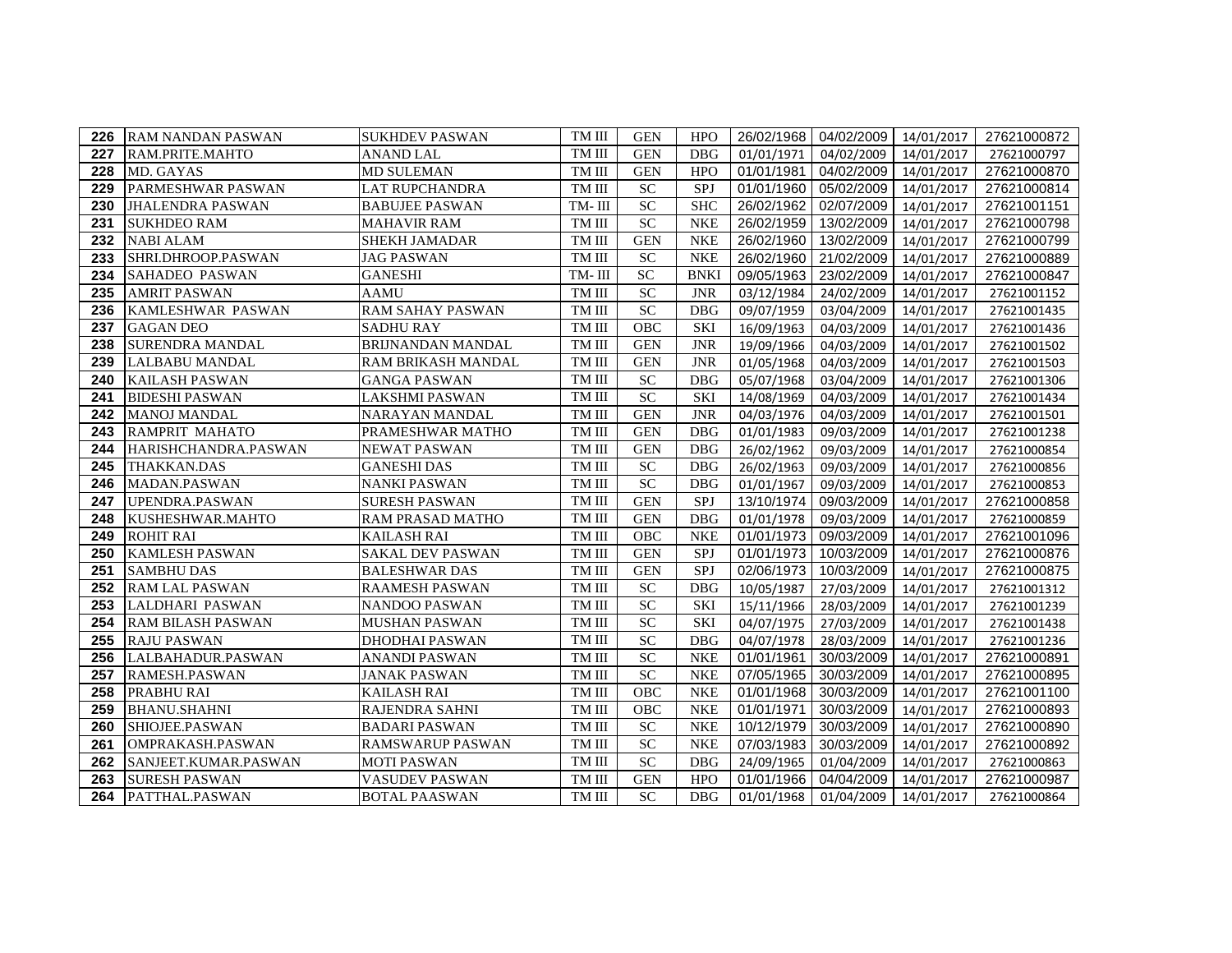| 226 | RAM NANDAN PASWAN | SUKHDEV PASWAN | TM III | GEN | HPO | 26/02/1968 | 04/02/2009 | 14/01/2017 | 27621000872 |
|---|---|---|---|---|---|---|---|---|---|
| 227 | RAM.PRITE.MAHTO | ANAND LAL | TM III | GEN | DBG | 01/01/1971 | 04/02/2009 | 14/01/2017 | 27621000797 |
| 228 | MD. GAYAS | MD SULEMAN | TM III | GEN | HPO | 01/01/1981 | 04/02/2009 | 14/01/2017 | 27621000870 |
| 229 | PARMESHWAR PASWAN | LAT RUPCHANDRA | TM III | SC | SPJ | 01/01/1960 | 05/02/2009 | 14/01/2017 | 27621000814 |
| 230 | JHALENDRA PASWAN | BABUJEE PASWAN | TM- III | SC | SHC | 26/02/1962 | 02/07/2009 | 14/01/2017 | 27621001151 |
| 231 | SUKHDEO RAM | MAHAVIR RAM | TM III | SC | NKE | 26/02/1959 | 13/02/2009 | 14/01/2017 | 27621000798 |
| 232 | NABI ALAM | SHEKH JAMADAR | TM III | GEN | NKE | 26/02/1960 | 13/02/2009 | 14/01/2017 | 27621000799 |
| 233 | SHRI.DHROOP.PASWAN | JAG PASWAN | TM III | SC | NKE | 26/02/1960 | 21/02/2009 | 14/01/2017 | 27621000889 |
| 234 | SAHADEO PASWAN | GANESHI | TM- III | SC | BNKI | 09/05/1963 | 23/02/2009 | 14/01/2017 | 27621000847 |
| 235 | AMRIT PASWAN | AAMU | TM III | SC | JNR | 03/12/1984 | 24/02/2009 | 14/01/2017 | 27621001152 |
| 236 | KAMLESHWAR PASWAN | RAM SAHAY PASWAN | TM III | SC | DBG | 09/07/1959 | 03/04/2009 | 14/01/2017 | 27621001435 |
| 237 | GAGAN DEO | SADHU RAY | TM III | OBC | SKI | 16/09/1963 | 04/03/2009 | 14/01/2017 | 27621001436 |
| 238 | SURENDRA MANDAL | BRIJNANDAN MANDAL | TM III | GEN | JNR | 19/09/1966 | 04/03/2009 | 14/01/2017 | 27621001502 |
| 239 | LALBABU MANDAL | RAM BRIKASH MANDAL | TM III | GEN | JNR | 01/05/1968 | 04/03/2009 | 14/01/2017 | 27621001503 |
| 240 | KAILASH PASWAN | GANGA PASWAN | TM III | SC | DBG | 05/07/1968 | 03/04/2009 | 14/01/2017 | 27621001306 |
| 241 | BIDESHI PASWAN | LAKSHMI PASWAN | TM III | SC | SKI | 14/08/1969 | 04/03/2009 | 14/01/2017 | 27621001434 |
| 242 | MANOJ MANDAL | NARAYAN MANDAL | TM III | GEN | JNR | 04/03/1976 | 04/03/2009 | 14/01/2017 | 27621001501 |
| 243 | RAMPRIT MAHATO | PRAMESHWAR MATHO | TM III | GEN | DBG | 01/01/1983 | 09/03/2009 | 14/01/2017 | 27621001238 |
| 244 | HARISHCHANDRA.PASWAN | NEWAT PASWAN | TM III | GEN | DBG | 26/02/1962 | 09/03/2009 | 14/01/2017 | 27621000854 |
| 245 | THAKKAN.DAS | GANESHI DAS | TM III | SC | DBG | 26/02/1963 | 09/03/2009 | 14/01/2017 | 27621000856 |
| 246 | MADAN.PASWAN | NANKI PASWAN | TM III | SC | DBG | 01/01/1967 | 09/03/2009 | 14/01/2017 | 27621000853 |
| 247 | UPENDRA.PASWAN | SURESH PASWAN | TM III | GEN | SPJ | 13/10/1974 | 09/03/2009 | 14/01/2017 | 27621000858 |
| 248 | KUSHESHWAR.MAHTO | RAM PRASAD MATHO | TM III | GEN | DBG | 01/01/1978 | 09/03/2009 | 14/01/2017 | 27621000859 |
| 249 | ROHIT RAI | KAILASH RAI | TM III | OBC | NKE | 01/01/1973 | 09/03/2009 | 14/01/2017 | 27621001096 |
| 250 | KAMLESH PASWAN | SAKAL DEV PASWAN | TM III | GEN | SPJ | 01/01/1973 | 10/03/2009 | 14/01/2017 | 27621000876 |
| 251 | SAMBHU DAS | BALESHWAR DAS | TM III | GEN | SPJ | 02/06/1973 | 10/03/2009 | 14/01/2017 | 27621000875 |
| 252 | RAM LAL PASWAN | RAAMESH PASWAN | TM III | SC | DBG | 10/05/1987 | 27/03/2009 | 14/01/2017 | 27621001312 |
| 253 | LALDHARI PASWAN | NANDOO PASWAN | TM III | SC | SKI | 15/11/1966 | 28/03/2009 | 14/01/2017 | 27621001239 |
| 254 | RAM BILASH PASWAN | MUSHAN PASWAN | TM III | SC | SKI | 04/07/1975 | 27/03/2009 | 14/01/2017 | 27621001438 |
| 255 | RAJU PASWAN | DHODHAI PASWAN | TM III | SC | DBG | 04/07/1978 | 28/03/2009 | 14/01/2017 | 27621001236 |
| 256 | LALBAHADUR.PASWAN | ANANDI PASWAN | TM III | SC | NKE | 01/01/1961 | 30/03/2009 | 14/01/2017 | 27621000891 |
| 257 | RAMESH.PASWAN | JANAK PASWAN | TM III | SC | NKE | 07/05/1965 | 30/03/2009 | 14/01/2017 | 27621000895 |
| 258 | PRABHU RAI | KAILASH RAI | TM III | OBC | NKE | 01/01/1968 | 30/03/2009 | 14/01/2017 | 27621001100 |
| 259 | BHANU.SHAHNI | RAJENDRA SAHNI | TM III | OBC | NKE | 01/01/1971 | 30/03/2009 | 14/01/2017 | 27621000893 |
| 260 | SHIOJEE.PASWAN | BADARI PASWAN | TM III | SC | NKE | 10/12/1979 | 30/03/2009 | 14/01/2017 | 27621000890 |
| 261 | OMPRAKASH.PASWAN | RAMSWARUP PASWAN | TM III | SC | NKE | 07/03/1983 | 30/03/2009 | 14/01/2017 | 27621000892 |
| 262 | SANJEET.KUMAR.PASWAN | MOTI PASWAN | TM III | SC | DBG | 24/09/1965 | 01/04/2009 | 14/01/2017 | 27621000863 |
| 263 | SURESH PASWAN | VASUDEV PASWAN | TM III | GEN | HPO | 01/01/1966 | 04/04/2009 | 14/01/2017 | 27621000987 |
| 264 | PATTHAL.PASWAN | BOTAL PAASWAN | TM III | SC | DBG | 01/01/1968 | 01/04/2009 | 14/01/2017 | 27621000864 |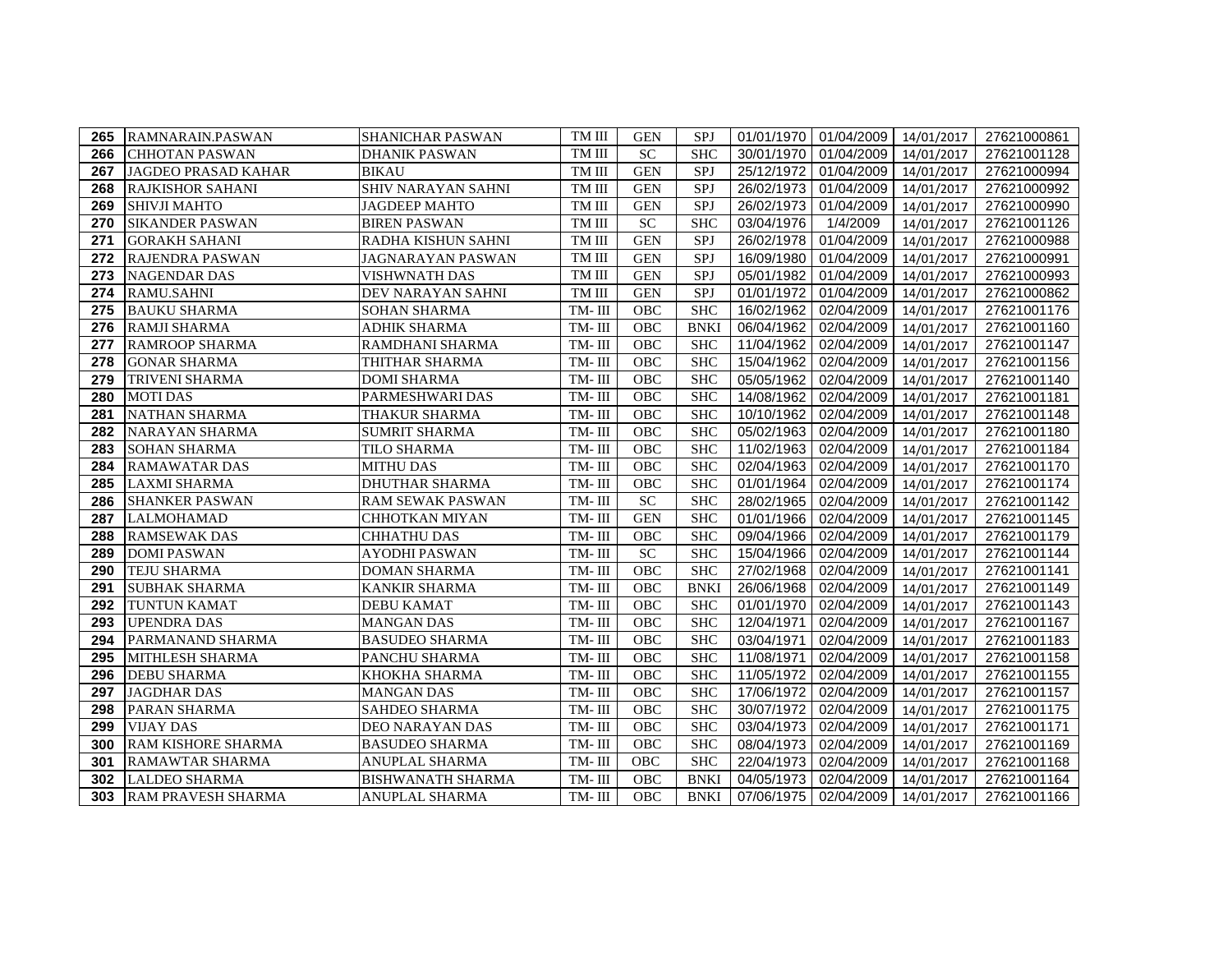| 265 | RAMNARAIN.PASWAN | SHANICHAR PASWAN | TM III | GEN | SPJ | 01/01/1970 | 01/04/2009 | 14/01/2017 | 27621000861 |
|---|---|---|---|---|---|---|---|---|---|
| 266 | CHHOTAN PASWAN | DHANIK PASWAN | TM III | SC | SHC | 30/01/1970 | 01/04/2009 | 14/01/2017 | 27621001128 |
| 267 | JAGDEO PRASAD KAHAR | BIKAU | TM III | GEN | SPJ | 25/12/1972 | 01/04/2009 | 14/01/2017 | 27621000994 |
| 268 | RAJKISHOR SAHANI | SHIV NARAYAN SAHNI | TM III | GEN | SPJ | 26/02/1973 | 01/04/2009 | 14/01/2017 | 27621000992 |
| 269 | SHIVJI MAHTO | JAGDEEP MAHTO | TM III | GEN | SPJ | 26/02/1973 | 01/04/2009 | 14/01/2017 | 27621000990 |
| 270 | SIKANDER PASWAN | BIREN PASWAN | TM III | SC | SHC | 03/04/1976 | 1/4/2009 | 14/01/2017 | 27621001126 |
| 271 | GORAKH SAHANI | RADHA KISHUN SAHNI | TM III | GEN | SPJ | 26/02/1978 | 01/04/2009 | 14/01/2017 | 27621000988 |
| 272 | RAJENDRA PASWAN | JAGNARAYAN PASWAN | TM III | GEN | SPJ | 16/09/1980 | 01/04/2009 | 14/01/2017 | 27621000991 |
| 273 | NAGENDAR DAS | VISHWNATH DAS | TM III | GEN | SPJ | 05/01/1982 | 01/04/2009 | 14/01/2017 | 27621000993 |
| 274 | RAMU.SAHNI | DEV NARAYAN SAHNI | TM III | GEN | SPJ | 01/01/1972 | 01/04/2009 | 14/01/2017 | 27621000862 |
| 275 | BAUKU SHARMA | SOHAN SHARMA | TM- III | OBC | SHC | 16/02/1962 | 02/04/2009 | 14/01/2017 | 27621001176 |
| 276 | RAMJI SHARMA | ADHIK SHARMA | TM- III | OBC | BNKI | 06/04/1962 | 02/04/2009 | 14/01/2017 | 27621001160 |
| 277 | RAMROOP SHARMA | RAMDHANI SHARMA | TM- III | OBC | SHC | 11/04/1962 | 02/04/2009 | 14/01/2017 | 27621001147 |
| 278 | GONAR SHARMA | THITHAR SHARMA | TM- III | OBC | SHC | 15/04/1962 | 02/04/2009 | 14/01/2017 | 27621001156 |
| 279 | TRIVENI SHARMA | DOMI SHARMA | TM- III | OBC | SHC | 05/05/1962 | 02/04/2009 | 14/01/2017 | 27621001140 |
| 280 | MOTI DAS | PARMESHWARI DAS | TM- III | OBC | SHC | 14/08/1962 | 02/04/2009 | 14/01/2017 | 27621001181 |
| 281 | NATHAN SHARMA | THAKUR SHARMA | TM- III | OBC | SHC | 10/10/1962 | 02/04/2009 | 14/01/2017 | 27621001148 |
| 282 | NARAYAN SHARMA | SUMRIT SHARMA | TM- III | OBC | SHC | 05/02/1963 | 02/04/2009 | 14/01/2017 | 27621001180 |
| 283 | SOHAN SHARMA | TILO SHARMA | TM- III | OBC | SHC | 11/02/1963 | 02/04/2009 | 14/01/2017 | 27621001184 |
| 284 | RAMAWATAR DAS | MITHU DAS | TM- III | OBC | SHC | 02/04/1963 | 02/04/2009 | 14/01/2017 | 27621001170 |
| 285 | LAXMI SHARMA | DHUTHAR SHARMA | TM- III | OBC | SHC | 01/01/1964 | 02/04/2009 | 14/01/2017 | 27621001174 |
| 286 | SHANKER PASWAN | RAM SEWAK PASWAN | TM- III | SC | SHC | 28/02/1965 | 02/04/2009 | 14/01/2017 | 27621001142 |
| 287 | LALMOHAMAD | CHHOTKAN MIYAN | TM- III | GEN | SHC | 01/01/1966 | 02/04/2009 | 14/01/2017 | 27621001145 |
| 288 | RAMSEWAK DAS | CHHATHU DAS | TM- III | OBC | SHC | 09/04/1966 | 02/04/2009 | 14/01/2017 | 27621001179 |
| 289 | DOMI PASWAN | AYODHI PASWAN | TM- III | SC | SHC | 15/04/1966 | 02/04/2009 | 14/01/2017 | 27621001144 |
| 290 | TEJU SHARMA | DOMAN SHARMA | TM- III | OBC | SHC | 27/02/1968 | 02/04/2009 | 14/01/2017 | 27621001141 |
| 291 | SUBHAK SHARMA | KANKIR SHARMA | TM- III | OBC | BNKI | 26/06/1968 | 02/04/2009 | 14/01/2017 | 27621001149 |
| 292 | TUNTUN KAMAT | DEBU KAMAT | TM- III | OBC | SHC | 01/01/1970 | 02/04/2009 | 14/01/2017 | 27621001143 |
| 293 | UPENDRA DAS | MANGAN DAS | TM- III | OBC | SHC | 12/04/1971 | 02/04/2009 | 14/01/2017 | 27621001167 |
| 294 | PARMANAND SHARMA | BASUDEO SHARMA | TM- III | OBC | SHC | 03/04/1971 | 02/04/2009 | 14/01/2017 | 27621001183 |
| 295 | MITHLESH SHARMA | PANCHU SHARMA | TM- III | OBC | SHC | 11/08/1971 | 02/04/2009 | 14/01/2017 | 27621001158 |
| 296 | DEBU SHARMA | KHOKHA SHARMA | TM- III | OBC | SHC | 11/05/1972 | 02/04/2009 | 14/01/2017 | 27621001155 |
| 297 | JAGDHAR DAS | MANGAN DAS | TM- III | OBC | SHC | 17/06/1972 | 02/04/2009 | 14/01/2017 | 27621001157 |
| 298 | PARAN SHARMA | SAHDEO SHARMA | TM- III | OBC | SHC | 30/07/1972 | 02/04/2009 | 14/01/2017 | 27621001175 |
| 299 | VIJAY DAS | DEO NARAYAN DAS | TM- III | OBC | SHC | 03/04/1973 | 02/04/2009 | 14/01/2017 | 27621001171 |
| 300 | RAM KISHORE SHARMA | BASUDEO SHARMA | TM- III | OBC | SHC | 08/04/1973 | 02/04/2009 | 14/01/2017 | 27621001169 |
| 301 | RAMAWTAR SHARMA | ANUPLAL SHARMA | TM- III | OBC | SHC | 22/04/1973 | 02/04/2009 | 14/01/2017 | 27621001168 |
| 302 | LALDEO SHARMA | BISHWANATH SHARMA | TM- III | OBC | BNKI | 04/05/1973 | 02/04/2009 | 14/01/2017 | 27621001164 |
| 303 | RAM PRAVESH SHARMA | ANUPLAL SHARMA | TM- III | OBC | BNKI | 07/06/1975 | 02/04/2009 | 14/01/2017 | 27621001166 |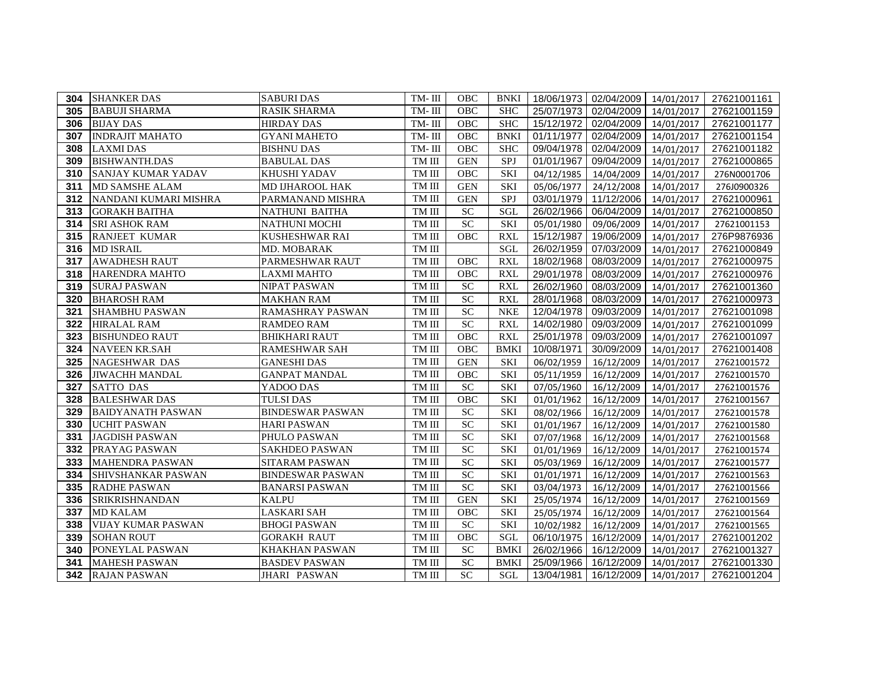| 304 | SHANKER DAS | SABURI DAS | TM- III | OBC | BNKI | 18/06/1973 | 02/04/2009 | 14/01/2017 | 27621001161 |
|---|---|---|---|---|---|---|---|---|---|
| 305 | BABUJI SHARMA | RASIK SHARMA | TM- III | OBC | SHC | 25/07/1973 | 02/04/2009 | 14/01/2017 | 27621001159 |
| 306 | BIJAY DAS | HIRDAY DAS | TM- III | OBC | SHC | 15/12/1972 | 02/04/2009 | 14/01/2017 | 27621001177 |
| 307 | INDRAJIT MAHATO | GYANI MAHETO | TM- III | OBC | BNKI | 01/11/1977 | 02/04/2009 | 14/01/2017 | 27621001154 |
| 308 | LAXMI DAS | BISHNU DAS | TM- III | OBC | SHC | 09/04/1978 | 02/04/2009 | 14/01/2017 | 27621001182 |
| 309 | BISHWANTH.DAS | BABULAL DAS | TM III | GEN | SPJ | 01/01/1967 | 09/04/2009 | 14/01/2017 | 27621000865 |
| 310 | SANJAY KUMAR YADAV | KHUSHI YADAV | TM III | OBC | SKI | 04/12/1985 | 14/04/2009 | 14/01/2017 | 276N0001706 |
| 311 | MD SAMSHE ALAM | MD IJHAROOL HAK | TM III | GEN | SKI | 05/06/1977 | 24/12/2008 | 14/01/2017 | 276J0900326 |
| 312 | NANDANI KUMARI MISHRA | PARMANAND MISHRA | TM III | GEN | SPJ | 03/01/1979 | 11/12/2006 | 14/01/2017 | 27621000961 |
| 313 | GORAKH BAITHA | NATHUNI BAITHA | TM III | SC | SGL | 26/02/1966 | 06/04/2009 | 14/01/2017 | 27621000850 |
| 314 | SRI ASHOK RAM | NATHUNI MOCHI | TM III | SC | SKI | 05/01/1980 | 09/06/2009 | 14/01/2017 | 27621001153 |
| 315 | RANJEET KUMAR | KUSHESHWAR RAI | TM III | OBC | RXL | 15/12/1987 | 19/06/2009 | 14/01/2017 | 276P9876936 |
| 316 | MD ISRAIL | MD. MOBARAK | TM III | | SGL | 26/02/1959 | 07/03/2009 | 14/01/2017 | 27621000849 |
| 317 | AWADHESH RAUT | PARMESHWAR RAUT | TM III | OBC | RXL | 18/02/1968 | 08/03/2009 | 14/01/2017 | 27621000975 |
| 318 | HARENDRA MAHTO | LAXMI MAHTO | TM III | OBC | RXL | 29/01/1978 | 08/03/2009 | 14/01/2017 | 27621000976 |
| 319 | SURAJ PASWAN | NIPAT PASWAN | TM III | SC | RXL | 26/02/1960 | 08/03/2009 | 14/01/2017 | 27621001360 |
| 320 | BHAROSH RAM | MAKHAN RAM | TM III | SC | RXL | 28/01/1968 | 08/03/2009 | 14/01/2017 | 27621000973 |
| 321 | SHAMBHU PASWAN | RAMASHRAY PASWAN | TM III | SC | NKE | 12/04/1978 | 09/03/2009 | 14/01/2017 | 27621001098 |
| 322 | HIRALAL RAM | RAMDEO RAM | TM III | SC | RXL | 14/02/1980 | 09/03/2009 | 14/01/2017 | 27621001099 |
| 323 | BISHUNDEO RAUT | BHIKHARI RAUT | TM III | OBC | RXL | 25/01/1978 | 09/03/2009 | 14/01/2017 | 27621001097 |
| 324 | NAVEEN KR.SAH | RAMESHWAR SAH | TM III | OBC | BMKI | 10/08/1971 | 30/09/2009 | 14/01/2017 | 27621001408 |
| 325 | NAGESHWAR DAS | GANESHI DAS | TM III | GEN | SKI | 06/02/1959 | 16/12/2009 | 14/01/2017 | 27621001572 |
| 326 | JIWACHH MANDAL | GANPAT MANDAL | TM III | OBC | SKI | 05/11/1959 | 16/12/2009 | 14/01/2017 | 27621001570 |
| 327 | SATTO DAS | YADOO DAS | TM III | SC | SKI | 07/05/1960 | 16/12/2009 | 14/01/2017 | 27621001576 |
| 328 | BALESHWAR DAS | TULSI DAS | TM III | OBC | SKI | 01/01/1962 | 16/12/2009 | 14/01/2017 | 27621001567 |
| 329 | BAIDYANATH PASWAN | BINDESWAR PASWAN | TM III | SC | SKI | 08/02/1966 | 16/12/2009 | 14/01/2017 | 27621001578 |
| 330 | UCHIT PASWAN | HARI PASWAN | TM III | SC | SKI | 01/01/1967 | 16/12/2009 | 14/01/2017 | 27621001580 |
| 331 | JAGDISH PASWAN | PHULO PASWAN | TM III | SC | SKI | 07/07/1968 | 16/12/2009 | 14/01/2017 | 27621001568 |
| 332 | PRAYAG PASWAN | SAKHDEO PASWAN | TM III | SC | SKI | 01/01/1969 | 16/12/2009 | 14/01/2017 | 27621001574 |
| 333 | MAHENDRA PASWAN | SITARAM PASWAN | TM III | SC | SKI | 05/03/1969 | 16/12/2009 | 14/01/2017 | 27621001577 |
| 334 | SHIVSHANKAR PASWAN | BINDESWAR PASWAN | TM III | SC | SKI | 01/01/1971 | 16/12/2009 | 14/01/2017 | 27621001563 |
| 335 | RADHE PASWAN | BANARSI PASWAN | TM III | SC | SKI | 03/04/1973 | 16/12/2009 | 14/01/2017 | 27621001566 |
| 336 | SRIKRISHNANDAN | KALPU | TM III | GEN | SKI | 25/05/1974 | 16/12/2009 | 14/01/2017 | 27621001569 |
| 337 | MD KALAM | LASKARI SAH | TM III | OBC | SKI | 25/05/1974 | 16/12/2009 | 14/01/2017 | 27621001564 |
| 338 | VIJAY KUMAR PASWAN | BHOGI PASWAN | TM III | SC | SKI | 10/02/1982 | 16/12/2009 | 14/01/2017 | 27621001565 |
| 339 | SOHAN ROUT | GORAKH RAUT | TM III | OBC | SGL | 06/10/1975 | 16/12/2009 | 14/01/2017 | 27621001202 |
| 340 | PONEYLAL PASWAN | KHAKHAN PASWAN | TM III | SC | BMKI | 26/02/1966 | 16/12/2009 | 14/01/2017 | 27621001327 |
| 341 | MAHESH PASWAN | BASDEV PASWAN | TM III | SC | BMKI | 25/09/1966 | 16/12/2009 | 14/01/2017 | 27621001330 |
| 342 | RAJAN PASWAN | JHARI PASWAN | TM III | SC | SGL | 13/04/1981 | 16/12/2009 | 14/01/2017 | 27621001204 |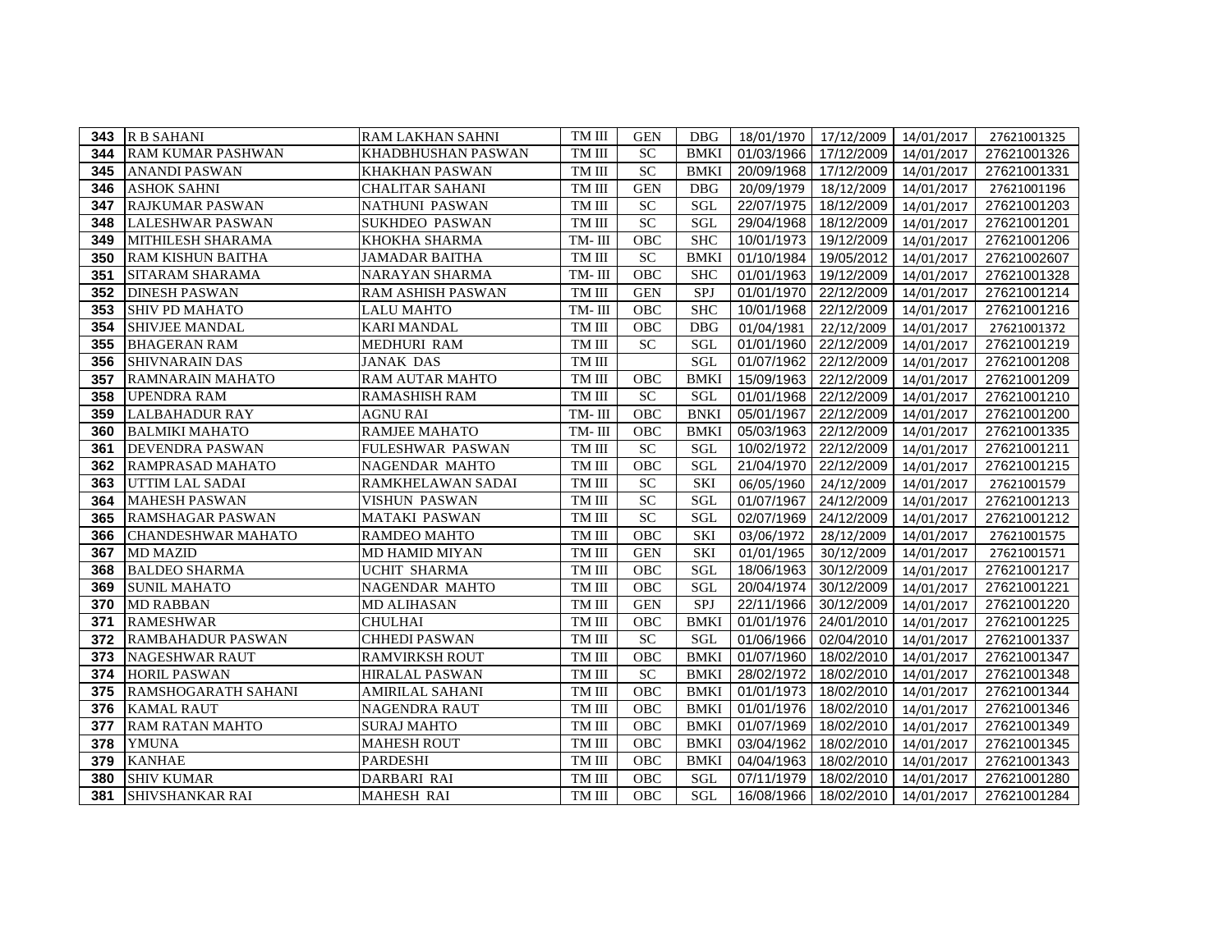| 343 | R B SAHANI | RAM LAKHAN SAHNI | TM III | GEN | DBG | 18/01/1970 | 17/12/2009 | 14/01/2017 | 27621001325 |
|---|---|---|---|---|---|---|---|---|---|
| 344 | RAM KUMAR PASHWAN | KHADBHUSHAN PASWAN | TM III | SC | BMKI | 01/03/1966 | 17/12/2009 | 14/01/2017 | 27621001326 |
| 345 | ANANDI PASWAN | KHAKHAN PASWAN | TM III | SC | BMKI | 20/09/1968 | 17/12/2009 | 14/01/2017 | 27621001331 |
| 346 | ASHOK SAHNI | CHALITAR SAHANI | TM III | GEN | DBG | 20/09/1979 | 18/12/2009 | 14/01/2017 | 27621001196 |
| 347 | RAJKUMAR PASWAN | NATHUNI PASWAN | TM III | SC | SGL | 22/07/1975 | 18/12/2009 | 14/01/2017 | 27621001203 |
| 348 | LALESHWAR PASWAN | SUKHDEO PASWAN | TM III | SC | SGL | 29/04/1968 | 18/12/2009 | 14/01/2017 | 27621001201 |
| 349 | MITHILESH SHARAMA | KHOKHA SHARMA | TM- III | OBC | SHC | 10/01/1973 | 19/12/2009 | 14/01/2017 | 27621001206 |
| 350 | RAM KISHUN BAITHA | JAMADAR BAITHA | TM III | SC | BMKI | 01/10/1984 | 19/05/2012 | 14/01/2017 | 27621002607 |
| 351 | SITARAM SHARAMA | NARAYAN SHARMA | TM- III | OBC | SHC | 01/01/1963 | 19/12/2009 | 14/01/2017 | 27621001328 |
| 352 | DINESH PASWAN | RAM ASHISH PASWAN | TM III | GEN | SPJ | 01/01/1970 | 22/12/2009 | 14/01/2017 | 27621001214 |
| 353 | SHIV PD MAHATO | LALU MAHTO | TM- III | OBC | SHC | 10/01/1968 | 22/12/2009 | 14/01/2017 | 27621001216 |
| 354 | SHIVJEE MANDAL | KARI MANDAL | TM III | OBC | DBG | 01/04/1981 | 22/12/2009 | 14/01/2017 | 27621001372 |
| 355 | BHAGERAN RAM | MEDHURI RAM | TM III | SC | SGL | 01/01/1960 | 22/12/2009 | 14/01/2017 | 27621001219 |
| 356 | SHIVNARAIN DAS | JANAK DAS | TM III | | SGL | 01/07/1962 | 22/12/2009 | 14/01/2017 | 27621001208 |
| 357 | RAMNARAIN MAHATO | RAM AUTAR MAHTO | TM III | OBC | BMKI | 15/09/1963 | 22/12/2009 | 14/01/2017 | 27621001209 |
| 358 | UPENDRA RAM | RAMASHISH RAM | TM III | SC | SGL | 01/01/1968 | 22/12/2009 | 14/01/2017 | 27621001210 |
| 359 | LALBAHADUR RAY | AGNU RAI | TM- III | OBC | BNKI | 05/01/1967 | 22/12/2009 | 14/01/2017 | 27621001200 |
| 360 | BALMIKI MAHATO | RAMJEE MAHATO | TM- III | OBC | BMKI | 05/03/1963 | 22/12/2009 | 14/01/2017 | 27621001335 |
| 361 | DEVENDRA PASWAN | FULESHWAR PASWAN | TM III | SC | SGL | 10/02/1972 | 22/12/2009 | 14/01/2017 | 27621001211 |
| 362 | RAMPRASAD MAHATO | NAGENDAR MAHTO | TM III | OBC | SGL | 21/04/1970 | 22/12/2009 | 14/01/2017 | 27621001215 |
| 363 | UTTIM LAL SADAI | RAMKHELAWAN SADAI | TM III | SC | SKI | 06/05/1960 | 24/12/2009 | 14/01/2017 | 27621001579 |
| 364 | MAHESH PASWAN | VISHUN PASWAN | TM III | SC | SGL | 01/07/1967 | 24/12/2009 | 14/01/2017 | 27621001213 |
| 365 | RAMSHAGAR PASWAN | MATAKI PASWAN | TM III | SC | SGL | 02/07/1969 | 24/12/2009 | 14/01/2017 | 27621001212 |
| 366 | CHANDESHWAR MAHATO | RAMDEO MAHTO | TM III | OBC | SKI | 03/06/1972 | 28/12/2009 | 14/01/2017 | 27621001575 |
| 367 | MD MAZID | MD HAMID MIYAN | TM III | GEN | SKI | 01/01/1965 | 30/12/2009 | 14/01/2017 | 27621001571 |
| 368 | BALDEO SHARMA | UCHIT SHARMA | TM III | OBC | SGL | 18/06/1963 | 30/12/2009 | 14/01/2017 | 27621001217 |
| 369 | SUNIL MAHATO | NAGENDAR MAHTO | TM III | OBC | SGL | 20/04/1974 | 30/12/2009 | 14/01/2017 | 27621001221 |
| 370 | MD RABBAN | MD ALIHASAN | TM III | GEN | SPJ | 22/11/1966 | 30/12/2009 | 14/01/2017 | 27621001220 |
| 371 | RAMESHWAR | CHULHAI | TM III | OBC | BMKI | 01/01/1976 | 24/01/2010 | 14/01/2017 | 27621001225 |
| 372 | RAMBAHADUR PASWAN | CHHEDI PASWAN | TM III | SC | SGL | 01/06/1966 | 02/04/2010 | 14/01/2017 | 27621001337 |
| 373 | NAGESHWAR RAUT | RAMVIRKSH ROUT | TM III | OBC | BMKI | 01/07/1960 | 18/02/2010 | 14/01/2017 | 27621001347 |
| 374 | HORIL PASWAN | HIRALAL PASWAN | TM III | SC | BMKI | 28/02/1972 | 18/02/2010 | 14/01/2017 | 27621001348 |
| 375 | RAMSHOGARATH SAHANI | AMIRILAL SAHANI | TM III | OBC | BMKI | 01/01/1973 | 18/02/2010 | 14/01/2017 | 27621001344 |
| 376 | KAMAL RAUT | NAGENDRA RAUT | TM III | OBC | BMKI | 01/01/1976 | 18/02/2010 | 14/01/2017 | 27621001346 |
| 377 | RAM RATAN MAHTO | SURAJ MAHTO | TM III | OBC | BMKI | 01/07/1969 | 18/02/2010 | 14/01/2017 | 27621001349 |
| 378 | YMUNA | MAHESH ROUT | TM III | OBC | BMKI | 03/04/1962 | 18/02/2010 | 14/01/2017 | 27621001345 |
| 379 | KANHAE | PARDESHI | TM III | OBC | BMKI | 04/04/1963 | 18/02/2010 | 14/01/2017 | 27621001343 |
| 380 | SHIV KUMAR | DARBARI RAI | TM III | OBC | SGL | 07/11/1979 | 18/02/2010 | 14/01/2017 | 27621001280 |
| 381 | SHIVSHANKAR RAI | MAHESH RAI | TM III | OBC | SGL | 16/08/1966 | 18/02/2010 | 14/01/2017 | 27621001284 |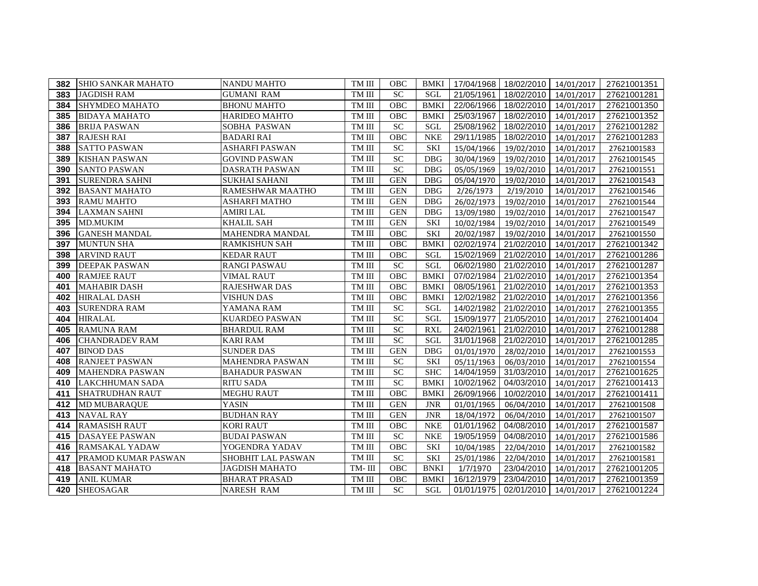| 382 | SHIO SANKAR MAHATO | NANDU MAHTO | TM III | OBC | BMKI | 17/04/1968 | 18/02/2010 | 14/01/2017 | 27621001351 |
|---|---|---|---|---|---|---|---|---|---|
| 383 | JAGDISH RAM | GUMANI RAM | TM III | SC | SGL | 21/05/1961 | 18/02/2010 | 14/01/2017 | 27621001281 |
| 384 | SHYMDEO MAHATO | BHONU MAHTO | TM III | OBC | BMKI | 22/06/1966 | 18/02/2010 | 14/01/2017 | 27621001350 |
| 385 | BIDAYA MAHATO | HARIDEO MAHTO | TM III | OBC | BMKI | 25/03/1967 | 18/02/2010 | 14/01/2017 | 27621001352 |
| 386 | BRIJA PASWAN | SOBHA PASWAN | TM III | SC | SGL | 25/08/1962 | 18/02/2010 | 14/01/2017 | 27621001282 |
| 387 | RAJESH RAI | BADARI RAI | TM III | OBC | NKE | 29/11/1985 | 18/02/2010 | 14/01/2017 | 27621001283 |
| 388 | SATTO PASWAN | ASHARFI PASWAN | TM III | SC | SKI | 15/04/1966 | 19/02/2010 | 14/01/2017 | 27621001583 |
| 389 | KISHAN PASWAN | GOVIND PASWAN | TM III | SC | DBG | 30/04/1969 | 19/02/2010 | 14/01/2017 | 27621001545 |
| 390 | SANTO PASWAN | DASRATH PASWAN | TM III | SC | DBG | 05/05/1969 | 19/02/2010 | 14/01/2017 | 27621001551 |
| 391 | SURENDRA SAHNI | SUKHAI SAHANI | TM III | GEN | DBG | 05/04/1970 | 19/02/2010 | 14/01/2017 | 27621001543 |
| 392 | BASANT MAHATO | RAMESHWAR MAATHO | TM III | GEN | DBG | 2/26/1973 | 2/19/2010 | 14/01/2017 | 27621001546 |
| 393 | RAMU MAHTO | ASHARFI MATHO | TM III | GEN | DBG | 26/02/1973 | 19/02/2010 | 14/01/2017 | 27621001544 |
| 394 | LAXMAN SAHNI | AMIRI LAL | TM III | GEN | DBG | 13/09/1980 | 19/02/2010 | 14/01/2017 | 27621001547 |
| 395 | MD.MUKIM | KHALIL SAH | TM III | GEN | SKI | 10/02/1984 | 19/02/2010 | 14/01/2017 | 27621001549 |
| 396 | GANESH MANDAL | MAHENDRA MANDAL | TM III | OBC | SKI | 20/02/1987 | 19/02/2010 | 14/01/2017 | 27621001550 |
| 397 | MUNTUN SHA | RAMKISHUN SAH | TM III | OBC | BMKI | 02/02/1974 | 21/02/2010 | 14/01/2017 | 27621001342 |
| 398 | ARVIND RAUT | KEDAR RAUT | TM III | OBC | SGL | 15/02/1969 | 21/02/2010 | 14/01/2017 | 27621001286 |
| 399 | DEEPAK PASWAN | RANGI PASWAU | TM III | SC | SGL | 06/02/1980 | 21/02/2010 | 14/01/2017 | 27621001287 |
| 400 | RAMJEE RAUT | VIMAL RAUT | TM III | OBC | BMKI | 07/02/1984 | 21/02/2010 | 14/01/2017 | 27621001354 |
| 401 | MAHABIR DASH | RAJESHWAR DAS | TM III | OBC | BMKI | 08/05/1961 | 21/02/2010 | 14/01/2017 | 27621001353 |
| 402 | HIRALAL DASH | VISHUN DAS | TM III | OBC | BMKI | 12/02/1982 | 21/02/2010 | 14/01/2017 | 27621001356 |
| 403 | SURENDRA RAM | YAMANA RAM | TM III | SC | SGL | 14/02/1982 | 21/02/2010 | 14/01/2017 | 27621001355 |
| 404 | HIRALAL | KUARDEO PASWAN | TM III | SC | SGL | 15/09/1977 | 21/05/2010 | 14/01/2017 | 27621001404 |
| 405 | RAMUNA RAM | BHARDUL RAM | TM III | SC | RXL | 24/02/1961 | 21/02/2010 | 14/01/2017 | 27621001288 |
| 406 | CHANDRADEV RAM | KARI RAM | TM III | SC | SGL | 31/01/1968 | 21/02/2010 | 14/01/2017 | 27621001285 |
| 407 | BINOD DAS | SUNDER DAS | TM III | GEN | DBG | 01/01/1970 | 28/02/2010 | 14/01/2017 | 27621001553 |
| 408 | RANJEET PASWAN | MAHENDRA PASWAN | TM III | SC | SKI | 05/11/1963 | 06/03/2010 | 14/01/2017 | 27621001554 |
| 409 | MAHENDRA PASWAN | BAHADUR PASWAN | TM III | SC | SHC | 14/04/1959 | 31/03/2010 | 14/01/2017 | 27621001625 |
| 410 | LAKCHHUMAN SADA | RITU SADA | TM III | SC | BMKI | 10/02/1962 | 04/03/2010 | 14/01/2017 | 27621001413 |
| 411 | SHATRUDHAN RAUT | MEGHU RAUT | TM III | OBC | BMKI | 26/09/1966 | 10/02/2010 | 14/01/2017 | 27621001411 |
| 412 | MD MUBARAQUE | YASIN | TM III | GEN | JNR | 01/01/1965 | 06/04/2010 | 14/01/2017 | 27621001508 |
| 413 | NAVAL RAY | BUDHAN RAY | TM III | GEN | JNR | 18/04/1972 | 06/04/2010 | 14/01/2017 | 27621001507 |
| 414 | RAMASISH RAUT | KORI RAUT | TM III | OBC | NKE | 01/01/1962 | 04/08/2010 | 14/01/2017 | 27621001587 |
| 415 | DASAYEE PASWAN | BUDAI PASWAN | TM III | SC | NKE | 19/05/1959 | 04/08/2010 | 14/01/2017 | 27621001586 |
| 416 | RAMSAKAL YADAW | YOGENDRA YADAV | TM III | OBC | SKI | 10/04/1985 | 22/04/2010 | 14/01/2017 | 27621001582 |
| 417 | PRAMOD KUMAR PASWAN | SHOBHIT LAL PASWAN | TM III | SC | SKI | 25/01/1986 | 22/04/2010 | 14/01/2017 | 27621001581 |
| 418 | BASANT MAHATO | JAGDISH MAHATO | TM- III | OBC | BNKI | 1/7/1970 | 23/04/2010 | 14/01/2017 | 27621001205 |
| 419 | ANIL KUMAR | BHARAT PRASAD | TM III | OBC | BMKI | 16/12/1979 | 23/04/2010 | 14/01/2017 | 27621001359 |
| 420 | SHEOSAGAR | NARESH RAM | TM III | SC | SGL | 01/01/1975 | 02/01/2010 | 14/01/2017 | 27621001224 |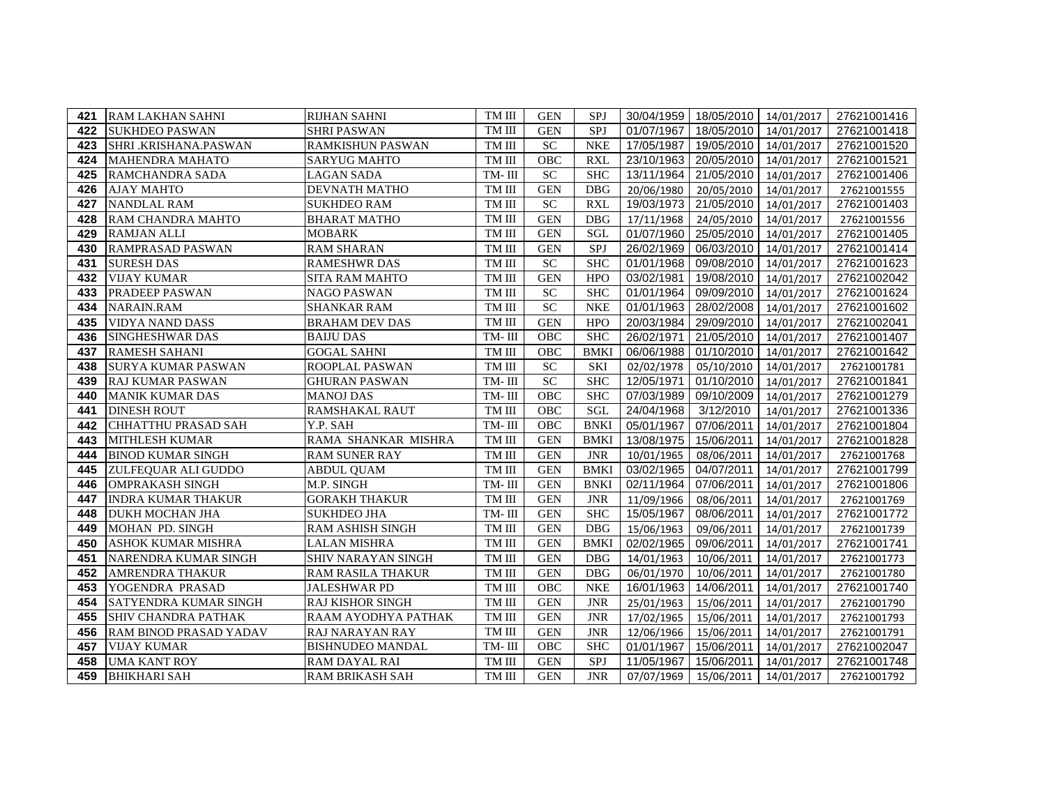| | | | | | | | | | |
|---|---|---|---|---|---|---|---|---|---|
| 421 | RAM LAKHAN SAHNI | RIJHAN SAHNI | TM III | GEN | SPJ | 30/04/1959 | 18/05/2010 | 14/01/2017 | 27621001416 |
| 422 | SUKHDEO PASWAN | SHRI PASWAN | TM III | GEN | SPJ | 01/07/1967 | 18/05/2010 | 14/01/2017 | 27621001418 |
| 423 | SHRI .KRISHANA.PASWAN | RAMKISHUN PASWAN | TM III | SC | NKE | 17/05/1987 | 19/05/2010 | 14/01/2017 | 27621001520 |
| 424 | MAHENDRA MAHATO | SARYUG MAHTO | TM III | OBC | RXL | 23/10/1963 | 20/05/2010 | 14/01/2017 | 27621001521 |
| 425 | RAMCHANDRA SADA | LAGAN SADA | TM- III | SC | SHC | 13/11/1964 | 21/05/2010 | 14/01/2017 | 27621001406 |
| 426 | AJAY MAHTO | DEVNATH MATHO | TM III | GEN | DBG | 20/06/1980 | 20/05/2010 | 14/01/2017 | 27621001555 |
| 427 | NANDLAL RAM | SUKHDEO RAM | TM III | SC | RXL | 19/03/1973 | 21/05/2010 | 14/01/2017 | 27621001403 |
| 428 | RAM CHANDRA MAHTO | BHARAT MATHO | TM III | GEN | DBG | 17/11/1968 | 24/05/2010 | 14/01/2017 | 27621001556 |
| 429 | RAMJAN ALLI | MOBARK | TM III | GEN | SGL | 01/07/1960 | 25/05/2010 | 14/01/2017 | 27621001405 |
| 430 | RAMPRASAD PASWAN | RAM SHARAN | TM III | GEN | SPJ | 26/02/1969 | 06/03/2010 | 14/01/2017 | 27621001414 |
| 431 | SURESH DAS | RAMESHWR DAS | TM III | SC | SHC | 01/01/1968 | 09/08/2010 | 14/01/2017 | 27621001623 |
| 432 | VIJAY KUMAR | SITA RAM MAHTO | TM III | GEN | HPO | 03/02/1981 | 19/08/2010 | 14/01/2017 | 27621002042 |
| 433 | PRADEEP PASWAN | NAGO PASWAN | TM III | SC | SHC | 01/01/1964 | 09/09/2010 | 14/01/2017 | 27621001624 |
| 434 | NARAIN.RAM | SHANKAR RAM | TM III | SC | NKE | 01/01/1963 | 28/02/2008 | 14/01/2017 | 27621001602 |
| 435 | VIDYA NAND DASS | BRAHAM DEV DAS | TM III | GEN | HPO | 20/03/1984 | 29/09/2010 | 14/01/2017 | 27621002041 |
| 436 | SINGHESHWAR DAS | BAIJU DAS | TM- III | OBC | SHC | 26/02/1971 | 21/05/2010 | 14/01/2017 | 27621001407 |
| 437 | RAMESH SAHANI | GOGAL SAHNI | TM III | OBC | BMKI | 06/06/1988 | 01/10/2010 | 14/01/2017 | 27621001642 |
| 438 | SURYA KUMAR PASWAN | ROOPLAL PASWAN | TM III | SC | SKI | 02/02/1978 | 05/10/2010 | 14/01/2017 | 27621001781 |
| 439 | RAJ KUMAR PASWAN | GHURAN PASWAN | TM- III | SC | SHC | 12/05/1971 | 01/10/2010 | 14/01/2017 | 27621001841 |
| 440 | MANIK KUMAR DAS | MANOJ DAS | TM- III | OBC | SHC | 07/03/1989 | 09/10/2009 | 14/01/2017 | 27621001279 |
| 441 | DINESH ROUT | RAMSHAKAL RAUT | TM III | OBC | SGL | 24/04/1968 | 3/12/2010 | 14/01/2017 | 27621001336 |
| 442 | CHHATTHU PRASAD SAH | Y.P. SAH | TM- III | OBC | BNKI | 05/01/1967 | 07/06/2011 | 14/01/2017 | 27621001804 |
| 443 | MITHLESH KUMAR | RAMA SHANKAR MISHRA | TM III | GEN | BMKI | 13/08/1975 | 15/06/2011 | 14/01/2017 | 27621001828 |
| 444 | BINOD KUMAR SINGH | RAM SUNER RAY | TM III | GEN | JNR | 10/01/1965 | 08/06/2011 | 14/01/2017 | 27621001768 |
| 445 | ZULFEQUAR ALI GUDDO | ABDUL QUAM | TM III | GEN | BMKI | 03/02/1965 | 04/07/2011 | 14/01/2017 | 27621001799 |
| 446 | OMPRAKASH SINGH | M.P. SINGH | TM- III | GEN | BNKI | 02/11/1964 | 07/06/2011 | 14/01/2017 | 27621001806 |
| 447 | INDRA KUMAR THAKUR | GORAKH THAKUR | TM III | GEN | JNR | 11/09/1966 | 08/06/2011 | 14/01/2017 | 27621001769 |
| 448 | DUKH MOCHAN JHA | SUKHDEO JHA | TM- III | GEN | SHC | 15/05/1967 | 08/06/2011 | 14/01/2017 | 27621001772 |
| 449 | MOHAN PD. SINGH | RAM ASHISH SINGH | TM III | GEN | DBG | 15/06/1963 | 09/06/2011 | 14/01/2017 | 27621001739 |
| 450 | ASHOK KUMAR MISHRA | LALAN MISHRA | TM III | GEN | BMKI | 02/02/1965 | 09/06/2011 | 14/01/2017 | 27621001741 |
| 451 | NARENDRA KUMAR SINGH | SHIV NARAYAN SINGH | TM III | GEN | DBG | 14/01/1963 | 10/06/2011 | 14/01/2017 | 27621001773 |
| 452 | AMRENDRA THAKUR | RAM RASILA THAKUR | TM III | GEN | DBG | 06/01/1970 | 10/06/2011 | 14/01/2017 | 27621001780 |
| 453 | YOGENDRA PRASAD | JALESHWAR PD | TM III | OBC | NKE | 16/01/1963 | 14/06/2011 | 14/01/2017 | 27621001740 |
| 454 | SATYENDRA KUMAR SINGH | RAJ KISHOR SINGH | TM III | GEN | JNR | 25/01/1963 | 15/06/2011 | 14/01/2017 | 27621001790 |
| 455 | SHIV CHANDRA PATHAK | RAAM AYODHYA PATHAK | TM III | GEN | JNR | 17/02/1965 | 15/06/2011 | 14/01/2017 | 27621001793 |
| 456 | RAM BINOD PRASAD YADAV | RAJ NARAYAN RAY | TM III | GEN | JNR | 12/06/1966 | 15/06/2011 | 14/01/2017 | 27621001791 |
| 457 | VIJAY KUMAR | BISHNUDEO MANDAL | TM- III | OBC | SHC | 01/01/1967 | 15/06/2011 | 14/01/2017 | 27621002047 |
| 458 | UMA KANT ROY | RAM DAYAL RAI | TM III | GEN | SPJ | 11/05/1967 | 15/06/2011 | 14/01/2017 | 27621001748 |
| 459 | BHIKHARI SAH | RAM BRIKASH SAH | TM III | GEN | JNR | 07/07/1969 | 15/06/2011 | 14/01/2017 | 27621001792 |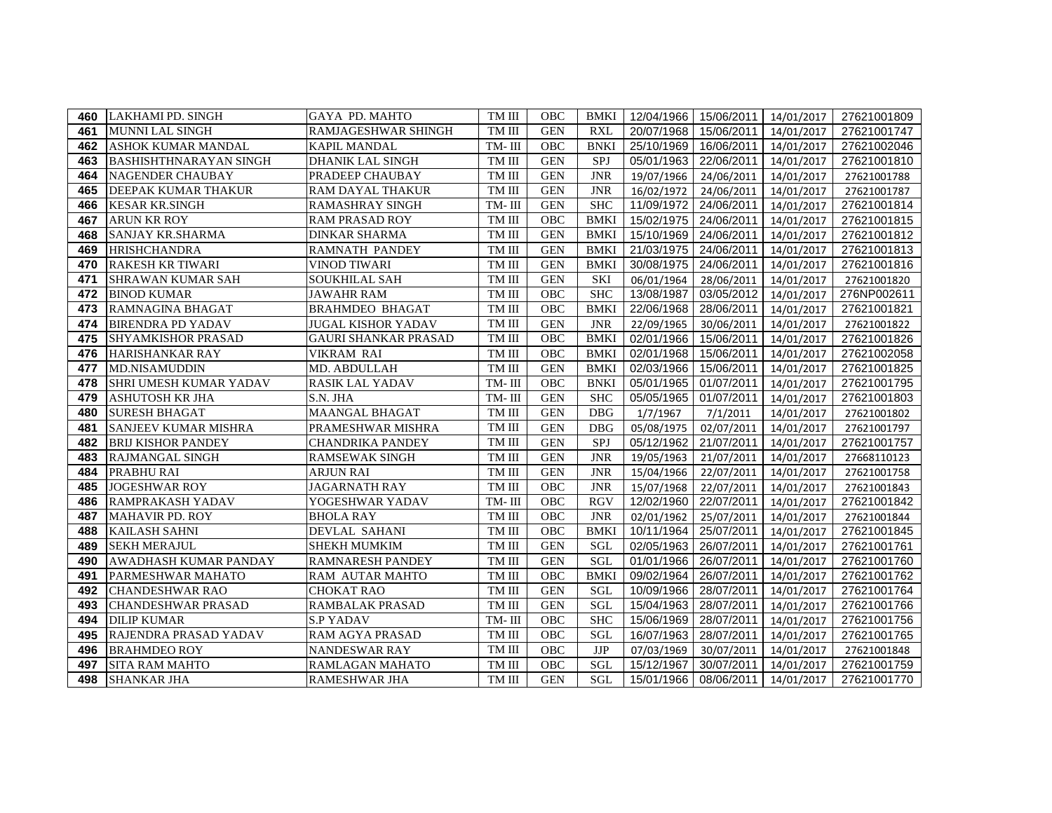| 460 | LAKHAMI PD. SINGH | GAYA PD. MAHTO | TM III | OBC | BMKI | 12/04/1966 | 15/06/2011 | 14/01/2017 | 27621001809 |
|---|---|---|---|---|---|---|---|---|---|
| 461 | MUNNI LAL SINGH | RAMJAGESHWAR SHINGH | TM III | GEN | RXL | 20/07/1968 | 15/06/2011 | 14/01/2017 | 27621001747 |
| 462 | ASHOK KUMAR MANDAL | KAPIL MANDAL | TM- III | OBC | BNKI | 25/10/1969 | 16/06/2011 | 14/01/2017 | 27621002046 |
| 463 | BASHISHTHNARAYAN SINGH | DHANIK LAL SINGH | TM III | GEN | SPJ | 05/01/1963 | 22/06/2011 | 14/01/2017 | 27621001810 |
| 464 | NAGENDER CHAUBAY | PRADEEP CHAUBAY | TM III | GEN | JNR | 19/07/1966 | 24/06/2011 | 14/01/2017 | 27621001788 |
| 465 | DEEPAK KUMAR THAKUR | RAM DAYAL THAKUR | TM III | GEN | JNR | 16/02/1972 | 24/06/2011 | 14/01/2017 | 27621001787 |
| 466 | KESAR KR.SINGH | RAMASHRAY SINGH | TM- III | GEN | SHC | 11/09/1972 | 24/06/2011 | 14/01/2017 | 27621001814 |
| 467 | ARUN KR ROY | RAM PRASAD ROY | TM III | OBC | BMKI | 15/02/1975 | 24/06/2011 | 14/01/2017 | 27621001815 |
| 468 | SANJAY KR.SHARMA | DINKAR SHARMA | TM III | GEN | BMKI | 15/10/1969 | 24/06/2011 | 14/01/2017 | 27621001812 |
| 469 | HRISHCHANDRA | RAMNATH PANDEY | TM III | GEN | BMKI | 21/03/1975 | 24/06/2011 | 14/01/2017 | 27621001813 |
| 470 | RAKESH KR TIWARI | VINOD TIWARI | TM III | GEN | BMKI | 30/08/1975 | 24/06/2011 | 14/01/2017 | 27621001816 |
| 471 | SHRAWAN KUMAR SAH | SOUKHILAL SAH | TM III | GEN | SKI | 06/01/1964 | 28/06/2011 | 14/01/2017 | 27621001820 |
| 472 | BINOD KUMAR | JAWAHR RAM | TM III | OBC | SHC | 13/08/1987 | 03/05/2012 | 14/01/2017 | 276NP002611 |
| 473 | RAMNAGINA BHAGAT | BRAHMDEO BHAGAT | TM III | OBC | BMKI | 22/06/1968 | 28/06/2011 | 14/01/2017 | 27621001821 |
| 474 | BIRENDRA PD YADAV | JUGAL KISHOR YADAV | TM III | GEN | JNR | 22/09/1965 | 30/06/2011 | 14/01/2017 | 27621001822 |
| 475 | SHYAMKISHOR PRASAD | GAURI SHANKAR PRASAD | TM III | OBC | BMKI | 02/01/1966 | 15/06/2011 | 14/01/2017 | 27621001826 |
| 476 | HARISHANKAR RAY | VIKRAM RAI | TM III | OBC | BMKI | 02/01/1968 | 15/06/2011 | 14/01/2017 | 27621002058 |
| 477 | MD.NISAMUDDIN | MD. ABDULLAH | TM III | GEN | BMKI | 02/03/1966 | 15/06/2011 | 14/01/2017 | 27621001825 |
| 478 | SHRI UMESH KUMAR YADAV | RASIK LAL YADAV | TM- III | OBC | BNKI | 05/01/1965 | 01/07/2011 | 14/01/2017 | 27621001795 |
| 479 | ASHUTOSH KR JHA | S.N. JHA | TM- III | GEN | SHC | 05/05/1965 | 01/07/2011 | 14/01/2017 | 27621001803 |
| 480 | SURESH BHAGAT | MAANGAL BHAGAT | TM III | GEN | DBG | 1/7/1967 | 7/1/2011 | 14/01/2017 | 27621001802 |
| 481 | SANJEEV KUMAR MISHRA | PRAMESHWAR MISHRA | TM III | GEN | DBG | 05/08/1975 | 02/07/2011 | 14/01/2017 | 27621001797 |
| 482 | BRIJ KISHOR PANDEY | CHANDRIKA PANDEY | TM III | GEN | SPJ | 05/12/1962 | 21/07/2011 | 14/01/2017 | 27621001757 |
| 483 | RAJMANGAL SINGH | RAMSEWAK SINGH | TM III | GEN | JNR | 19/05/1963 | 21/07/2011 | 14/01/2017 | 27668110123 |
| 484 | PRABHU RAI | ARJUN RAI | TM III | GEN | JNR | 15/04/1966 | 22/07/2011 | 14/01/2017 | 27621001758 |
| 485 | JOGESHWAR ROY | JAGARNATH RAY | TM III | OBC | JNR | 15/07/1968 | 22/07/2011 | 14/01/2017 | 27621001843 |
| 486 | RAMPRAKASH YADAV | YOGESHWAR YADAV | TM- III | OBC | RGV | 12/02/1960 | 22/07/2011 | 14/01/2017 | 27621001842 |
| 487 | MAHAVIR PD. ROY | BHOLA RAY | TM III | OBC | JNR | 02/01/1962 | 25/07/2011 | 14/01/2017 | 27621001844 |
| 488 | KAILASH SAHNI | DEVLAL SAHANI | TM III | OBC | BMKI | 10/11/1964 | 25/07/2011 | 14/01/2017 | 27621001845 |
| 489 | SEKH MERAJUL | SHEKH MUMKIM | TM III | GEN | SGL | 02/05/1963 | 26/07/2011 | 14/01/2017 | 27621001761 |
| 490 | AWADHASH KUMAR PANDAY | RAMNARESH PANDEY | TM III | GEN | SGL | 01/01/1966 | 26/07/2011 | 14/01/2017 | 27621001760 |
| 491 | PARMESHWAR MAHATO | RAM AUTAR MAHTO | TM III | OBC | BMKI | 09/02/1964 | 26/07/2011 | 14/01/2017 | 27621001762 |
| 492 | CHANDESHWAR RAO | CHOKAT RAO | TM III | GEN | SGL | 10/09/1966 | 28/07/2011 | 14/01/2017 | 27621001764 |
| 493 | CHANDESHWAR PRASAD | RAMBALAK PRASAD | TM III | GEN | SGL | 15/04/1963 | 28/07/2011 | 14/01/2017 | 27621001766 |
| 494 | DILIP KUMAR | S.P YADAV | TM- III | OBC | SHC | 15/06/1969 | 28/07/2011 | 14/01/2017 | 27621001756 |
| 495 | RAJENDRA PRASAD YADAV | RAM AGYA PRASAD | TM III | OBC | SGL | 16/07/1963 | 28/07/2011 | 14/01/2017 | 27621001765 |
| 496 | BRAHMDEO ROY | NANDESWAR RAY | TM III | OBC | JJP | 07/03/1969 | 30/07/2011 | 14/01/2017 | 27621001848 |
| 497 | SITA RAM MAHTO | RAMLAGAN MAHATO | TM III | OBC | SGL | 15/12/1967 | 30/07/2011 | 14/01/2017 | 27621001759 |
| 498 | SHANKAR JHA | RAMESHWAR JHA | TM III | GEN | SGL | 15/01/1966 | 08/06/2011 | 14/01/2017 | 27621001770 |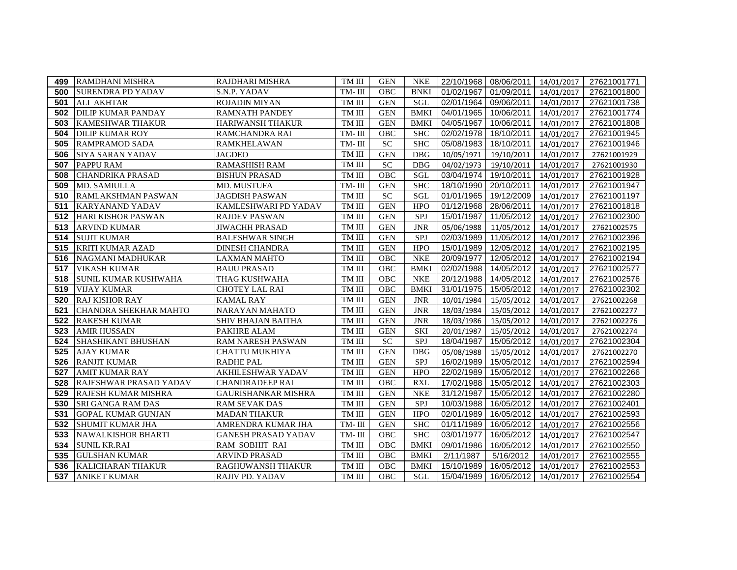| 499 | RAMDHANI MISHRA | RAJDHARI MISHRA | TM III | GEN | NKE | 22/10/1968 | 08/06/2011 | 14/01/2017 | 27621001771 |
|---|---|---|---|---|---|---|---|---|---|
| 500 | SURENDRA PD YADAV | S.N.P. YADAV | TM- III | OBC | BNKI | 01/02/1967 | 01/09/2011 | 14/01/2017 | 27621001800 |
| 501 | ALI AKHTAR | ROJADIN MIYAN | TM III | GEN | SGL | 02/01/1964 | 09/06/2011 | 14/01/2017 | 27621001738 |
| 502 | DILIP KUMAR PANDAY | RAMNATH PANDEY | TM III | GEN | BMKI | 04/01/1965 | 10/06/2011 | 14/01/2017 | 27621001774 |
| 503 | KAMESHWAR THAKUR | HARIWANSH THAKUR | TM III | GEN | BMKI | 04/05/1967 | 10/06/2011 | 14/01/2017 | 27621001808 |
| 504 | DILIP KUMAR ROY | RAMCHANDRA RAI | TM- III | OBC | SHC | 02/02/1978 | 18/10/2011 | 14/01/2017 | 27621001945 |
| 505 | RAMPRAMOD SADA | RAMKHELAWAN | TM- III | SC | SHC | 05/08/1983 | 18/10/2011 | 14/01/2017 | 27621001946 |
| 506 | SIYA SARAN YADAV | JAGDEO | TM III | GEN | DBG | 10/05/1971 | 19/10/2011 | 14/01/2017 | 27621001929 |
| 507 | PAPPU RAM | RAMASHISH RAM | TM III | SC | DBG | 04/02/1973 | 19/10/2011 | 14/01/2017 | 27621001930 |
| 508 | CHANDRIKA PRASAD | BISHUN PRASAD | TM III | OBC | SGL | 03/04/1974 | 19/10/2011 | 14/01/2017 | 27621001928 |
| 509 | MD. SAMIULLA | MD. MUSTUFA | TM- III | GEN | SHC | 18/10/1990 | 20/10/2011 | 14/01/2017 | 27621001947 |
| 510 | RAMLAKSHMAN PASWAN | JAGDISH PASWAN | TM III | SC | SGL | 01/01/1965 | 19/12/2009 | 14/01/2017 | 27621001197 |
| 511 | KARYANAND YADAV | KAMLESHWARI PD YADAV | TM III | GEN | HPO | 01/12/1968 | 28/06/2011 | 14/01/2017 | 27621001818 |
| 512 | HARI KISHOR PASWAN | RAJDEV PASWAN | TM III | GEN | SPJ | 15/01/1987 | 11/05/2012 | 14/01/2017 | 27621002300 |
| 513 | ARVIND KUMAR | JIWACHH PRASAD | TM III | GEN | JNR | 05/06/1988 | 11/05/2012 | 14/01/2017 | 27621002575 |
| 514 | SUJIT KUMAR | BALESHWAR SINGH | TM III | GEN | SPJ | 02/03/1989 | 11/05/2012 | 14/01/2017 | 27621002396 |
| 515 | KRITI KUMAR AZAD | DINESH CHANDRA | TM III | GEN | HPO | 15/01/1989 | 12/05/2012 | 14/01/2017 | 27621002195 |
| 516 | NAGMANI MADHUKAR | LAXMAN MAHTO | TM III | OBC | NKE | 20/09/1977 | 12/05/2012 | 14/01/2017 | 27621002194 |
| 517 | VIKASH KUMAR | BAIJU PRASAD | TM III | OBC | BMKI | 02/02/1988 | 14/05/2012 | 14/01/2017 | 27621002577 |
| 518 | SUNIL KUMAR KUSHWAHA | THAG KUSHWAHA | TM III | OBC | NKE | 20/12/1988 | 14/05/2012 | 14/01/2017 | 27621002576 |
| 519 | VIJAY KUMAR | CHOTEY LAL RAI | TM III | OBC | BMKI | 31/01/1975 | 15/05/2012 | 14/01/2017 | 27621002302 |
| 520 | RAJ KISHOR RAY | KAMAL RAY | TM III | GEN | JNR | 10/01/1984 | 15/05/2012 | 14/01/2017 | 27621002268 |
| 521 | CHANDRA SHEKHAR MAHTO | NARAYAN MAHATO | TM III | GEN | JNR | 18/03/1984 | 15/05/2012 | 14/01/2017 | 27621002277 |
| 522 | RAKESH KUMAR | SHIV BHAJAN BAITHA | TM III | GEN | JNR | 18/03/1986 | 15/05/2012 | 14/01/2017 | 27621002276 |
| 523 | AMIR HUSSAIN | PAKHRE ALAM | TM III | GEN | SKI | 20/01/1987 | 15/05/2012 | 14/01/2017 | 27621002274 |
| 524 | SHASHIKANT BHUSHAN | RAM NARESH PASWAN | TM III | SC | SPJ | 18/04/1987 | 15/05/2012 | 14/01/2017 | 27621002304 |
| 525 | AJAY KUMAR | CHATTU MUKHIYA | TM III | GEN | DBG | 05/08/1988 | 15/05/2012 | 14/01/2017 | 27621002270 |
| 526 | RANJIT KUMAR | RADHE PAL | TM III | GEN | SPJ | 16/02/1989 | 15/05/2012 | 14/01/2017 | 27621002594 |
| 527 | AMIT KUMAR RAY | AKHILESHWAR YADAV | TM III | GEN | HPO | 22/02/1989 | 15/05/2012 | 14/01/2017 | 27621002266 |
| 528 | RAJESHWAR PRASAD YADAV | CHANDRADEEP RAI | TM III | OBC | RXL | 17/02/1988 | 15/05/2012 | 14/01/2017 | 27621002303 |
| 529 | RAJESH KUMAR MISHRA | GAURISHANKAR MISHRA | TM III | GEN | NKE | 31/12/1987 | 15/05/2012 | 14/01/2017 | 27621002280 |
| 530 | SRI GANGA RAM DAS | RAM SEVAK DAS | TM III | GEN | SPJ | 10/03/1988 | 16/05/2012 | 14/01/2017 | 27621002401 |
| 531 | GOPAL KUMAR GUNJAN | MADAN THAKUR | TM III | GEN | HPO | 02/01/1989 | 16/05/2012 | 14/01/2017 | 27621002593 |
| 532 | SHUMIT KUMAR JHA | AMRENDRA KUMAR JHA | TM- III | GEN | SHC | 01/11/1989 | 16/05/2012 | 14/01/2017 | 27621002556 |
| 533 | NAWALKISHOR BHARTI | GANESH PRASAD YADAV | TM- III | OBC | SHC | 03/01/1977 | 16/05/2012 | 14/01/2017 | 27621002547 |
| 534 | SUNIL KR.RAI | RAM SOBHIT RAI | TM III | OBC | BMKI | 09/01/1986 | 16/05/2012 | 14/01/2017 | 27621002550 |
| 535 | GULSHAN KUMAR | ARVIND PRASAD | TM III | OBC | BMKI | 2/11/1987 | 5/16/2012 | 14/01/2017 | 27621002555 |
| 536 | KALICHARAN THAKUR | RAGHUWANSH THAKUR | TM III | OBC | BMKI | 15/10/1989 | 16/05/2012 | 14/01/2017 | 27621002553 |
| 537 | ANIKET KUMAR | RAJIV PD. YADAV | TM III | OBC | SGL | 15/04/1989 | 16/05/2012 | 14/01/2017 | 27621002554 |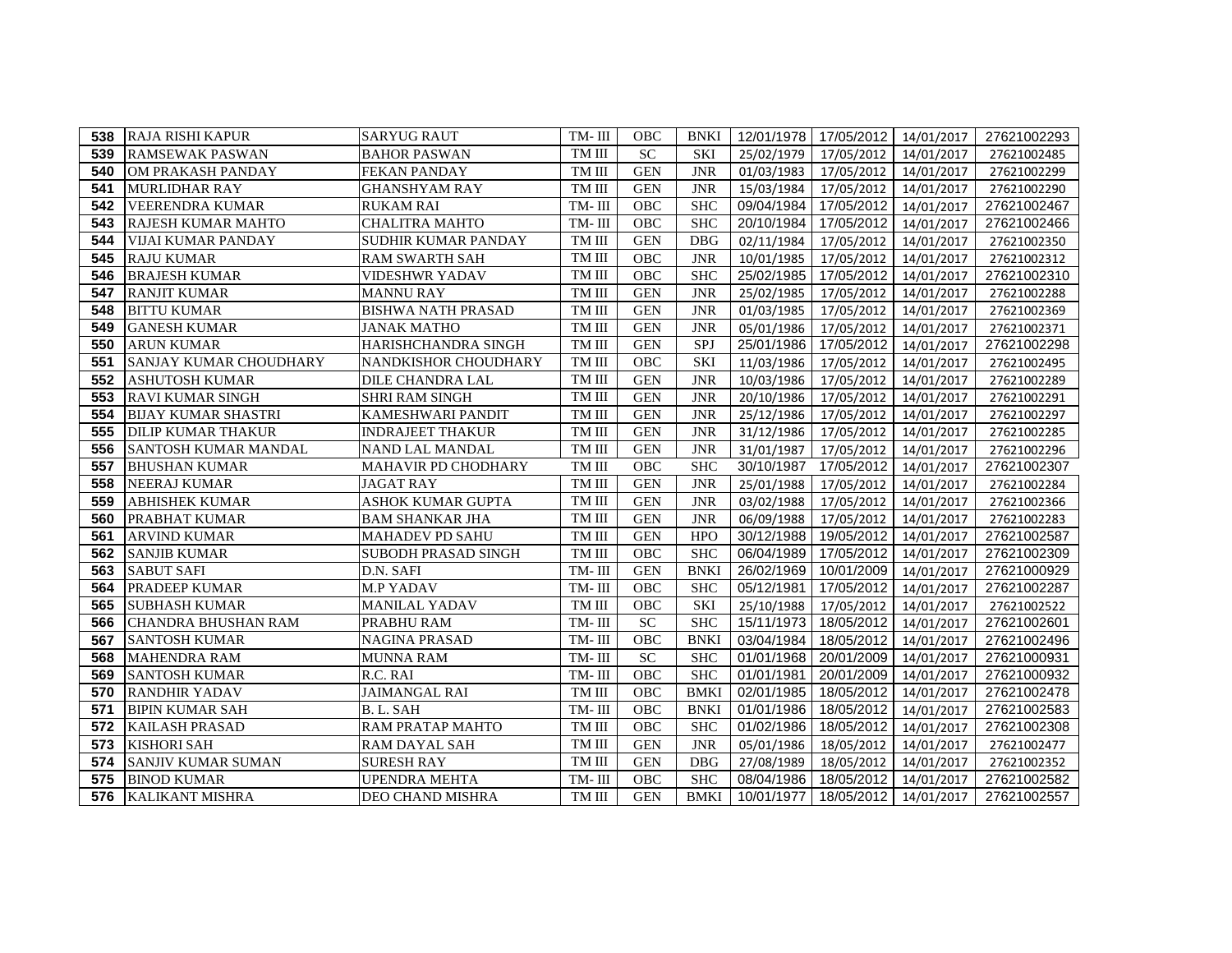| 538 | RAJA RISHI KAPUR | SARYUG RAUT | TM- III | OBC | BNKI | 12/01/1978 | 17/05/2012 | 14/01/2017 | 27621002293 |
|---|---|---|---|---|---|---|---|---|---|
| 539 | RAMSEWAK PASWAN | BAHOR PASWAN | TM III | SC | SKI | 25/02/1979 | 17/05/2012 | 14/01/2017 | 27621002485 |
| 540 | OM PRAKASH PANDAY | FEKAN PANDAY | TM III | GEN | JNR | 01/03/1983 | 17/05/2012 | 14/01/2017 | 27621002299 |
| 541 | MURLIDHAR RAY | GHANSHYAM RAY | TM III | GEN | JNR | 15/03/1984 | 17/05/2012 | 14/01/2017 | 27621002290 |
| 542 | VEERENDRA KUMAR | RUKAM RAI | TM- III | OBC | SHC | 09/04/1984 | 17/05/2012 | 14/01/2017 | 27621002467 |
| 543 | RAJESH KUMAR MAHTO | CHALITRA MAHTO | TM- III | OBC | SHC | 20/10/1984 | 17/05/2012 | 14/01/2017 | 27621002466 |
| 544 | VIJAI KUMAR PANDAY | SUDHIR KUMAR PANDAY | TM III | GEN | DBG | 02/11/1984 | 17/05/2012 | 14/01/2017 | 27621002350 |
| 545 | RAJU KUMAR | RAM SWARTH SAH | TM III | OBC | JNR | 10/01/1985 | 17/05/2012 | 14/01/2017 | 27621002312 |
| 546 | BRAJESH KUMAR | VIDESHWR YADAV | TM III | OBC | SHC | 25/02/1985 | 17/05/2012 | 14/01/2017 | 27621002310 |
| 547 | RANJIT KUMAR | MANNU RAY | TM III | GEN | JNR | 25/02/1985 | 17/05/2012 | 14/01/2017 | 27621002288 |
| 548 | BITTU KUMAR | BISHWA NATH PRASAD | TM III | GEN | JNR | 01/03/1985 | 17/05/2012 | 14/01/2017 | 27621002369 |
| 549 | GANESH KUMAR | JANAK MATHO | TM III | GEN | JNR | 05/01/1986 | 17/05/2012 | 14/01/2017 | 27621002371 |
| 550 | ARUN KUMAR | HARISHCHANDRA SINGH | TM III | GEN | SPJ | 25/01/1986 | 17/05/2012 | 14/01/2017 | 27621002298 |
| 551 | SANJAY KUMAR CHOUDHARY | NANDKISHOR CHOUDHARY | TM III | OBC | SKI | 11/03/1986 | 17/05/2012 | 14/01/2017 | 27621002495 |
| 552 | ASHUTOSH KUMAR | DILE CHANDRA LAL | TM III | GEN | JNR | 10/03/1986 | 17/05/2012 | 14/01/2017 | 27621002289 |
| 553 | RAVI KUMAR SINGH | SHRI RAM SINGH | TM III | GEN | JNR | 20/10/1986 | 17/05/2012 | 14/01/2017 | 27621002291 |
| 554 | BIJAY KUMAR SHASTRI | KAMESHWARI PANDIT | TM III | GEN | JNR | 25/12/1986 | 17/05/2012 | 14/01/2017 | 27621002297 |
| 555 | DILIP KUMAR THAKUR | INDRAJEET THAKUR | TM III | GEN | JNR | 31/12/1986 | 17/05/2012 | 14/01/2017 | 27621002285 |
| 556 | SANTOSH KUMAR MANDAL | NAND LAL MANDAL | TM III | GEN | JNR | 31/01/1987 | 17/05/2012 | 14/01/2017 | 27621002296 |
| 557 | BHUSHAN KUMAR | MAHAVIR PD CHODHARY | TM III | OBC | SHC | 30/10/1987 | 17/05/2012 | 14/01/2017 | 27621002307 |
| 558 | NEERAJ KUMAR | JAGAT RAY | TM III | GEN | JNR | 25/01/1988 | 17/05/2012 | 14/01/2017 | 27621002284 |
| 559 | ABHISHEK KUMAR | ASHOK KUMAR GUPTA | TM III | GEN | JNR | 03/02/1988 | 17/05/2012 | 14/01/2017 | 27621002366 |
| 560 | PRABHAT KUMAR | BAM SHANKAR JHA | TM III | GEN | JNR | 06/09/1988 | 17/05/2012 | 14/01/2017 | 27621002283 |
| 561 | ARVIND KUMAR | MAHADEV PD SAHU | TM III | GEN | HPO | 30/12/1988 | 19/05/2012 | 14/01/2017 | 27621002587 |
| 562 | SANJIB KUMAR | SUBODH PRASAD SINGH | TM III | OBC | SHC | 06/04/1989 | 17/05/2012 | 14/01/2017 | 27621002309 |
| 563 | SABUT SAFI | D.N. SAFI | TM- III | GEN | BNKI | 26/02/1969 | 10/01/2009 | 14/01/2017 | 27621000929 |
| 564 | PRADEEP KUMAR | M.P YADAV | TM- III | OBC | SHC | 05/12/1981 | 17/05/2012 | 14/01/2017 | 27621002287 |
| 565 | SUBHASH KUMAR | MANILAL YADAV | TM III | OBC | SKI | 25/10/1988 | 17/05/2012 | 14/01/2017 | 27621002522 |
| 566 | CHANDRA BHUSHAN RAM | PRABHU RAM | TM- III | SC | SHC | 15/11/1973 | 18/05/2012 | 14/01/2017 | 27621002601 |
| 567 | SANTOSH KUMAR | NAGINA PRASAD | TM- III | OBC | BNKI | 03/04/1984 | 18/05/2012 | 14/01/2017 | 27621002496 |
| 568 | MAHENDRA RAM | MUNNA RAM | TM- III | SC | SHC | 01/01/1968 | 20/01/2009 | 14/01/2017 | 27621000931 |
| 569 | SANTOSH KUMAR | R.C. RAI | TM- III | OBC | SHC | 01/01/1981 | 20/01/2009 | 14/01/2017 | 27621000932 |
| 570 | RANDHIR YADAV | JAIMANGAL RAI | TM III | OBC | BMKI | 02/01/1985 | 18/05/2012 | 14/01/2017 | 27621002478 |
| 571 | BIPIN KUMAR SAH | B. L. SAH | TM- III | OBC | BNKI | 01/01/1986 | 18/05/2012 | 14/01/2017 | 27621002583 |
| 572 | KAILASH PRASAD | RAM PRATAP MAHTO | TM III | OBC | SHC | 01/02/1986 | 18/05/2012 | 14/01/2017 | 27621002308 |
| 573 | KISHORI SAH | RAM DAYAL SAH | TM III | GEN | JNR | 05/01/1986 | 18/05/2012 | 14/01/2017 | 27621002477 |
| 574 | SANJIV KUMAR SUMAN | SURESH RAY | TM III | GEN | DBG | 27/08/1989 | 18/05/2012 | 14/01/2017 | 27621002352 |
| 575 | BINOD KUMAR | UPENDRA MEHTA | TM- III | OBC | SHC | 08/04/1986 | 18/05/2012 | 14/01/2017 | 27621002582 |
| 576 | KALIKANT MISHRA | DEO CHAND MISHRA | TM III | GEN | BMKI | 10/01/1977 | 18/05/2012 | 14/01/2017 | 27621002557 |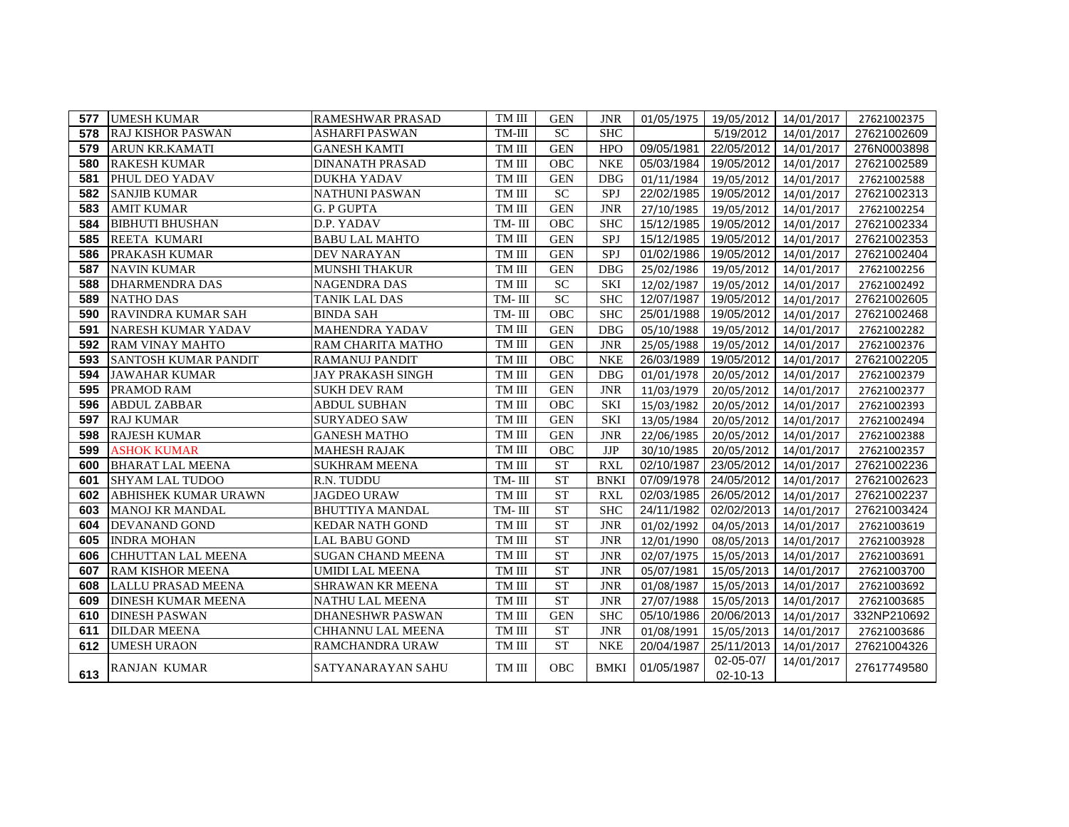| | | | | | | | | | |
|---|---|---|---|---|---|---|---|---|---|
| 577 | UMESH KUMAR | RAMESHWAR PRASAD | TM III | GEN | JNR | 01/05/1975 | 19/05/2012 | 14/01/2017 | 27621002375 |
| 578 | RAJ KISHOR PASWAN | ASHARFI PASWAN | TM-III | SC | SHC | | 5/19/2012 | 14/01/2017 | 27621002609 |
| 579 | ARUN KR.KAMATI | GANESH KAMTI | TM III | GEN | HPO | 09/05/1981 | 22/05/2012 | 14/01/2017 | 276N0003898 |
| 580 | RAKESH KUMAR | DINANATH PRASAD | TM III | OBC | NKE | 05/03/1984 | 19/05/2012 | 14/01/2017 | 27621002589 |
| 581 | PHUL DEO YADAV | DUKHA YADAV | TM III | GEN | DBG | 01/11/1984 | 19/05/2012 | 14/01/2017 | 27621002588 |
| 582 | SANJIB KUMAR | NATHUNI PASWAN | TM III | SC | SPJ | 22/02/1985 | 19/05/2012 | 14/01/2017 | 27621002313 |
| 583 | AMIT KUMAR | G. P GUPTA | TM III | GEN | JNR | 27/10/1985 | 19/05/2012 | 14/01/2017 | 27621002254 |
| 584 | BIBHUTI BHUSHAN | D.P. YADAV | TM- III | OBC | SHC | 15/12/1985 | 19/05/2012 | 14/01/2017 | 27621002334 |
| 585 | REETA KUMARI | BABU LAL MAHTO | TM III | GEN | SPJ | 15/12/1985 | 19/05/2012 | 14/01/2017 | 27621002353 |
| 586 | PRAKASH KUMAR | DEV NARAYAN | TM III | GEN | SPJ | 01/02/1986 | 19/05/2012 | 14/01/2017 | 27621002404 |
| 587 | NAVIN KUMAR | MUNSHI THAKUR | TM III | GEN | DBG | 25/02/1986 | 19/05/2012 | 14/01/2017 | 27621002256 |
| 588 | DHARMENDRA DAS | NAGENDRA DAS | TM III | SC | SKI | 12/02/1987 | 19/05/2012 | 14/01/2017 | 27621002492 |
| 589 | NATHO DAS | TANIK LAL DAS | TM- III | SC | SHC | 12/07/1987 | 19/05/2012 | 14/01/2017 | 27621002605 |
| 590 | RAVINDRA KUMAR SAH | BINDA SAH | TM- III | OBC | SHC | 25/01/1988 | 19/05/2012 | 14/01/2017 | 27621002468 |
| 591 | NARESH KUMAR YADAV | MAHENDRA YADAV | TM III | GEN | DBG | 05/10/1988 | 19/05/2012 | 14/01/2017 | 27621002282 |
| 592 | RAM VINAY MAHTO | RAM CHARITA MATHO | TM III | GEN | JNR | 25/05/1988 | 19/05/2012 | 14/01/2017 | 27621002376 |
| 593 | SANTOSH KUMAR PANDIT | RAMANUJ PANDIT | TM III | OBC | NKE | 26/03/1989 | 19/05/2012 | 14/01/2017 | 27621002205 |
| 594 | JAWAHAR KUMAR | JAY PRAKASH SINGH | TM III | GEN | DBG | 01/01/1978 | 20/05/2012 | 14/01/2017 | 27621002379 |
| 595 | PRAMOD RAM | SUKH DEV RAM | TM III | GEN | JNR | 11/03/1979 | 20/05/2012 | 14/01/2017 | 27621002377 |
| 596 | ABDUL ZABBAR | ABDUL SUBHAN | TM III | OBC | SKI | 15/03/1982 | 20/05/2012 | 14/01/2017 | 27621002393 |
| 597 | RAJ KUMAR | SURYADEO SAW | TM III | GEN | SKI | 13/05/1984 | 20/05/2012 | 14/01/2017 | 27621002494 |
| 598 | RAJESH KUMAR | GANESH MATHO | TM III | GEN | JNR | 22/06/1985 | 20/05/2012 | 14/01/2017 | 27621002388 |
| 599 | ASHOK KUMAR | MAHESH RAJAK | TM III | OBC | JJP | 30/10/1985 | 20/05/2012 | 14/01/2017 | 27621002357 |
| 600 | BHARAT LAL MEENA | SUKHRAM MEENA | TM III | ST | RXL | 02/10/1987 | 23/05/2012 | 14/01/2017 | 27621002236 |
| 601 | SHYAM LAL TUDOO | R.N. TUDDU | TM- III | ST | BNKI | 07/09/1978 | 24/05/2012 | 14/01/2017 | 27621002623 |
| 602 | ABHISHEK KUMAR URAWN | JAGDEO URAW | TM III | ST | RXL | 02/03/1985 | 26/05/2012 | 14/01/2017 | 27621002237 |
| 603 | MANOJ KR MANDAL | BHUTTIYA MANDAL | TM- III | ST | SHC | 24/11/1982 | 02/02/2013 | 14/01/2017 | 27621003424 |
| 604 | DEVANAND GOND | KEDAR NATH GOND | TM III | ST | JNR | 01/02/1992 | 04/05/2013 | 14/01/2017 | 27621003619 |
| 605 | INDRA MOHAN | LAL BABU GOND | TM III | ST | JNR | 12/01/1990 | 08/05/2013 | 14/01/2017 | 27621003928 |
| 606 | CHHUTTAN LAL MEENA | SUGAN CHAND MEENA | TM III | ST | JNR | 02/07/1975 | 15/05/2013 | 14/01/2017 | 27621003691 |
| 607 | RAM KISHOR MEENA | UMIDI LAL MEENA | TM III | ST | JNR | 05/07/1981 | 15/05/2013 | 14/01/2017 | 27621003700 |
| 608 | LALLU PRASAD MEENA | SHRAWAN KR MEENA | TM III | ST | JNR | 01/08/1987 | 15/05/2013 | 14/01/2017 | 27621003692 |
| 609 | DINESH KUMAR MEENA | NATHU LAL MEENA | TM III | ST | JNR | 27/07/1988 | 15/05/2013 | 14/01/2017 | 27621003685 |
| 610 | DINESH PASWAN | DHANESHWR PASWAN | TM III | GEN | SHC | 05/10/1986 | 20/06/2013 | 14/01/2017 | 332NP210692 |
| 611 | DILDAR MEENA | CHHANNU LAL MEENA | TM III | ST | JNR | 01/08/1991 | 15/05/2013 | 14/01/2017 | 27621003686 |
| 612 | UMESH URAON | RAMCHANDRA URAW | TM III | ST | NKE | 20/04/1987 | 25/11/2013 | 14/01/2017 | 27621004326 |
| 613 | RANJAN KUMAR | SATYANARAYAN SAHU | TM III | OBC | BMKI | 01/05/1987 | 02-05-07/ 02-10-13 | 14/01/2017 | 27617749580 |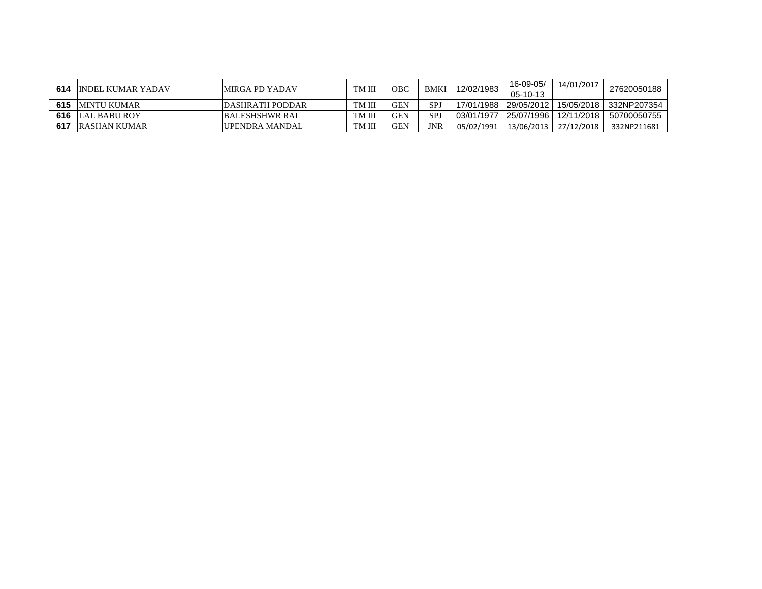| | | | | | | | | | |
|---|---|---|---|---|---|---|---|---|---|
| **614** | INDEL KUMAR YADAV | MIRGA PD YADAV | TM III | OBC | BMKI | 12/02/1983 | 16-09-05/ 05-10-13 | 14/01/2017 | 27620050188 |
| **615** | MINTU KUMAR | DASHRATH PODDAR | TM III | GEN | SPJ | 17/01/1988 | 29/05/2012 | 15/05/2018 | 332NP207354 |
| **616** | LAL BABU ROY | BALESHSHWR RAI | TM III | GEN | SPJ | 03/01/1977 | 25/07/1996 | 12/11/2018 | 50700050755 |
| **617** | RASHAN KUMAR | UPENDRA MANDAL | TM III | GEN | JNR | 05/02/1991 | 13/06/2013 | 27/12/2018 | 332NP211681 |